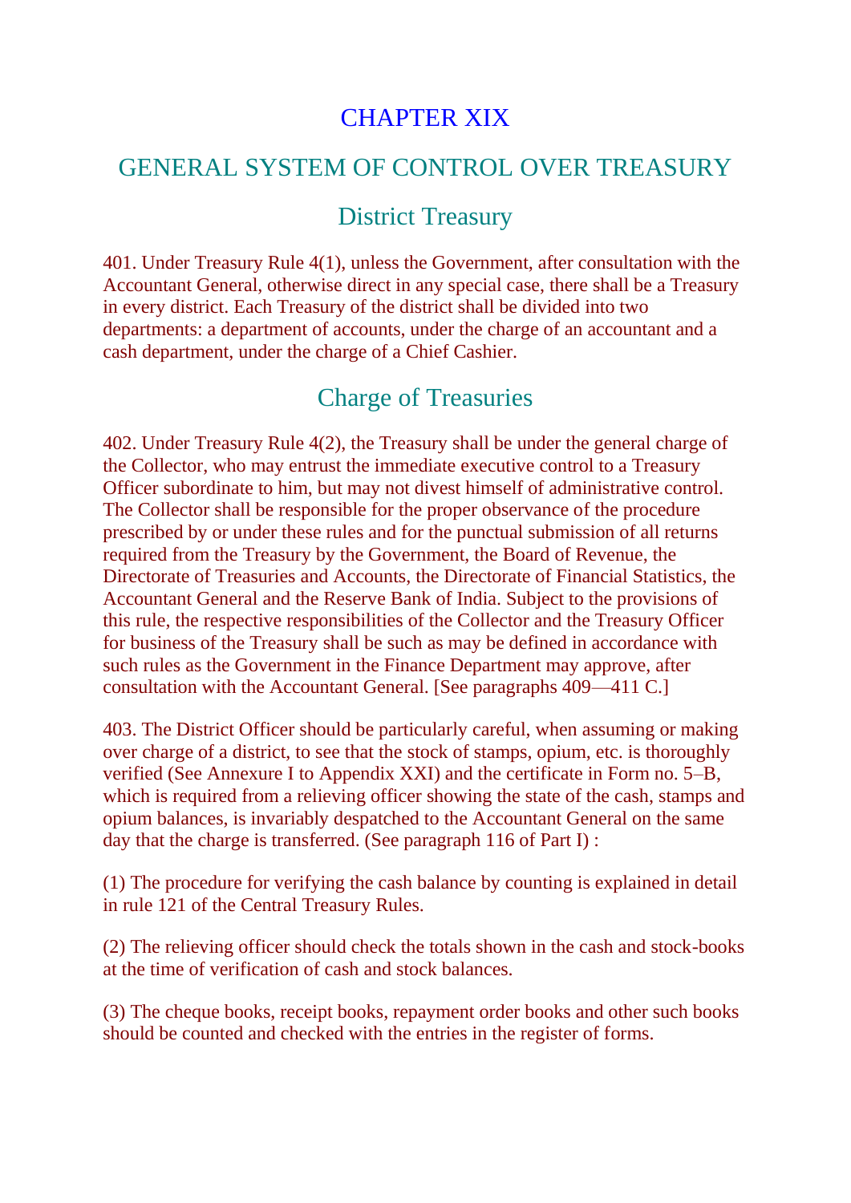# CHAPTER XIX

## GENERAL SYSTEM OF CONTROL OVER TREASURY

### District Treasury

401. Under Treasury Rule 4(1), unless the Government, after consultation with the Accountant General, otherwise direct in any special case, there shall be a Treasury in every district. Each Treasury of the district shall be divided into two departments: a department of accounts, under the charge of an accountant and a cash department, under the charge of a Chief Cashier.

### Charge of Treasuries

402. Under Treasury Rule 4(2), the Treasury shall be under the general charge of the Collector, who may entrust the immediate executive control to a Treasury Officer subordinate to him, but may not divest himself of administrative control. The Collector shall be responsible for the proper observance of the procedure prescribed by or under these rules and for the punctual submission of all returns required from the Treasury by the Government, the Board of Revenue, the Directorate of Treasuries and Accounts, the Directorate of Financial Statistics, the Accountant General and the Reserve Bank of India. Subject to the provisions of this rule, the respective responsibilities of the Collector and the Treasury Officer for business of the Treasury shall be such as may be defined in accordance with such rules as the Government in the Finance Department may approve, after consultation with the Accountant General. [See paragraphs 409—411 C.]

403. The District Officer should be particularly careful, when assuming or making over charge of a district, to see that the stock of stamps, opium, etc. is thoroughly verified (See Annexure I to Appendix XXI) and the certificate in Form no. 5–B, which is required from a relieving officer showing the state of the cash, stamps and opium balances, is invariably despatched to the Accountant General on the same day that the charge is transferred. (See paragraph 116 of Part I) :

(1) The procedure for verifying the cash balance by counting is explained in detail in rule 121 of the Central Treasury Rules.

(2) The relieving officer should check the totals shown in the cash and stock-books at the time of verification of cash and stock balances.

(3) The cheque books, receipt books, repayment order books and other such books should be counted and checked with the entries in the register of forms.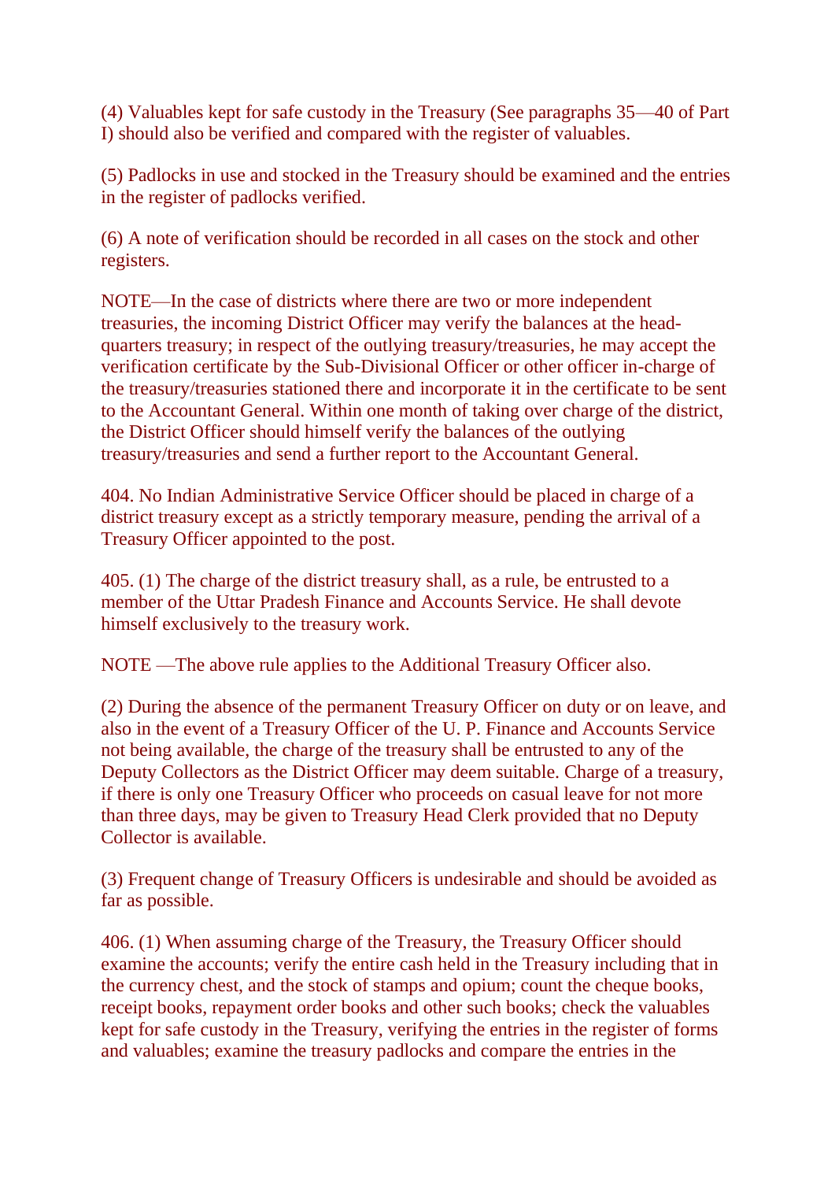(4) Valuables kept for safe custody in the Treasury (See paragraphs 35—40 of Part I) should also be verified and compared with the register of valuables.

(5) Padlocks in use and stocked in the Treasury should be examined and the entries in the register of padlocks verified.

(6) A note of verification should be recorded in all cases on the stock and other registers.

NOTE—In the case of districts where there are two or more independent treasuries, the incoming District Officer may verify the balances at the head-quarters treasury; in respect of the outlying treasury/treasuries, he may accept the verification certificate by the Sub-Divisional Officer or other officer in-charge of the treasury/treasuries stationed there and incorporate it in the certificate to be sent to the Accountant General. Within one month of taking over charge of the district, the District Officer should himself verify the balances of the outlying treasury/treasuries and send a further report to the Accountant General.

404. No Indian Administrative Service Officer should be placed in charge of a district treasury except as a strictly temporary measure, pending the arrival of a Treasury Officer appointed to the post.

405. (1) The charge of the district treasury shall, as a rule, be entrusted to a member of the Uttar Pradesh Finance and Accounts Service. He shall devote himself exclusively to the treasury work.

NOTE —The above rule applies to the Additional Treasury Officer also.

(2) During the absence of the permanent Treasury Officer on duty or on leave, and also in the event of a Treasury Officer of the U. P. Finance and Accounts Service not being available, the charge of the treasury shall be entrusted to any of the Deputy Collectors as the District Officer may deem suitable. Charge of a treasury, if there is only one Treasury Officer who proceeds on casual leave for not more than three days, may be given to Treasury Head Clerk provided that no Deputy Collector is available.

(3) Frequent change of Treasury Officers is undesirable and should be avoided as far as possible.

406. (1) When assuming charge of the Treasury, the Treasury Officer should examine the accounts; verify the entire cash held in the Treasury including that in the currency chest, and the stock of stamps and opium; count the cheque books, receipt books, repayment order books and other such books; check the valuables kept for safe custody in the Treasury, verifying the entries in the register of forms and valuables; examine the treasury padlocks and compare the entries in the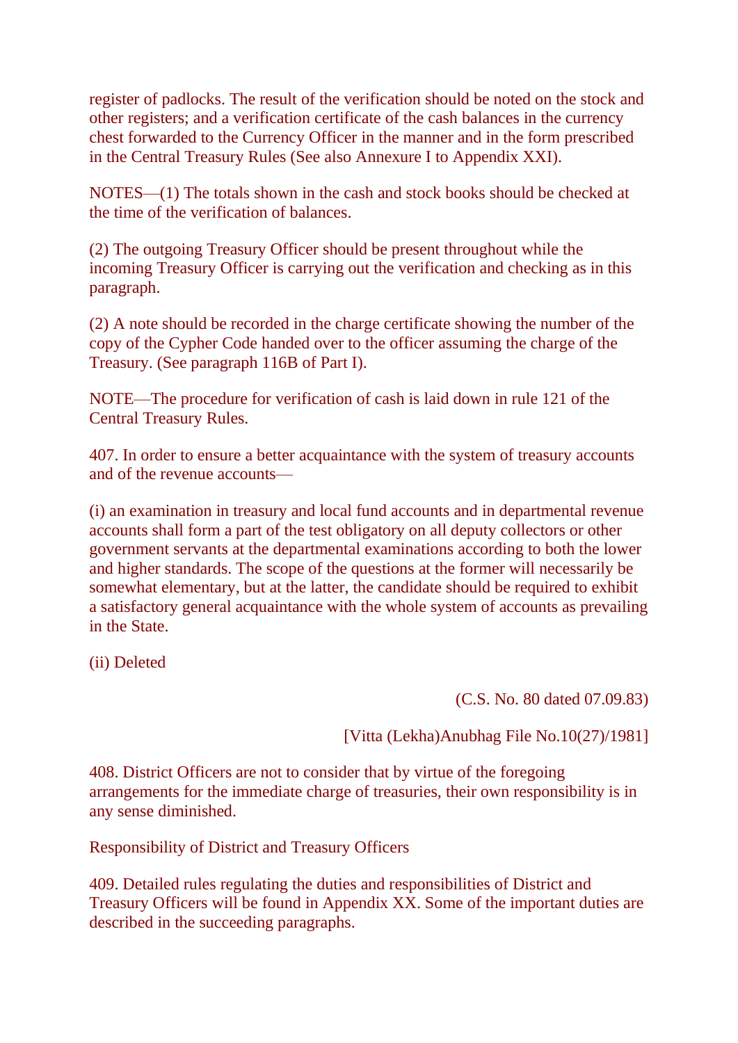register of padlocks. The result of the verification should be noted on the stock and other registers; and a verification certificate of the cash balances in the currency chest forwarded to the Currency Officer in the manner and in the form prescribed in the Central Treasury Rules (See also Annexure I to Appendix XXI).

NOTES—(1) The totals shown in the cash and stock books should be checked at the time of the verification of balances.

(2) The outgoing Treasury Officer should be present throughout while the incoming Treasury Officer is carrying out the verification and checking as in this paragraph.

(2) A note should be recorded in the charge certificate showing the number of the copy of the Cypher Code handed over to the officer assuming the charge of the Treasury. (See paragraph 116B of Part I).

NOTE—The procedure for verification of cash is laid down in rule 121 of the Central Treasury Rules.

407. In order to ensure a better acquaintance with the system of treasury accounts and of the revenue accounts—

(i) an examination in treasury and local fund accounts and in departmental revenue accounts shall form a part of the test obligatory on all deputy collectors or other government servants at the departmental examinations according to both the lower and higher standards. The scope of the questions at the former will necessarily be somewhat elementary, but at the latter, the candidate should be required to exhibit a satisfactory general acquaintance with the whole system of accounts as prevailing in the State.

(ii) Deleted

(C.S. No. 80 dated 07.09.83)

[Vitta (Lekha)Anubhag File No.10(27)/1981]

408. District Officers are not to consider that by virtue of the foregoing arrangements for the immediate charge of treasuries, their own responsibility is in any sense diminished.

## Responsibility of District and Treasury Officers

409. Detailed rules regulating the duties and responsibilities of District and Treasury Officers will be found in Appendix XX. Some of the important duties are described in the succeeding paragraphs.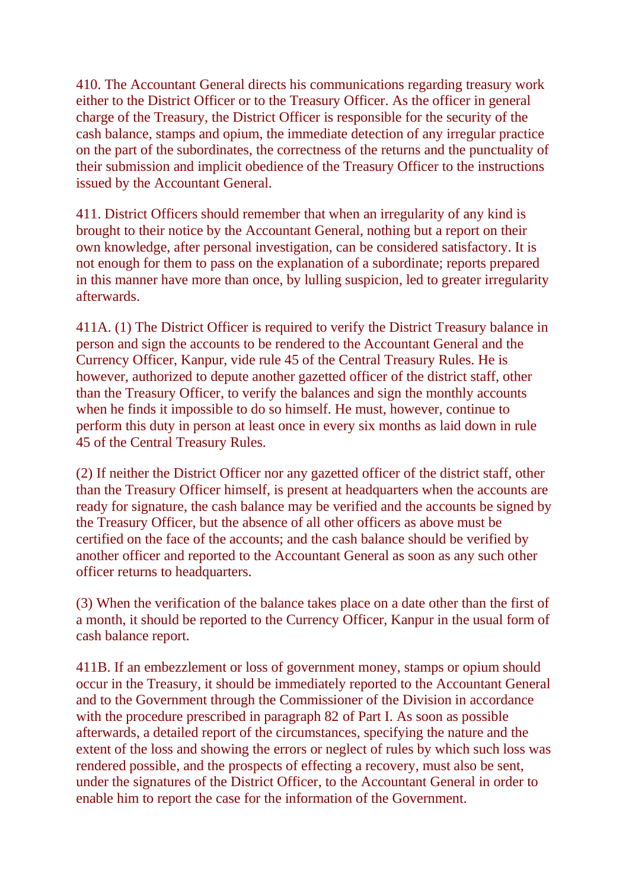410. The Accountant General directs his communications regarding treasury work either to the District Officer or to the Treasury Officer. As the officer in general charge of the Treasury, the District Officer is responsible for the security of the cash balance, stamps and opium, the immediate detection of any irregular practice on the part of the subordinates, the correctness of the returns and the punctuality of their submission and implicit obedience of the Treasury Officer to the instructions issued by the Accountant General.

411. District Officers should remember that when an irregularity of any kind is brought to their notice by the Accountant General, nothing but a report on their own knowledge, after personal investigation, can be considered satisfactory. It is not enough for them to pass on the explanation of a subordinate; reports prepared in this manner have more than once, by lulling suspicion, led to greater irregularity afterwards.

411A. (1) The District Officer is required to verify the District Treasury balance in person and sign the accounts to be rendered to the Accountant General and the Currency Officer, Kanpur, vide rule 45 of the Central Treasury Rules. He is however, authorized to depute another gazetted officer of the district staff, other than the Treasury Officer, to verify the balances and sign the monthly accounts when he finds it impossible to do so himself. He must, however, continue to perform this duty in person at least once in every six months as laid down in rule 45 of the Central Treasury Rules.

(2) If neither the District Officer nor any gazetted officer of the district staff, other than the Treasury Officer himself, is present at headquarters when the accounts are ready for signature, the cash balance may be verified and the accounts be signed by the Treasury Officer, but the absence of all other officers as above must be certified on the face of the accounts; and the cash balance should be verified by another officer and reported to the Accountant General as soon as any such other officer returns to headquarters.

(3) When the verification of the balance takes place on a date other than the first of a month, it should be reported to the Currency Officer, Kanpur in the usual form of cash balance report.

411B. If an embezzlement or loss of government money, stamps or opium should occur in the Treasury, it should be immediately reported to the Accountant General and to the Government through the Commissioner of the Division in accordance with the procedure prescribed in paragraph 82 of Part I. As soon as possible afterwards, a detailed report of the circumstances, specifying the nature and the extent of the loss and showing the errors or neglect of rules by which such loss was rendered possible, and the prospects of effecting a recovery, must also be sent, under the signatures of the District Officer, to the Accountant General in order to enable him to report the case for the information of the Government.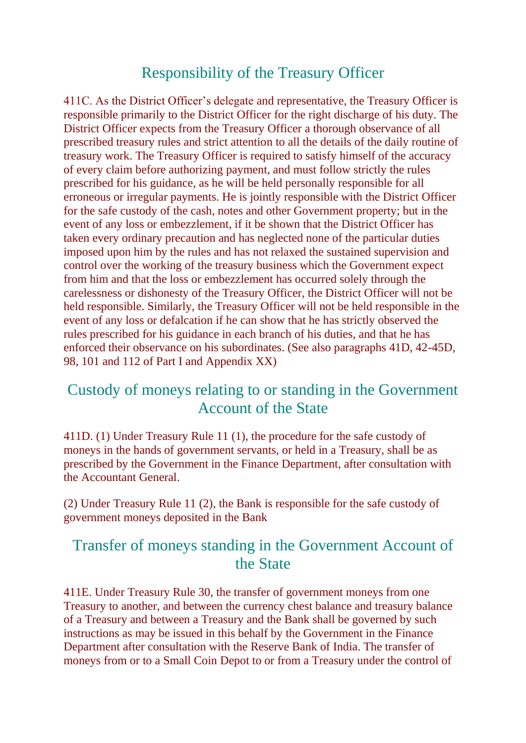## Responsibility of the Treasury Officer

411C. As the District Officer's delegate and representative, the Treasury Officer is responsible primarily to the District Officer for the right discharge of his duty. The District Officer expects from the Treasury Officer a thorough observance of all prescribed treasury rules and strict attention to all the details of the daily routine of treasury work. The Treasury Officer is required to satisfy himself of the accuracy of every claim before authorizing payment, and must follow strictly the rules prescribed for his guidance, as he will be held personally responsible for all erroneous or irregular payments. He is jointly responsible with the District Officer for the safe custody of the cash, notes and other Government property; but in the event of any loss or embezzlement, if it be shown that the District Officer has taken every ordinary precaution and has neglected none of the particular duties imposed upon him by the rules and has not relaxed the sustained supervision and control over the working of the treasury business which the Government expect from him and that the loss or embezzlement has occurred solely through the carelessness or dishonesty of the Treasury Officer, the District Officer will not be held responsible. Similarly, the Treasury Officer will not be held responsible in the event of any loss or defalcation if he can show that he has strictly observed the rules prescribed for his guidance in each branch of his duties, and that he has enforced their observance on his subordinates. (See also paragraphs 41D, 42-45D, 98, 101 and 112 of Part I and Appendix XX)

## Custody of moneys relating to or standing in the Government Account of the State

411D. (1) Under Treasury Rule 11 (1), the procedure for the safe custody of moneys in the hands of government servants, or held in a Treasury, shall be as prescribed by the Government in the Finance Department, after consultation with the Accountant General.

(2) Under Treasury Rule 11 (2), the Bank is responsible for the safe custody of government moneys deposited in the Bank

## Transfer of moneys standing in the Government Account of the State

411E. Under Treasury Rule 30, the transfer of government moneys from one Treasury to another, and between the currency chest balance and treasury balance of a Treasury and between a Treasury and the Bank shall be governed by such instructions as may be issued in this behalf by the Government in the Finance Department after consultation with the Reserve Bank of India. The transfer of moneys from or to a Small Coin Depot to or from a Treasury under the control of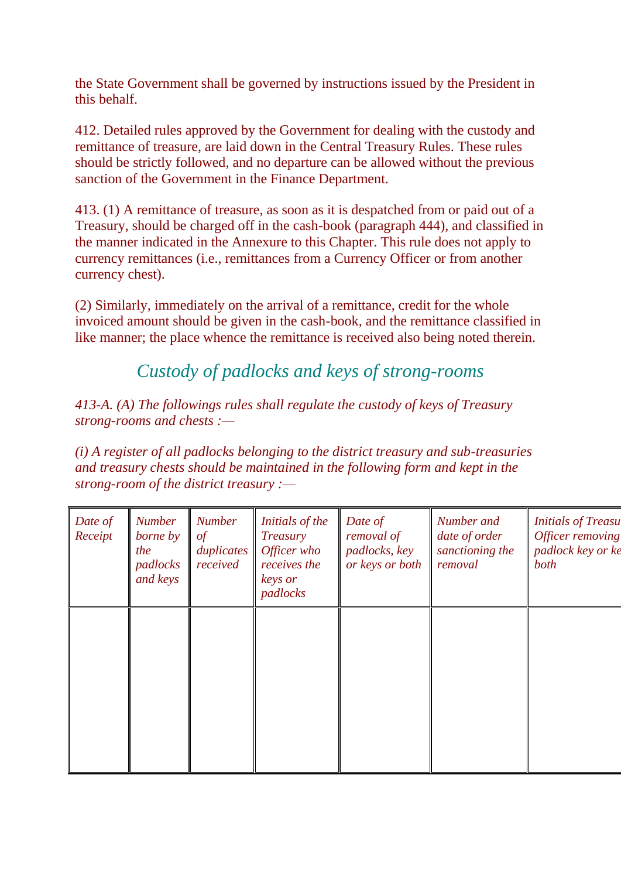the State Government shall be governed by instructions issued by the President in this behalf.

412. Detailed rules approved by the Government for dealing with the custody and remittance of treasure, are laid down in the Central Treasury Rules. These rules should be strictly followed, and no departure can be allowed without the previous sanction of the Government in the Finance Department.

413. (1) A remittance of treasure, as soon as it is despatched from or paid out of a Treasury, should be charged off in the cash-book (paragraph 444), and classified in the manner indicated in the Annexure to this Chapter. This rule does not apply to currency remittances (i.e., remittances from a Currency Officer or from another currency chest).

(2) Similarly, immediately on the arrival of a remittance, credit for the whole invoiced amount should be given in the cash-book, and the remittance classified in like manner; the place whence the remittance is received also being noted therein.

## *Custody of padlocks and keys of strong-rooms*

*413-A. (A) The followings rules shall regulate the custody of keys of Treasury strong-rooms and chests :—*

*(i) A register of all padlocks belonging to the district treasury and sub-treasuries and treasury chests should be maintained in the following form and kept in the strong-room of the district treasury :—*

| *Date of Receipt* | *Number borne by the padlocks and keys* | *Number of duplicates received* | *Initials of the Treasury Officer who receives the keys or padlocks* | *Date of removal of padlocks, key or keys or both* | *Number and date of order sanctioning the removal* | *Initials of Treasu Officer removing padlock key or ke both* |
|---|---|---|---|---|---|---|
| | | | | | | |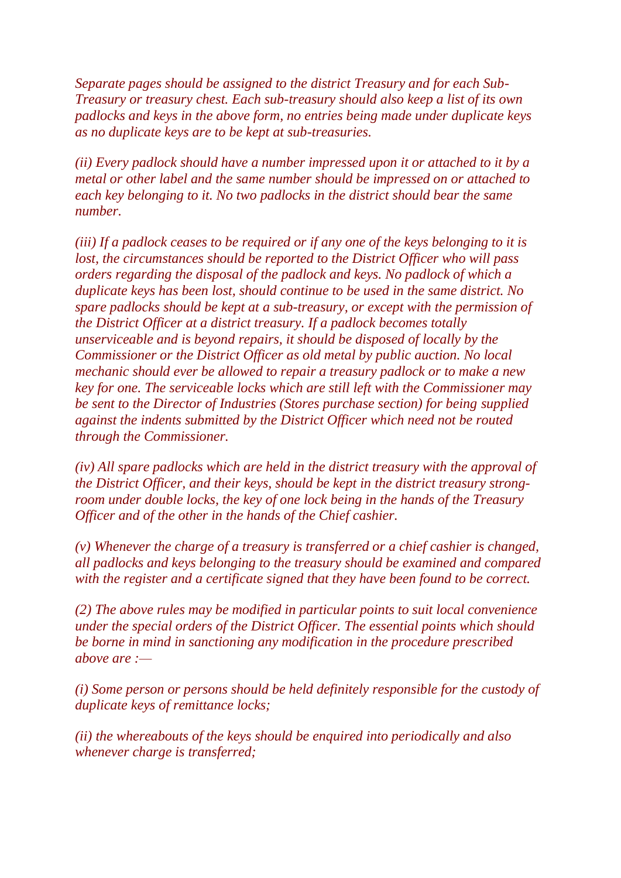*Separate pages should be assigned to the district Treasury and for each Sub-Treasury or treasury chest. Each sub-treasury should also keep a list of its own padlocks and keys in the above form, no entries being made under duplicate keys as no duplicate keys are to be kept at sub-treasuries.*

*(ii) Every padlock should have a number impressed upon it or attached to it by a metal or other label and the same number should be impressed on or attached to each key belonging to it. No two padlocks in the district should bear the same number.*

*(iii) If a padlock ceases to be required or if any one of the keys belonging to it is lost, the circumstances should be reported to the District Officer who will pass orders regarding the disposal of the padlock and keys. No padlock of which a duplicate keys has been lost, should continue to be used in the same district. No spare padlocks should be kept at a sub-treasury, or except with the permission of the District Officer at a district treasury. If a padlock becomes totally unserviceable and is beyond repairs, it should be disposed of locally by the Commissioner or the District Officer as old metal by public auction. No local mechanic should ever be allowed to repair a treasury padlock or to make a new key for one. The serviceable locks which are still left with the Commissioner may be sent to the Director of Industries (Stores purchase section) for being supplied against the indents submitted by the District Officer which need not be routed through the Commissioner.*

*(iv) All spare padlocks which are held in the district treasury with the approval of the District Officer, and their keys, should be kept in the district treasury strong-room under double locks, the key of one lock being in the hands of the Treasury Officer and of the other in the hands of the Chief cashier.*

*(v) Whenever the charge of a treasury is transferred or a chief cashier is changed, all padlocks and keys belonging to the treasury should be examined and compared with the register and a certificate signed that they have been found to be correct.*

*(2) The above rules may be modified in particular points to suit local convenience under the special orders of the District Officer. The essential points which should be borne in mind in sanctioning any modification in the procedure prescribed above are :—*

*(i) Some person or persons should be held definitely responsible for the custody of duplicate keys of remittance locks;*

*(ii) the whereabouts of the keys should be enquired into periodically and also whenever charge is transferred;*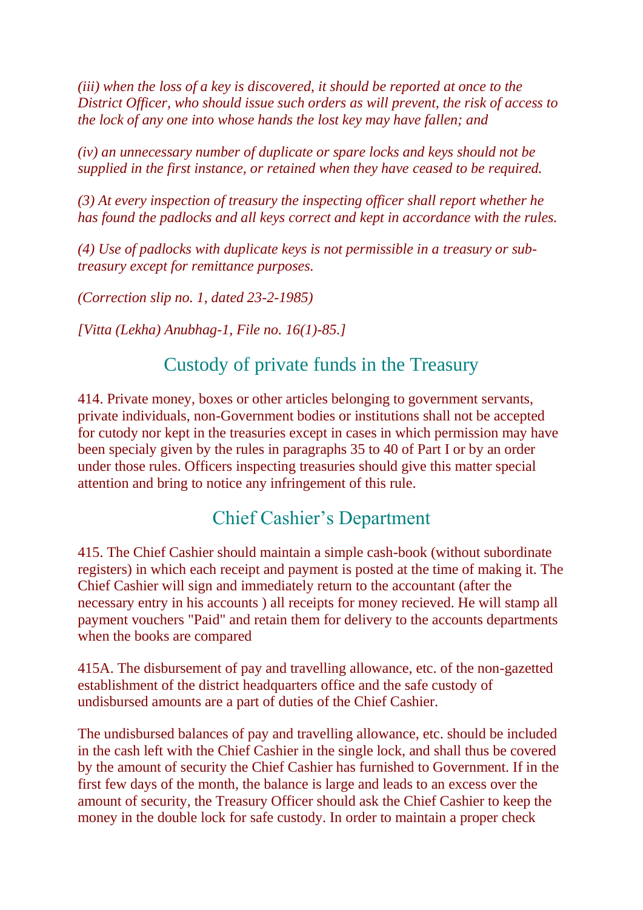*(iii) when the loss of a key is discovered, it should be reported at once to the District Officer, who should issue such orders as will prevent, the risk of access to the lock of any one into whose hands the lost key may have fallen; and*

*(iv) an unnecessary number of duplicate or spare locks and keys should not be supplied in the first instance, or retained when they have ceased to be required.*

*(3) At every inspection of treasury the inspecting officer shall report whether he has found the padlocks and all keys correct and kept in accordance with the rules.*

*(4) Use of padlocks with duplicate keys is not permissible in a treasury or sub-treasury except for remittance purposes.*

*(Correction slip no. 1, dated 23-2-1985)*

*[Vitta (Lekha) Anubhag-1, File no. 16(1)-85.]*

## Custody of private funds in the Treasury

414. Private money, boxes or other articles belonging to government servants, private individuals, non-Government bodies or institutions shall not be accepted for cutody nor kept in the treasuries except in cases in which permission may have been specialy given by the rules in paragraphs 35 to 40 of Part I or by an order under those rules. Officers inspecting treasuries should give this matter special attention and bring to notice any infringement of this rule.

## Chief Cashier's Department

415. The Chief Cashier should maintain a simple cash-book (without subordinate registers) in which each receipt and payment is posted at the time of making it. The Chief Cashier will sign and immediately return to the accountant (after the necessary entry in his accounts ) all receipts for money recieved. He will stamp all payment vouchers "Paid" and retain them for delivery to the accounts departments when the books are compared

415A. The disbursement of pay and travelling allowance, etc. of the non-gazetted establishment of the district headquarters office and the safe custody of undisbursed amounts are a part of duties of the Chief Cashier.

The undisbursed balances of pay and travelling allowance, etc. should be included in the cash left with the Chief Cashier in the single lock, and shall thus be covered by the amount of security the Chief Cashier has furnished to Government. If in the first few days of the month, the balance is large and leads to an excess over the amount of security, the Treasury Officer should ask the Chief Cashier to keep the money in the double lock for safe custody. In order to maintain a proper check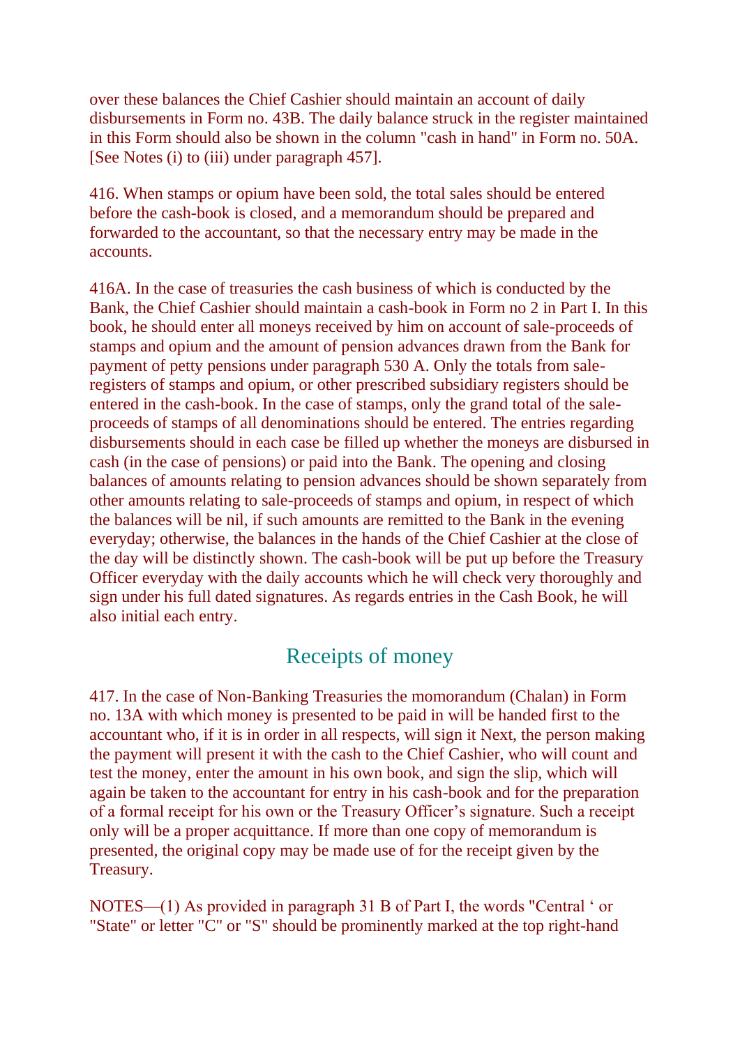over these balances the Chief Cashier should maintain an account of daily disbursements in Form no. 43B. The daily balance struck in the register maintained in this Form should also be shown in the column "cash in hand" in Form no. 50A. [See Notes (i) to (iii) under paragraph 457].

416. When stamps or opium have been sold, the total sales should be entered before the cash-book is closed, and a memorandum should be prepared and forwarded to the accountant, so that the necessary entry may be made in the accounts.

416A. In the case of treasuries the cash business of which is conducted by the Bank, the Chief Cashier should maintain a cash-book in Form no 2 in Part I. In this book, he should enter all moneys received by him on account of sale-proceeds of stamps and opium and the amount of pension advances drawn from the Bank for payment of petty pensions under paragraph 530 A. Only the totals from sale-registers of stamps and opium, or other prescribed subsidiary registers should be entered in the cash-book. In the case of stamps, only the grand total of the sale-proceeds of stamps of all denominations should be entered. The entries regarding disbursements should in each case be filled up whether the moneys are disbursed in cash (in the case of pensions) or paid into the Bank. The opening and closing balances of amounts relating to pension advances should be shown separately from other amounts relating to sale-proceeds of stamps and opium, in respect of which the balances will be nil, if such amounts are remitted to the Bank in the evening everyday; otherwise, the balances in the hands of the Chief Cashier at the close of the day will be distinctly shown. The cash-book will be put up before the Treasury Officer everyday with the daily accounts which he will check very thoroughly and sign under his full dated signatures. As regards entries in the Cash Book, he will also initial each entry.

## Receipts of money

417. In the case of Non-Banking Treasuries the momorandum (Chalan) in Form no. 13A with which money is presented to be paid in will be handed first to the accountant who, if it is in order in all respects, will sign it Next, the person making the payment will present it with the cash to the Chief Cashier, who will count and test the money, enter the amount in his own book, and sign the slip, which will again be taken to the accountant for entry in his cash-book and for the preparation of a formal receipt for his own or the Treasury Officer's signature. Such a receipt only will be a proper acquittance. If more than one copy of memorandum is presented, the original copy may be made use of for the receipt given by the Treasury.

NOTES—(1) As provided in paragraph 31 B of Part I, the words "Central ‘ or "State" or letter "C" or "S" should be prominently marked at the top right-hand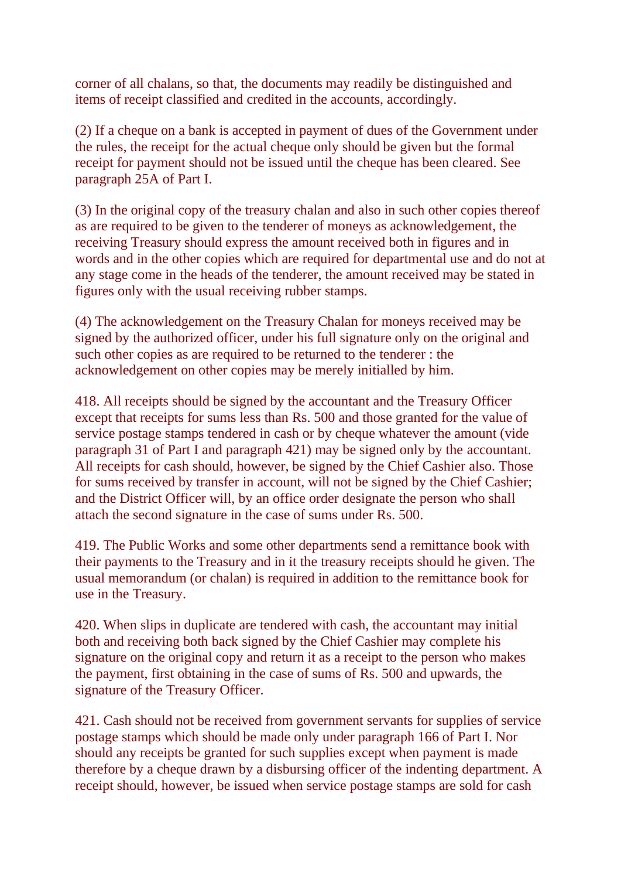corner of all chalans, so that, the documents may readily be distinguished and items of receipt classified and credited in the accounts, accordingly.

(2) If a cheque on a bank is accepted in payment of dues of the Government under the rules, the receipt for the actual cheque only should be given but the formal receipt for payment should not be issued until the cheque has been cleared. See paragraph 25A of Part I.

(3) In the original copy of the treasury chalan and also in such other copies thereof as are required to be given to the tenderer of moneys as acknowledgement, the receiving Treasury should express the amount received both in figures and in words and in the other copies which are required for departmental use and do not at any stage come in the heads of the tenderer, the amount received may be stated in figures only with the usual receiving rubber stamps.

(4) The acknowledgement on the Treasury Chalan for moneys received may be signed by the authorized officer, under his full signature only on the original and such other copies as are required to be returned to the tenderer : the acknowledgement on other copies may be merely initialled by him.

418. All receipts should be signed by the accountant and the Treasury Officer except that receipts for sums less than Rs. 500 and those granted for the value of service postage stamps tendered in cash or by cheque whatever the amount (vide paragraph 31 of Part I and paragraph 421) may be signed only by the accountant. All receipts for cash should, however, be signed by the Chief Cashier also. Those for sums received by transfer in account, will not be signed by the Chief Cashier; and the District Officer will, by an office order designate the person who shall attach the second signature in the case of sums under Rs. 500.

419. The Public Works and some other departments send a remittance book with their payments to the Treasury and in it the treasury receipts should he given. The usual memorandum (or chalan) is required in addition to the remittance book for use in the Treasury.

420. When slips in duplicate are tendered with cash, the accountant may initial both and receiving both back signed by the Chief Cashier may complete his signature on the original copy and return it as a receipt to the person who makes the payment, first obtaining in the case of sums of Rs. 500 and upwards, the signature of the Treasury Officer.

421. Cash should not be received from government servants for supplies of service postage stamps which should be made only under paragraph 166 of Part I. Nor should any receipts be granted for such supplies except when payment is made therefore by a cheque drawn by a disbursing officer of the indenting department. A receipt should, however, be issued when service postage stamps are sold for cash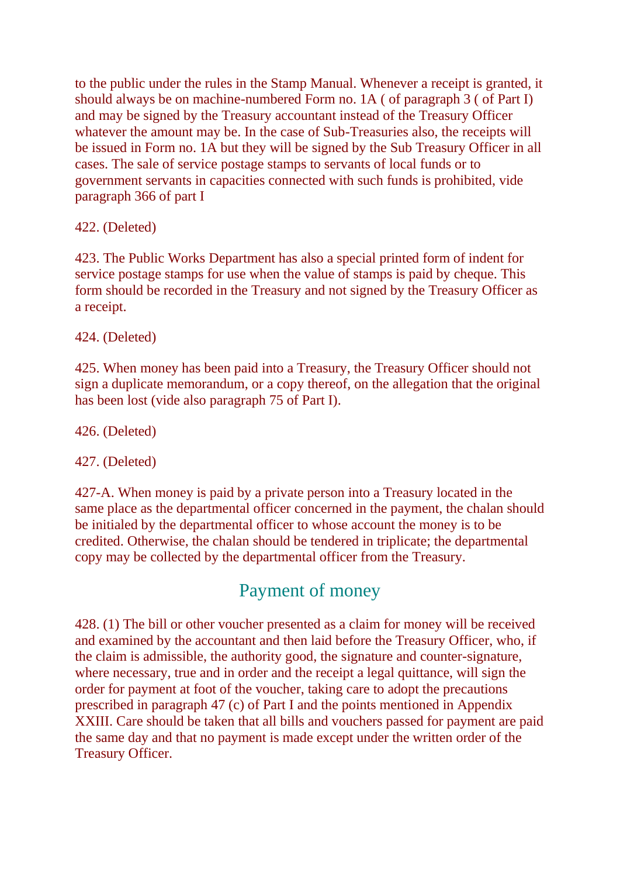to the public under the rules in the Stamp Manual. Whenever a receipt is granted, it should always be on machine-numbered Form no. 1A ( of paragraph 3 ( of Part I) and may be signed by the Treasury accountant instead of the Treasury Officer whatever the amount may be. In the case of Sub-Treasuries also, the receipts will be issued in Form no. 1A but they will be signed by the Sub Treasury Officer in all cases. The sale of service postage stamps to servants of local funds or to government servants in capacities connected with such funds is prohibited, vide paragraph 366 of part I

422. (Deleted)

423. The Public Works Department has also a special printed form of indent for service postage stamps for use when the value of stamps is paid by cheque. This form should be recorded in the Treasury and not signed by the Treasury Officer as a receipt.

424. (Deleted)

425. When money has been paid into a Treasury, the Treasury Officer should not sign a duplicate memorandum, or a copy thereof, on the allegation that the original has been lost (vide also paragraph 75 of Part I).

426. (Deleted)

427. (Deleted)

427-A. When money is paid by a private person into a Treasury located in the same place as the departmental officer concerned in the payment, the chalan should be initialed by the departmental officer to whose account the money is to be credited. Otherwise, the chalan should be tendered in triplicate; the departmental copy may be collected by the departmental officer from the Treasury.

## Payment of money

428. (1) The bill or other voucher presented as a claim for money will be received and examined by the accountant and then laid before the Treasury Officer, who, if the claim is admissible, the authority good, the signature and counter-signature, where necessary, true and in order and the receipt a legal quittance, will sign the order for payment at foot of the voucher, taking care to adopt the precautions prescribed in paragraph 47 (c) of Part I and the points mentioned in Appendix XXIII. Care should be taken that all bills and vouchers passed for payment are paid the same day and that no payment is made except under the written order of the Treasury Officer.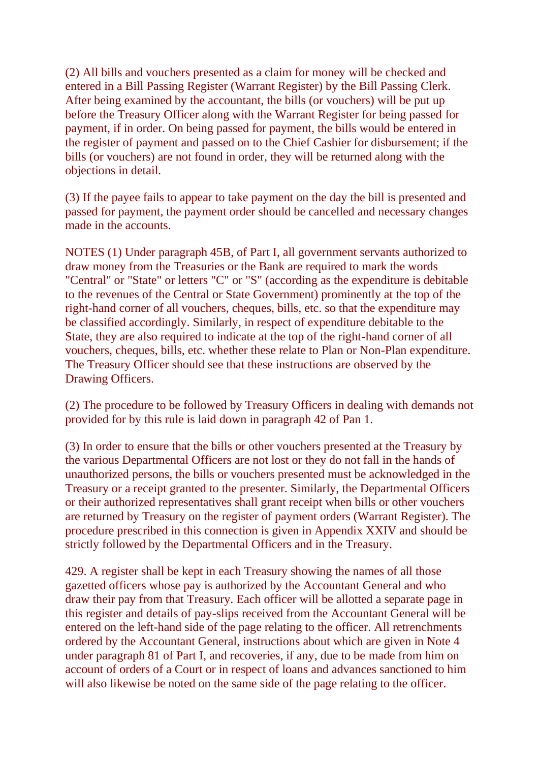(2) All bills and vouchers presented as a claim for money will be checked and entered in a Bill Passing Register (Warrant Register) by the Bill Passing Clerk. After being examined by the accountant, the bills (or vouchers) will be put up before the Treasury Officer along with the Warrant Register for being passed for payment, if in order. On being passed for payment, the bills would be entered in the register of payment and passed on to the Chief Cashier for disbursement; if the bills (or vouchers) are not found in order, they will be returned along with the objections in detail.

(3) If the payee fails to appear to take payment on the day the bill is presented and passed for payment, the payment order should be cancelled and necessary changes made in the accounts.

NOTES (1) Under paragraph 45B, of Part I, all government servants authorized to draw money from the Treasuries or the Bank are required to mark the words "Central" or "State" or letters "C" or "S" (according as the expenditure is debitable to the revenues of the Central or State Government) prominently at the top of the right-hand corner of all vouchers, cheques, bills, etc. so that the expenditure may be classified accordingly. Similarly, in respect of expenditure debitable to the State, they are also required to indicate at the top of the right-hand corner of all vouchers, cheques, bills, etc. whether these relate to Plan or Non-Plan expenditure. The Treasury Officer should see that these instructions are observed by the Drawing Officers.

(2) The procedure to be followed by Treasury Officers in dealing with demands not provided for by this rule is laid down in paragraph 42 of Pan 1.

(3) In order to ensure that the bills or other vouchers presented at the Treasury by the various Departmental Officers are not lost or they do not fall in the hands of unauthorized persons, the bills or vouchers presented must be acknowledged in the Treasury or a receipt granted to the presenter. Similarly, the Departmental Officers or their authorized representatives shall grant receipt when bills or other vouchers are returned by Treasury on the register of payment orders (Warrant Register). The procedure prescribed in this connection is given in Appendix XXIV and should be strictly followed by the Departmental Officers and in the Treasury.

429. A register shall be kept in each Treasury showing the names of all those gazetted officers whose pay is authorized by the Accountant General and who draw their pay from that Treasury. Each officer will be allotted a separate page in this register and details of pay-slips received from the Accountant General will be entered on the left-hand side of the page relating to the officer. All retrenchments ordered by the Accountant General, instructions about which are given in Note 4 under paragraph 81 of Part I, and recoveries, if any, due to be made from him on account of orders of a Court or in respect of loans and advances sanctioned to him will also likewise be noted on the same side of the page relating to the officer.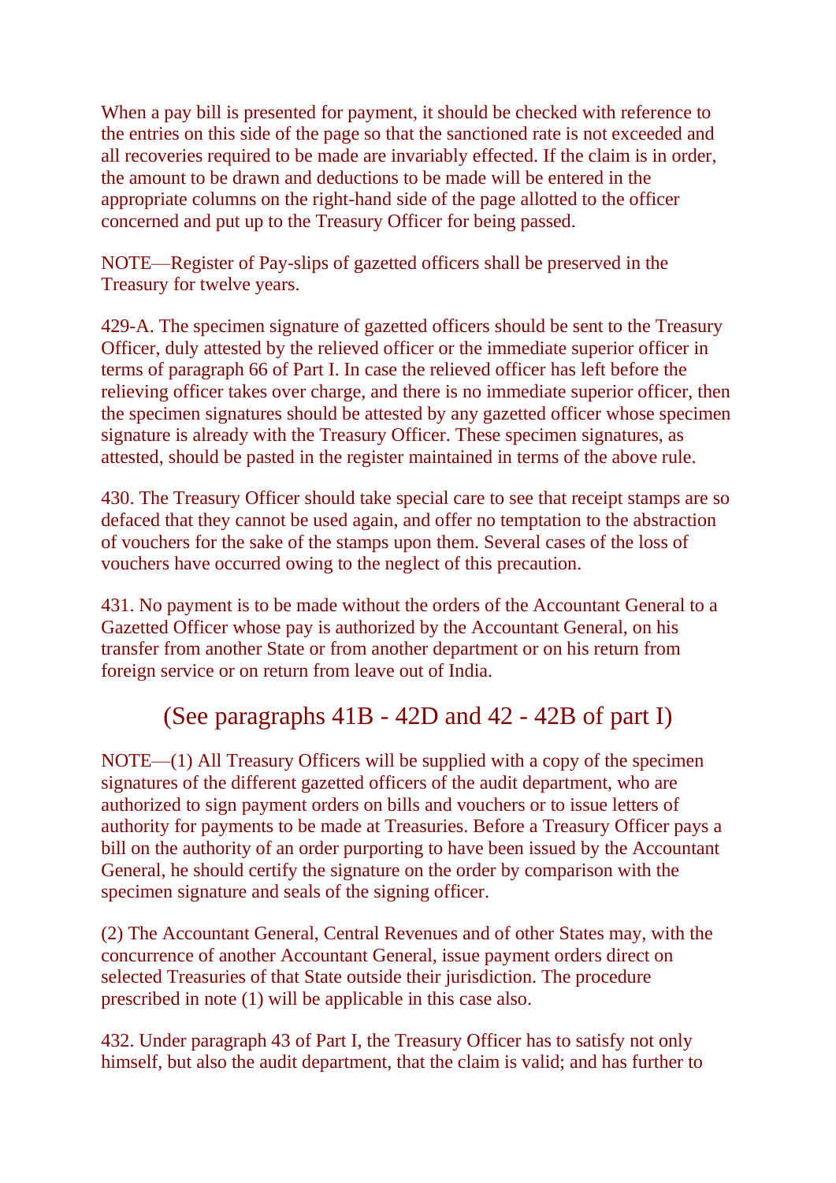When a pay bill is presented for payment, it should be checked with reference to the entries on this side of the page so that the sanctioned rate is not exceeded and all recoveries required to be made are invariably effected. If the claim is in order, the amount to be drawn and deductions to be made will be entered in the appropriate columns on the right-hand side of the page allotted to the officer concerned and put up to the Treasury Officer for being passed.

NOTE—Register of Pay-slips of gazetted officers shall be preserved in the Treasury for twelve years.

429-A. The specimen signature of gazetted officers should be sent to the Treasury Officer, duly attested by the relieved officer or the immediate superior officer in terms of paragraph 66 of Part I. In case the relieved officer has left before the relieving officer takes over charge, and there is no immediate superior officer, then the specimen signatures should be attested by any gazetted officer whose specimen signature is already with the Treasury Officer. These specimen signatures, as attested, should be pasted in the register maintained in terms of the above rule.

430. The Treasury Officer should take special care to see that receipt stamps are so defaced that they cannot be used again, and offer no temptation to the abstraction of vouchers for the sake of the stamps upon them. Several cases of the loss of vouchers have occurred owing to the neglect of this precaution.

431. No payment is to be made without the orders of the Accountant General to a Gazetted Officer whose pay is authorized by the Accountant General, on his transfer from another State or from another department or on his return from foreign service or on return from leave out of India.

(See paragraphs 41B - 42D and 42 - 42B of part I)

NOTE—(1) All Treasury Officers will be supplied with a copy of the specimen signatures of the different gazetted officers of the audit department, who are authorized to sign payment orders on bills and vouchers or to issue letters of authority for payments to be made at Treasuries. Before a Treasury Officer pays a bill on the authority of an order purporting to have been issued by the Accountant General, he should certify the signature on the order by comparison with the specimen signature and seals of the signing officer.

(2) The Accountant General, Central Revenues and of other States may, with the concurrence of another Accountant General, issue payment orders direct on selected Treasuries of that State outside their jurisdiction. The procedure prescribed in note (1) will be applicable in this case also.

432. Under paragraph 43 of Part I, the Treasury Officer has to satisfy not only himself, but also the audit department, that the claim is valid; and has further to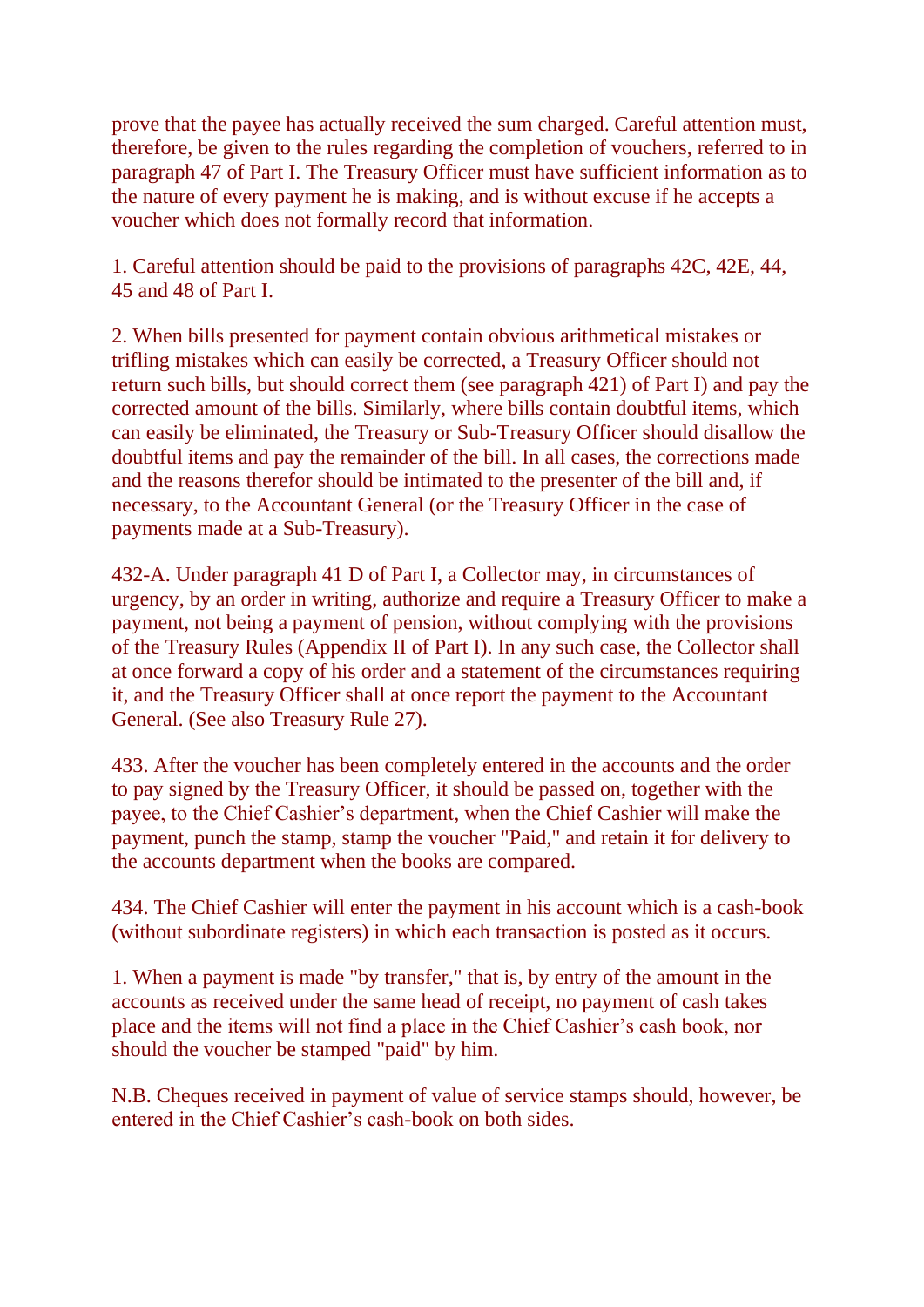prove that the payee has actually received the sum charged. Careful attention must, therefore, be given to the rules regarding the completion of vouchers, referred to in paragraph 47 of Part I. The Treasury Officer must have sufficient information as to the nature of every payment he is making, and is without excuse if he accepts a voucher which does not formally record that information.

1. Careful attention should be paid to the provisions of paragraphs 42C, 42E, 44, 45 and 48 of Part I.

2. When bills presented for payment contain obvious arithmetical mistakes or trifling mistakes which can easily be corrected, a Treasury Officer should not return such bills, but should correct them (see paragraph 421) of Part I) and pay the corrected amount of the bills. Similarly, where bills contain doubtful items, which can easily be eliminated, the Treasury or Sub-Treasury Officer should disallow the doubtful items and pay the remainder of the bill. In all cases, the corrections made and the reasons therefor should be intimated to the presenter of the bill and, if necessary, to the Accountant General (or the Treasury Officer in the case of payments made at a Sub-Treasury).

432-A. Under paragraph 41 D of Part I, a Collector may, in circumstances of urgency, by an order in writing, authorize and require a Treasury Officer to make a payment, not being a payment of pension, without complying with the provisions of the Treasury Rules (Appendix II of Part I). In any such case, the Collector shall at once forward a copy of his order and a statement of the circumstances requiring it, and the Treasury Officer shall at once report the payment to the Accountant General. (See also Treasury Rule 27).

433. After the voucher has been completely entered in the accounts and the order to pay signed by the Treasury Officer, it should be passed on, together with the payee, to the Chief Cashier's department, when the Chief Cashier will make the payment, punch the stamp, stamp the voucher "Paid," and retain it for delivery to the accounts department when the books are compared.

434. The Chief Cashier will enter the payment in his account which is a cash-book (without subordinate registers) in which each transaction is posted as it occurs.

1. When a payment is made "by transfer," that is, by entry of the amount in the accounts as received under the same head of receipt, no payment of cash takes place and the items will not find a place in the Chief Cashier's cash book, nor should the voucher be stamped "paid" by him.

N.B. Cheques received in payment of value of service stamps should, however, be entered in the Chief Cashier's cash-book on both sides.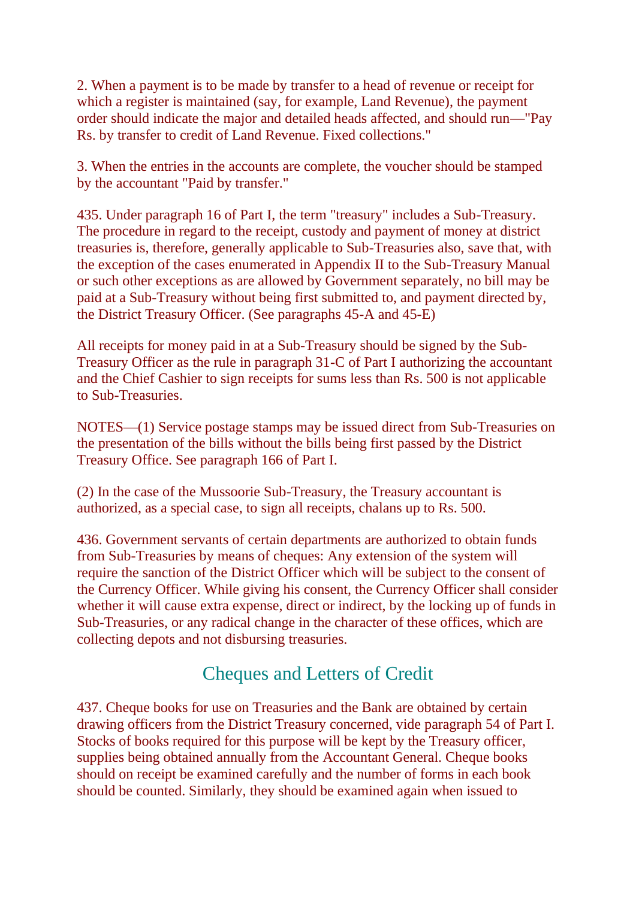2. When a payment is to be made by transfer to a head of revenue or receipt for which a register is maintained (say, for example, Land Revenue), the payment order should indicate the major and detailed heads affected, and should run—"Pay Rs. by transfer to credit of Land Revenue. Fixed collections."

3. When the entries in the accounts are complete, the voucher should be stamped by the accountant "Paid by transfer."

435. Under paragraph 16 of Part I, the term "treasury" includes a Sub-Treasury. The procedure in regard to the receipt, custody and payment of money at district treasuries is, therefore, generally applicable to Sub-Treasuries also, save that, with the exception of the cases enumerated in Appendix II to the Sub-Treasury Manual or such other exceptions as are allowed by Government separately, no bill may be paid at a Sub-Treasury without being first submitted to, and payment directed by, the District Treasury Officer. (See paragraphs 45-A and 45-E)

All receipts for money paid in at a Sub-Treasury should be signed by the Sub-Treasury Officer as the rule in paragraph 31-C of Part I authorizing the accountant and the Chief Cashier to sign receipts for sums less than Rs. 500 is not applicable to Sub-Treasuries.

NOTES—(1) Service postage stamps may be issued direct from Sub-Treasuries on the presentation of the bills without the bills being first passed by the District Treasury Office. See paragraph 166 of Part I.

(2) In the case of the Mussoorie Sub-Treasury, the Treasury accountant is authorized, as a special case, to sign all receipts, chalans up to Rs. 500.

436. Government servants of certain departments are authorized to obtain funds from Sub-Treasuries by means of cheques: Any extension of the system will require the sanction of the District Officer which will be subject to the consent of the Currency Officer. While giving his consent, the Currency Officer shall consider whether it will cause extra expense, direct or indirect, by the locking up of funds in Sub-Treasuries, or any radical change in the character of these offices, which are collecting depots and not disbursing treasuries.

## Cheques and Letters of Credit

437. Cheque books for use on Treasuries and the Bank are obtained by certain drawing officers from the District Treasury concerned, vide paragraph 54 of Part I. Stocks of books required for this purpose will be kept by the Treasury officer, supplies being obtained annually from the Accountant General. Cheque books should on receipt be examined carefully and the number of forms in each book should be counted. Similarly, they should be examined again when issued to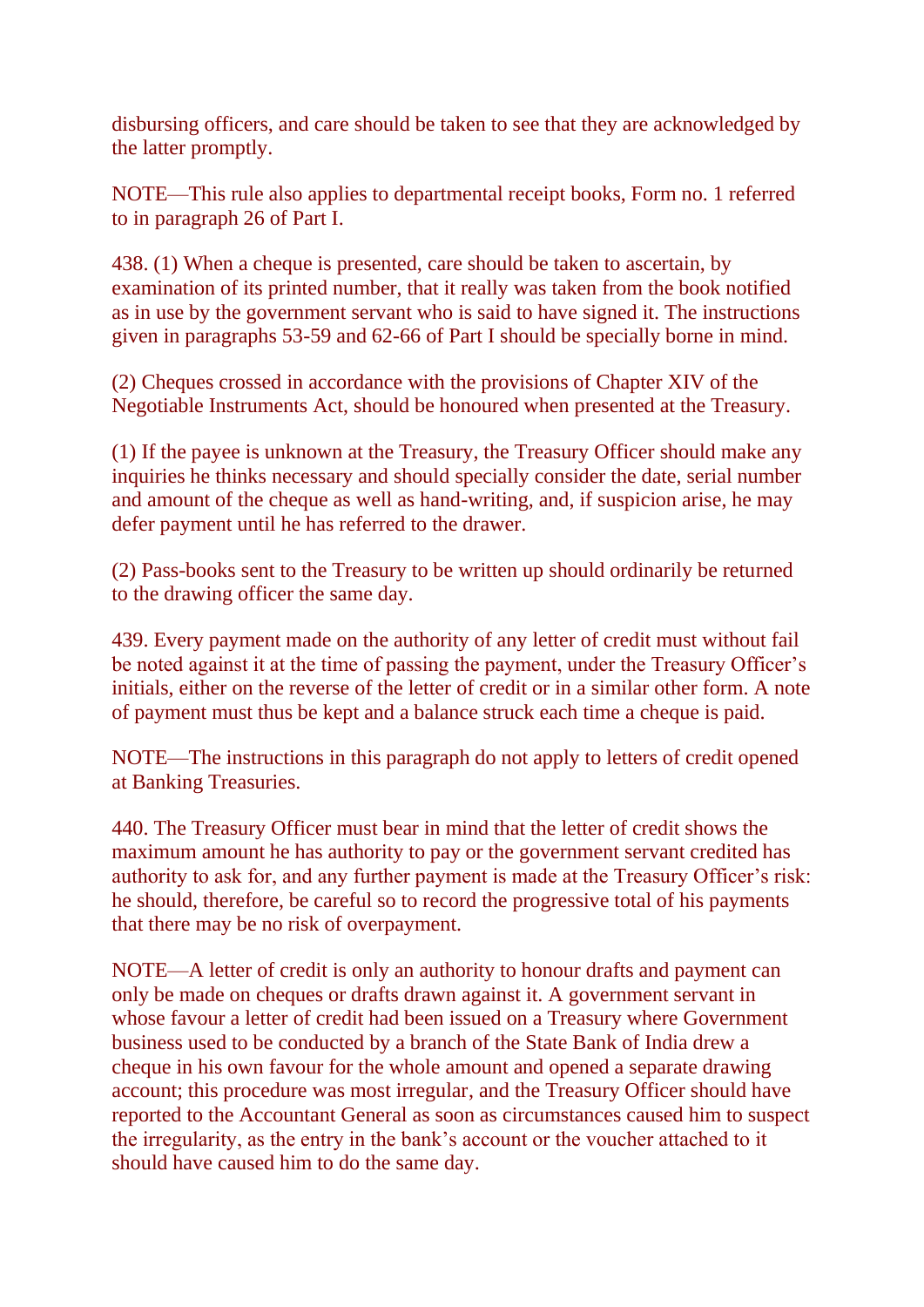disbursing officers, and care should be taken to see that they are acknowledged by the latter promptly.

NOTE—This rule also applies to departmental receipt books, Form no. 1 referred to in paragraph 26 of Part I.

438. (1) When a cheque is presented, care should be taken to ascertain, by examination of its printed number, that it really was taken from the book notified as in use by the government servant who is said to have signed it. The instructions given in paragraphs 53-59 and 62-66 of Part I should be specially borne in mind.

(2) Cheques crossed in accordance with the provisions of Chapter XIV of the Negotiable Instruments Act, should be honoured when presented at the Treasury.

(1) If the payee is unknown at the Treasury, the Treasury Officer should make any inquiries he thinks necessary and should specially consider the date, serial number and amount of the cheque as well as hand-writing, and, if suspicion arise, he may defer payment until he has referred to the drawer.

(2) Pass-books sent to the Treasury to be written up should ordinarily be returned to the drawing officer the same day.

439. Every payment made on the authority of any letter of credit must without fail be noted against it at the time of passing the payment, under the Treasury Officer's initials, either on the reverse of the letter of credit or in a similar other form. A note of payment must thus be kept and a balance struck each time a cheque is paid.

NOTE—The instructions in this paragraph do not apply to letters of credit opened at Banking Treasuries.

440. The Treasury Officer must bear in mind that the letter of credit shows the maximum amount he has authority to pay or the government servant credited has authority to ask for, and any further payment is made at the Treasury Officer's risk: he should, therefore, be careful so to record the progressive total of his payments that there may be no risk of overpayment.

NOTE—A letter of credit is only an authority to honour drafts and payment can only be made on cheques or drafts drawn against it. A government servant in whose favour a letter of credit had been issued on a Treasury where Government business used to be conducted by a branch of the State Bank of India drew a cheque in his own favour for the whole amount and opened a separate drawing account; this procedure was most irregular, and the Treasury Officer should have reported to the Accountant General as soon as circumstances caused him to suspect the irregularity, as the entry in the bank's account or the voucher attached to it should have caused him to do the same day.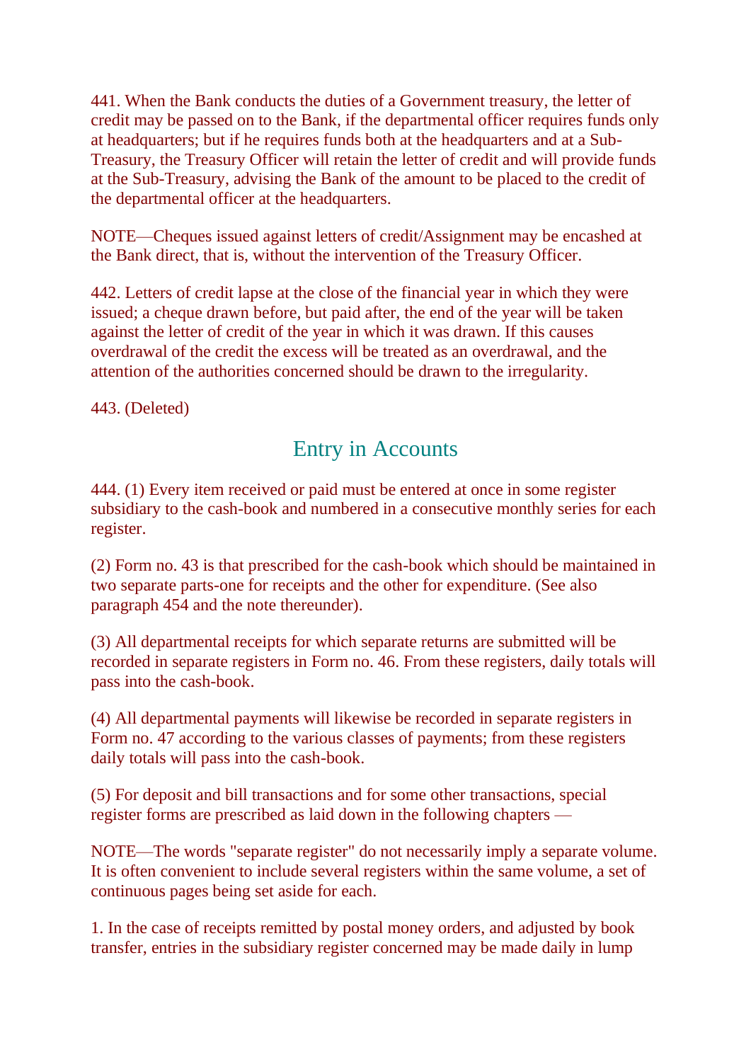441. When the Bank conducts the duties of a Government treasury, the letter of credit may be passed on to the Bank, if the departmental officer requires funds only at headquarters; but if he requires funds both at the headquarters and at a Sub-Treasury, the Treasury Officer will retain the letter of credit and will provide funds at the Sub-Treasury, advising the Bank of the amount to be placed to the credit of the departmental officer at the headquarters.

NOTE—Cheques issued against letters of credit/Assignment may be encashed at the Bank direct, that is, without the intervention of the Treasury Officer.

442. Letters of credit lapse at the close of the financial year in which they were issued; a cheque drawn before, but paid after, the end of the year will be taken against the letter of credit of the year in which it was drawn. If this causes overdrawal of the credit the excess will be treated as an overdrawal, and the attention of the authorities concerned should be drawn to the irregularity.

443. (Deleted)

## Entry in Accounts

444. (1) Every item received or paid must be entered at once in some register subsidiary to the cash-book and numbered in a consecutive monthly series for each register.

(2) Form no. 43 is that prescribed for the cash-book which should be maintained in two separate parts-one for receipts and the other for expenditure. (See also paragraph 454 and the note thereunder).

(3) All departmental receipts for which separate returns are submitted will be recorded in separate registers in Form no. 46. From these registers, daily totals will pass into the cash-book.

(4) All departmental payments will likewise be recorded in separate registers in Form no. 47 according to the various classes of payments; from these registers daily totals will pass into the cash-book.

(5) For deposit and bill transactions and for some other transactions, special register forms are prescribed as laid down in the following chapters —

NOTE—The words "separate register" do not necessarily imply a separate volume. It is often convenient to include several registers within the same volume, a set of continuous pages being set aside for each.

1. In the case of receipts remitted by postal money orders, and adjusted by book transfer, entries in the subsidiary register concerned may be made daily in lump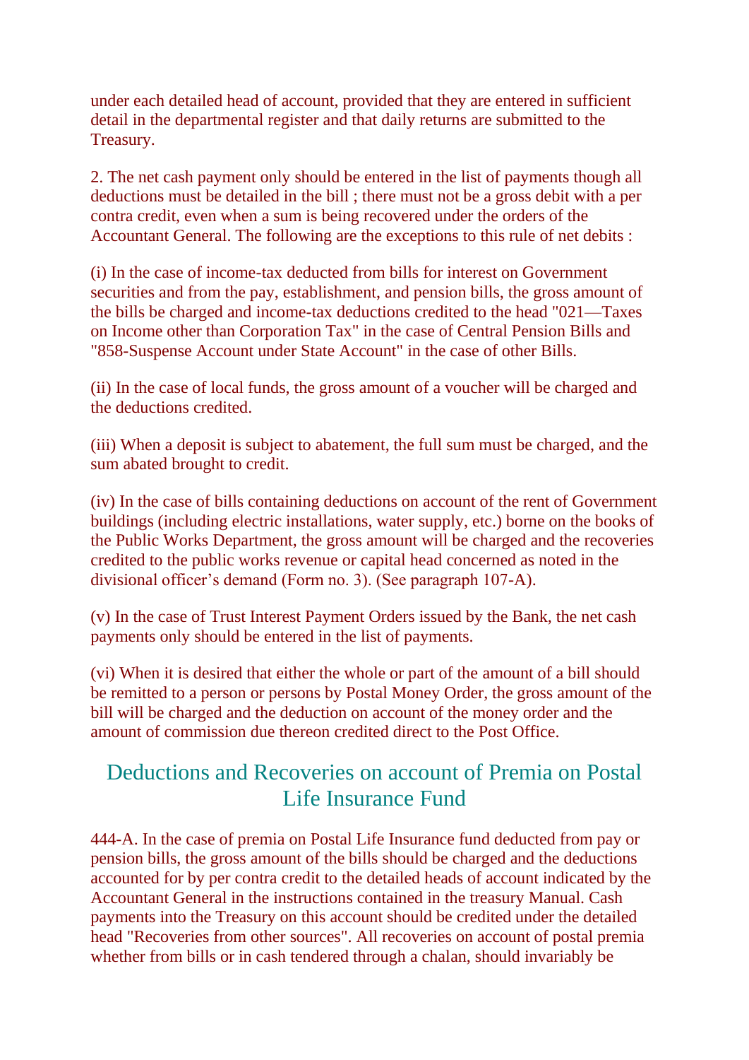under each detailed head of account, provided that they are entered in sufficient detail in the departmental register and that daily returns are submitted to the Treasury.

2. The net cash payment only should be entered in the list of payments though all deductions must be detailed in the bill ; there must not be a gross debit with a per contra credit, even when a sum is being recovered under the orders of the Accountant General. The following are the exceptions to this rule of net debits :

(i) In the case of income-tax deducted from bills for interest on Government securities and from the pay, establishment, and pension bills, the gross amount of the bills be charged and income-tax deductions credited to the head "021—Taxes on Income other than Corporation Tax" in the case of Central Pension Bills and "858-Suspense Account under State Account" in the case of other Bills.

(ii) In the case of local funds, the gross amount of a voucher will be charged and the deductions credited.

(iii) When a deposit is subject to abatement, the full sum must be charged, and the sum abated brought to credit.

(iv) In the case of bills containing deductions on account of the rent of Government buildings (including electric installations, water supply, etc.) borne on the books of the Public Works Department, the gross amount will be charged and the recoveries credited to the public works revenue or capital head concerned as noted in the divisional officer's demand (Form no. 3). (See paragraph 107-A).

(v) In the case of Trust Interest Payment Orders issued by the Bank, the net cash payments only should be entered in the list of payments.

(vi) When it is desired that either the whole or part of the amount of a bill should be remitted to a person or persons by Postal Money Order, the gross amount of the bill will be charged and the deduction on account of the money order and the amount of commission due thereon credited direct to the Post Office.

## Deductions and Recoveries on account of Premia on Postal Life Insurance Fund

444-A. In the case of premia on Postal Life Insurance fund deducted from pay or pension bills, the gross amount of the bills should be charged and the deductions accounted for by per contra credit to the detailed heads of account indicated by the Accountant General in the instructions contained in the treasury Manual. Cash payments into the Treasury on this account should be credited under the detailed head "Recoveries from other sources". All recoveries on account of postal premia whether from bills or in cash tendered through a chalan, should invariably be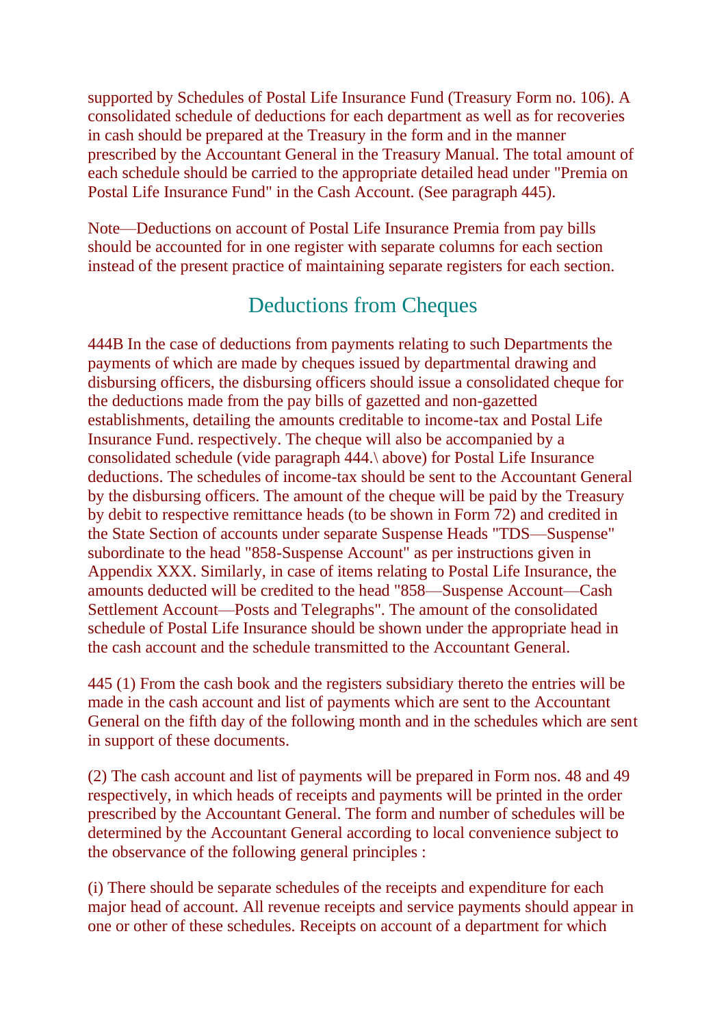supported by Schedules of Postal Life Insurance Fund (Treasury Form no. 106). A consolidated schedule of deductions for each department as well as for recoveries in cash should be prepared at the Treasury in the form and in the manner prescribed by the Accountant General in the Treasury Manual. The total amount of each schedule should be carried to the appropriate detailed head under "Premia on Postal Life Insurance Fund" in the Cash Account. (See paragraph 445).

Note—Deductions on account of Postal Life Insurance Premia from pay bills should be accounted for in one register with separate columns for each section instead of the present practice of maintaining separate registers for each section.

## Deductions from Cheques

444B In the case of deductions from payments relating to such Departments the payments of which are made by cheques issued by departmental drawing and disbursing officers, the disbursing officers should issue a consolidated cheque for the deductions made from the pay bills of gazetted and non-gazetted establishments, detailing the amounts creditable to income-tax and Postal Life Insurance Fund. respectively. The cheque will also be accompanied by a consolidated schedule (vide paragraph 444.\ above) for Postal Life Insurance deductions. The schedules of income-tax should be sent to the Accountant General by the disbursing officers. The amount of the cheque will be paid by the Treasury by debit to respective remittance heads (to be shown in Form 72) and credited in the State Section of accounts under separate Suspense Heads "TDS—Suspense" subordinate to the head "858-Suspense Account" as per instructions given in Appendix XXX. Similarly, in case of items relating to Postal Life Insurance, the amounts deducted will be credited to the head "858—Suspense Account—Cash Settlement Account—Posts and Telegraphs". The amount of the consolidated schedule of Postal Life Insurance should be shown under the appropriate head in the cash account and the schedule transmitted to the Accountant General.

445 (1) From the cash book and the registers subsidiary thereto the entries will be made in the cash account and list of payments which are sent to the Accountant General on the fifth day of the following month and in the schedules which are sent in support of these documents.

(2) The cash account and list of payments will be prepared in Form nos. 48 and 49 respectively, in which heads of receipts and payments will be printed in the order prescribed by the Accountant General. The form and number of schedules will be determined by the Accountant General according to local convenience subject to the observance of the following general principles :

(i) There should be separate schedules of the receipts and expenditure for each major head of account. All revenue receipts and service payments should appear in one or other of these schedules. Receipts on account of a department for which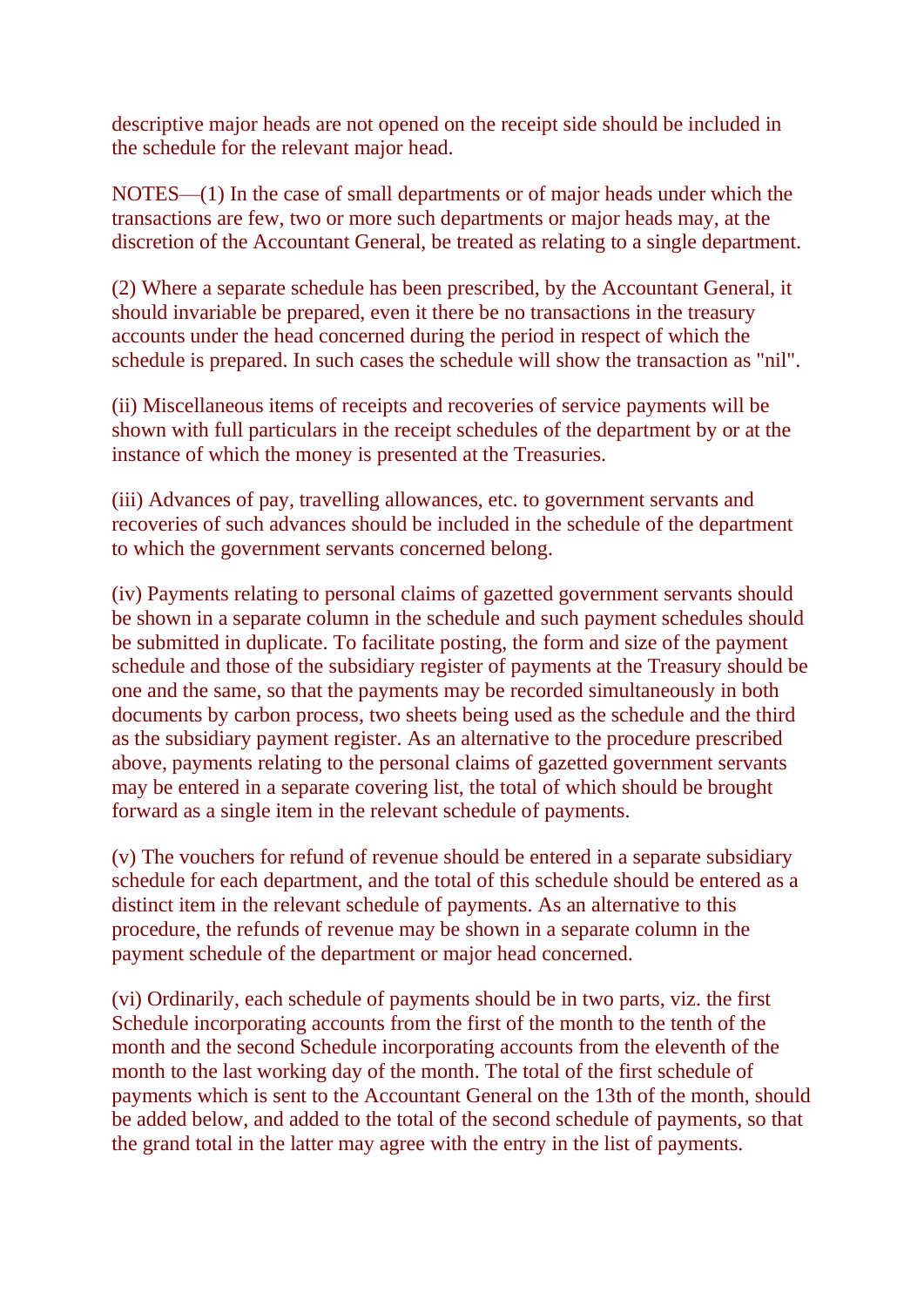descriptive major heads are not opened on the receipt side should be included in the schedule for the relevant major head.

NOTES—(1) In the case of small departments or of major heads under which the transactions are few, two or more such departments or major heads may, at the discretion of the Accountant General, be treated as relating to a single department.

(2) Where a separate schedule has been prescribed, by the Accountant General, it should invariable be prepared, even it there be no transactions in the treasury accounts under the head concerned during the period in respect of which the schedule is prepared. In such cases the schedule will show the transaction as "nil".

(ii) Miscellaneous items of receipts and recoveries of service payments will be shown with full particulars in the receipt schedules of the department by or at the instance of which the money is presented at the Treasuries.

(iii) Advances of pay, travelling allowances, etc. to government servants and recoveries of such advances should be included in the schedule of the department to which the government servants concerned belong.

(iv) Payments relating to personal claims of gazetted government servants should be shown in a separate column in the schedule and such payment schedules should be submitted in duplicate. To facilitate posting, the form and size of the payment schedule and those of the subsidiary register of payments at the Treasury should be one and the same, so that the payments may be recorded simultaneously in both documents by carbon process, two sheets being used as the schedule and the third as the subsidiary payment register. As an alternative to the procedure prescribed above, payments relating to the personal claims of gazetted government servants may be entered in a separate covering list, the total of which should be brought forward as a single item in the relevant schedule of payments.

(v) The vouchers for refund of revenue should be entered in a separate subsidiary schedule for each department, and the total of this schedule should be entered as a distinct item in the relevant schedule of payments. As an alternative to this procedure, the refunds of revenue may be shown in a separate column in the payment schedule of the department or major head concerned.

(vi) Ordinarily, each schedule of payments should be in two parts, viz. the first Schedule incorporating accounts from the first of the month to the tenth of the month and the second Schedule incorporating accounts from the eleventh of the month to the last working day of the month. The total of the first schedule of payments which is sent to the Accountant General on the 13th of the month, should be added below, and added to the total of the second schedule of payments, so that the grand total in the latter may agree with the entry in the list of payments.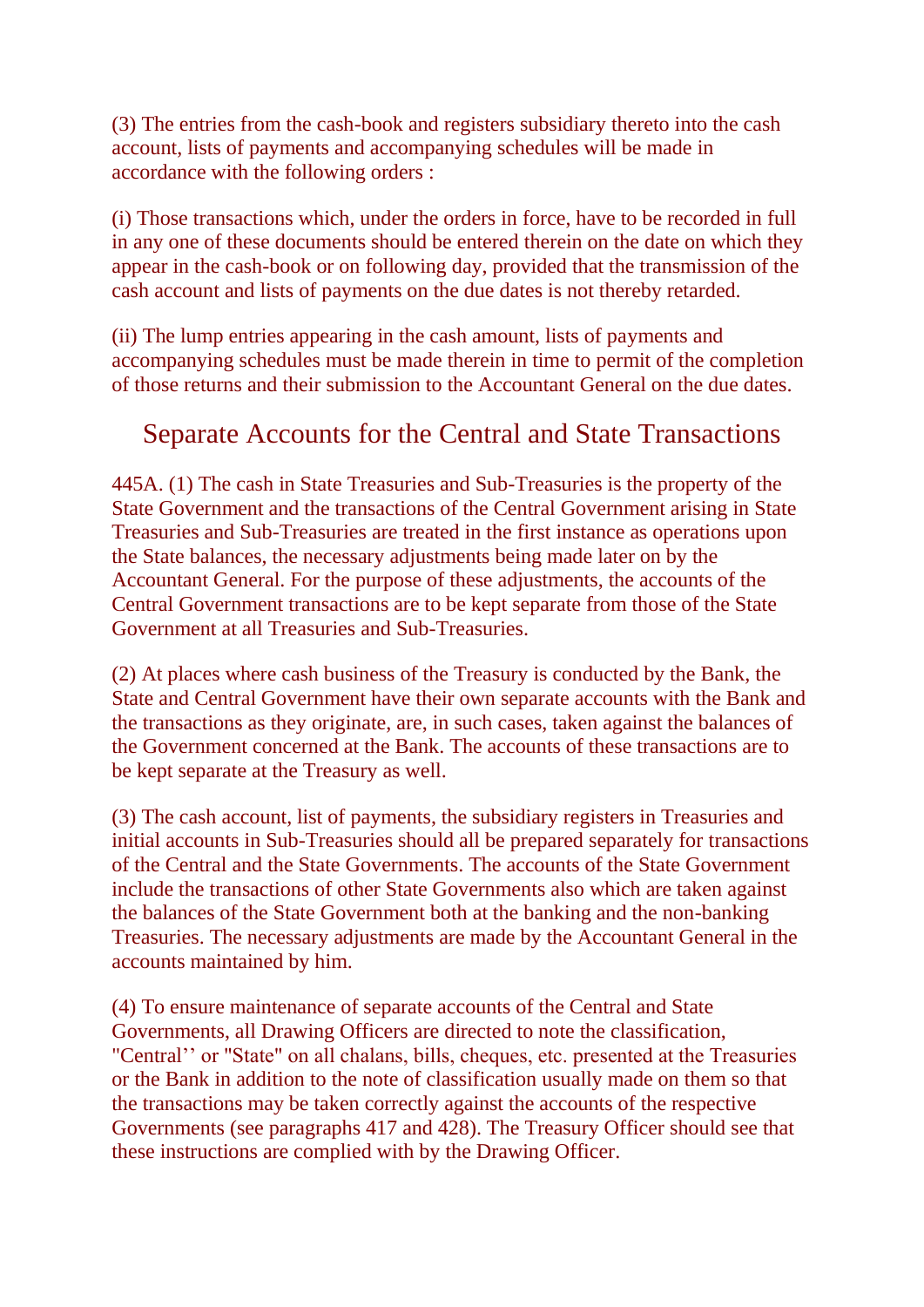(3) The entries from the cash-book and registers subsidiary thereto into the cash account, lists of payments and accompanying schedules will be made in accordance with the following orders :

(i) Those transactions which, under the orders in force, have to be recorded in full in any one of these documents should be entered therein on the date on which they appear in the cash-book or on following day, provided that the transmission of the cash account and lists of payments on the due dates is not thereby retarded.

(ii) The lump entries appearing in the cash amount, lists of payments and accompanying schedules must be made therein in time to permit of the completion of those returns and their submission to the Accountant General on the due dates.

## Separate Accounts for the Central and State Transactions

445A. (1) The cash in State Treasuries and Sub-Treasuries is the property of the State Government and the transactions of the Central Government arising in State Treasuries and Sub-Treasuries are treated in the first instance as operations upon the State balances, the necessary adjustments being made later on by the Accountant General. For the purpose of these adjustments, the accounts of the Central Government transactions are to be kept separate from those of the State Government at all Treasuries and Sub-Treasuries.

(2) At places where cash business of the Treasury is conducted by the Bank, the State and Central Government have their own separate accounts with the Bank and the transactions as they originate, are, in such cases, taken against the balances of the Government concerned at the Bank. The accounts of these transactions are to be kept separate at the Treasury as well.

(3) The cash account, list of payments, the subsidiary registers in Treasuries and initial accounts in Sub-Treasuries should all be prepared separately for transactions of the Central and the State Governments. The accounts of the State Government include the transactions of other State Governments also which are taken against the balances of the State Government both at the banking and the non-banking Treasuries. The necessary adjustments are made by the Accountant General in the accounts maintained by him.

(4) To ensure maintenance of separate accounts of the Central and State Governments, all Drawing Officers are directed to note the classification, "Central’’ or "State" on all chalans, bills, cheques, etc. presented at the Treasuries or the Bank in addition to the note of classification usually made on them so that the transactions may be taken correctly against the accounts of the respective Governments (see paragraphs 417 and 428). The Treasury Officer should see that these instructions are complied with by the Drawing Officer.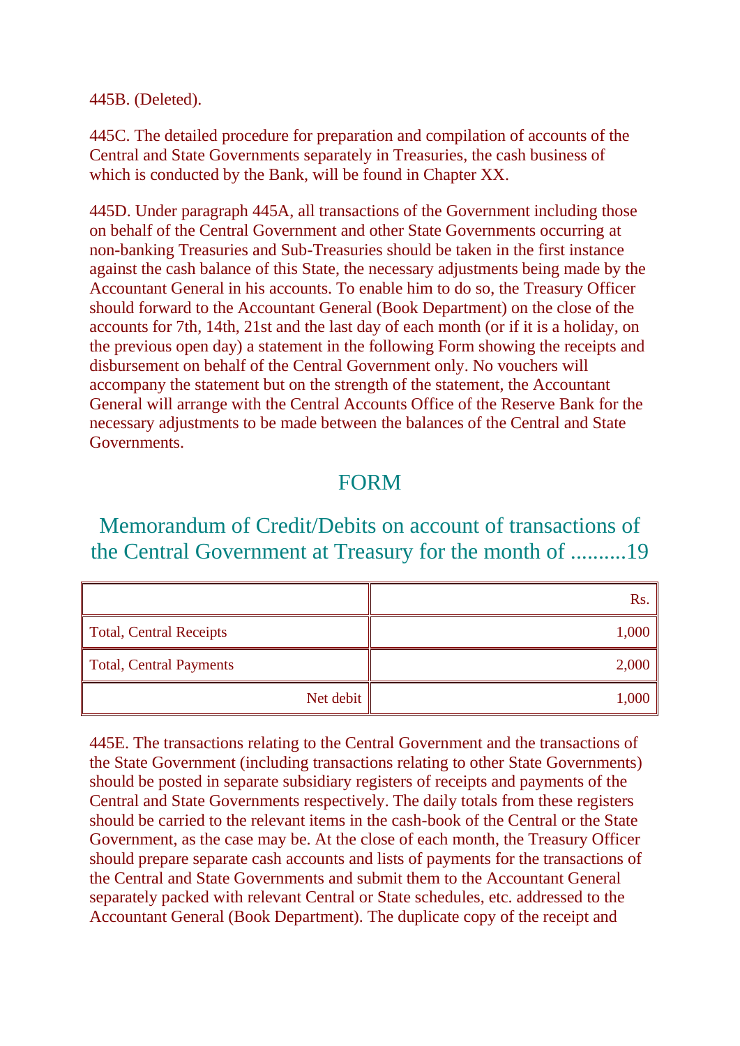445B. (Deleted).

445C. The detailed procedure for preparation and compilation of accounts of the Central and State Governments separately in Treasuries, the cash business of which is conducted by the Bank, will be found in Chapter XX.

445D. Under paragraph 445A, all transactions of the Government including those on behalf of the Central Government and other State Governments occurring at non-banking Treasuries and Sub-Treasuries should be taken in the first instance against the cash balance of this State, the necessary adjustments being made by the Accountant General in his accounts. To enable him to do so, the Treasury Officer should forward to the Accountant General (Book Department) on the close of the accounts for 7th, 14th, 21st and the last day of each month (or if it is a holiday, on the previous open day) a statement in the following Form showing the receipts and disbursement on behalf of the Central Government only. No vouchers will accompany the statement but on the strength of the statement, the Accountant General will arrange with the Central Accounts Office of the Reserve Bank for the necessary adjustments to be made between the balances of the Central and State Governments.

## FORM

## Memorandum of Credit/Debits on account of transactions of the Central Government at Treasury for the month of ..........19

| | Rs. |
|---|---:|
| Total, Central Receipts | 1,000 |
| Total, Central Payments | 2,000 |
| Net debit | 1,000 |

445E. The transactions relating to the Central Government and the transactions of the State Government (including transactions relating to other State Governments) should be posted in separate subsidiary registers of receipts and payments of the Central and State Governments respectively. The daily totals from these registers should be carried to the relevant items in the cash-book of the Central or the State Government, as the case may be. At the close of each month, the Treasury Officer should prepare separate cash accounts and lists of payments for the transactions of the Central and State Governments and submit them to the Accountant General separately packed with relevant Central or State schedules, etc. addressed to the Accountant General (Book Department). The duplicate copy of the receipt and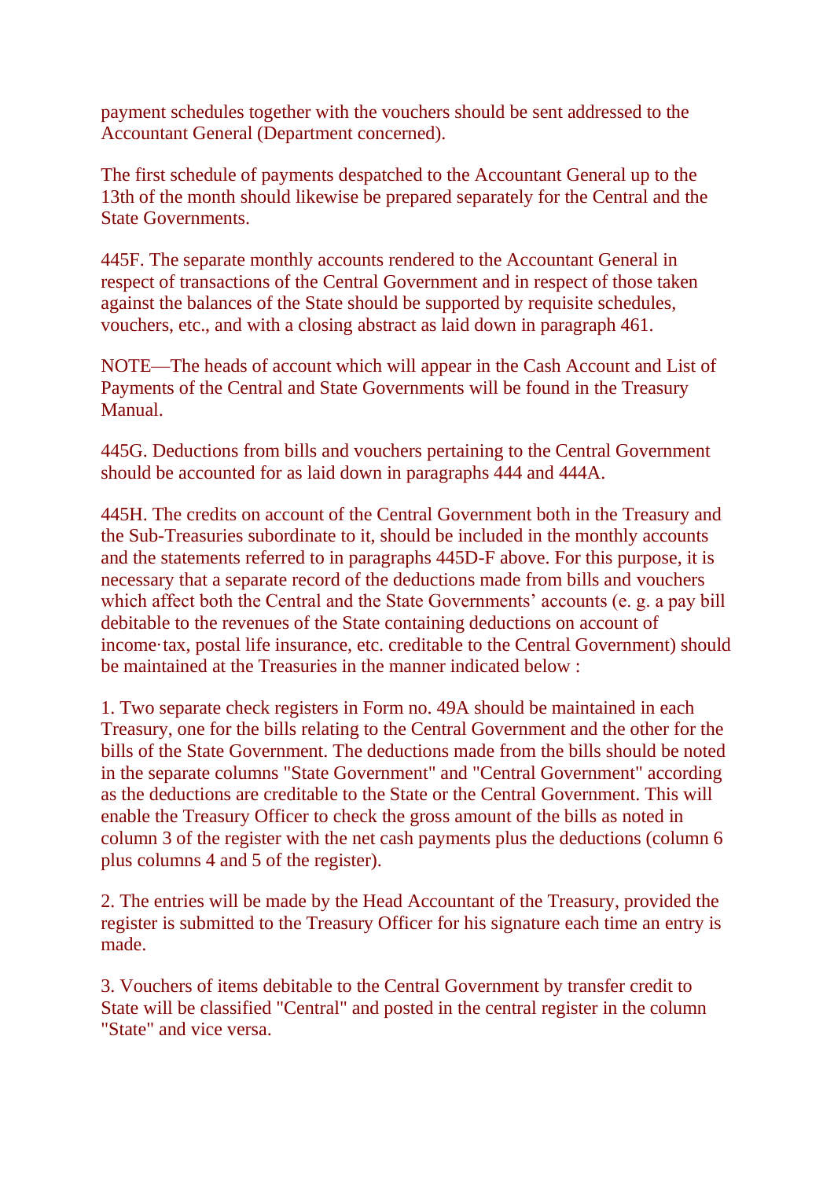payment schedules together with the vouchers should be sent addressed to the Accountant General (Department concerned).

The first schedule of payments despatched to the Accountant General up to the 13th of the month should likewise be prepared separately for the Central and the State Governments.

445F. The separate monthly accounts rendered to the Accountant General in respect of transactions of the Central Government and in respect of those taken against the balances of the State should be supported by requisite schedules, vouchers, etc., and with a closing abstract as laid down in paragraph 461.

NOTE—The heads of account which will appear in the Cash Account and List of Payments of the Central and State Governments will be found in the Treasury Manual.

445G. Deductions from bills and vouchers pertaining to the Central Government should be accounted for as laid down in paragraphs 444 and 444A.

445H. The credits on account of the Central Government both in the Treasury and the Sub-Treasuries subordinate to it, should be included in the monthly accounts and the statements referred to in paragraphs 445D-F above. For this purpose, it is necessary that a separate record of the deductions made from bills and vouchers which affect both the Central and the State Governments' accounts (e. g. a pay bill debitable to the revenues of the State containing deductions on account of income·tax, postal life insurance, etc. creditable to the Central Government) should be maintained at the Treasuries in the manner indicated below :

1. Two separate check registers in Form no. 49A should be maintained in each Treasury, one for the bills relating to the Central Government and the other for the bills of the State Government. The deductions made from the bills should be noted in the separate columns "State Government" and "Central Government" according as the deductions are creditable to the State or the Central Government. This will enable the Treasury Officer to check the gross amount of the bills as noted in column 3 of the register with the net cash payments plus the deductions (column 6 plus columns 4 and 5 of the register).

2. The entries will be made by the Head Accountant of the Treasury, provided the register is submitted to the Treasury Officer for his signature each time an entry is made.

3. Vouchers of items debitable to the Central Government by transfer credit to State will be classified "Central" and posted in the central register in the column "State" and vice versa.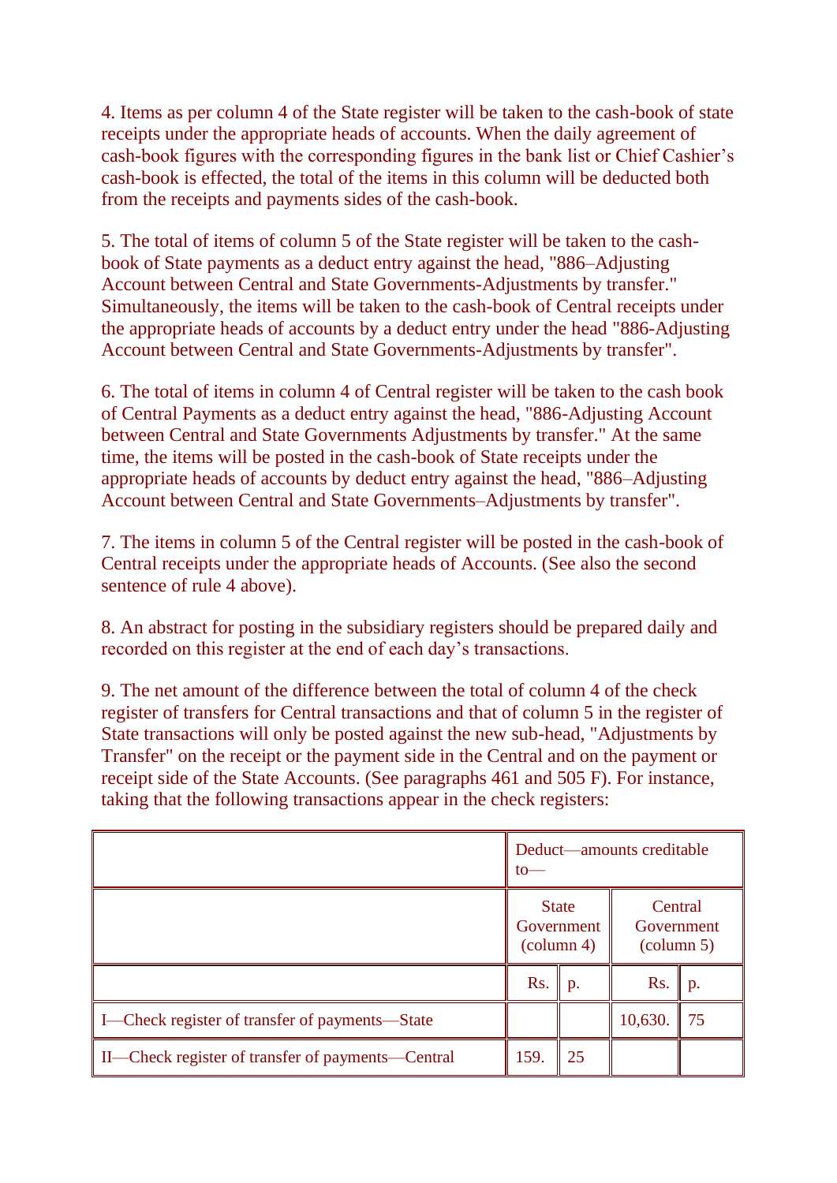4. Items as per column 4 of the State register will be taken to the cash-book of state receipts under the appropriate heads of accounts. When the daily agreement of cash-book figures with the corresponding figures in the bank list or Chief Cashier's cash-book is effected, the total of the items in this column will be deducted both from the receipts and payments sides of the cash-book.

5. The total of items of column 5 of the State register will be taken to the cash-book of State payments as a deduct entry against the head, "886–Adjusting Account between Central and State Governments-Adjustments by transfer." Simultaneously, the items will be taken to the cash-book of Central receipts under the appropriate heads of accounts by a deduct entry under the head "886-Adjusting Account between Central and State Governments-Adjustments by transfer".

6. The total of items in column 4 of Central register will be taken to the cash book of Central Payments as a deduct entry against the head, "886-Adjusting Account between Central and State Governments Adjustments by transfer." At the same time, the items will be posted in the cash-book of State receipts under the appropriate heads of accounts by deduct entry against the head, "886–Adjusting Account between Central and State Governments–Adjustments by transfer".

7. The items in column 5 of the Central register will be posted in the cash-book of Central receipts under the appropriate heads of Accounts. (See also the second sentence of rule 4 above).

8. An abstract for posting in the subsidiary registers should be prepared daily and recorded on this register at the end of each day's transactions.

9. The net amount of the difference between the total of column 4 of the check register of transfers for Central transactions and that of column 5 in the register of State transactions will only be posted against the new sub-head, "Adjustments by Transfer" on the receipt or the payment side in the Central and on the payment or receipt side of the State Accounts. (See paragraphs 461 and 505 F). For instance, taking that the following transactions appear in the check registers:

| | Deduct—amounts creditable to— | | | |
|---|---|---|---|---|
| | State Government (column 4) | | Central Government (column 5) | |
| | Rs. | p. | Rs. | p. |
| I—Check register of transfer of payments—State | | | 10,630. | 75 |
| II—Check register of transfer of payments—Central | 159. | 25 | | |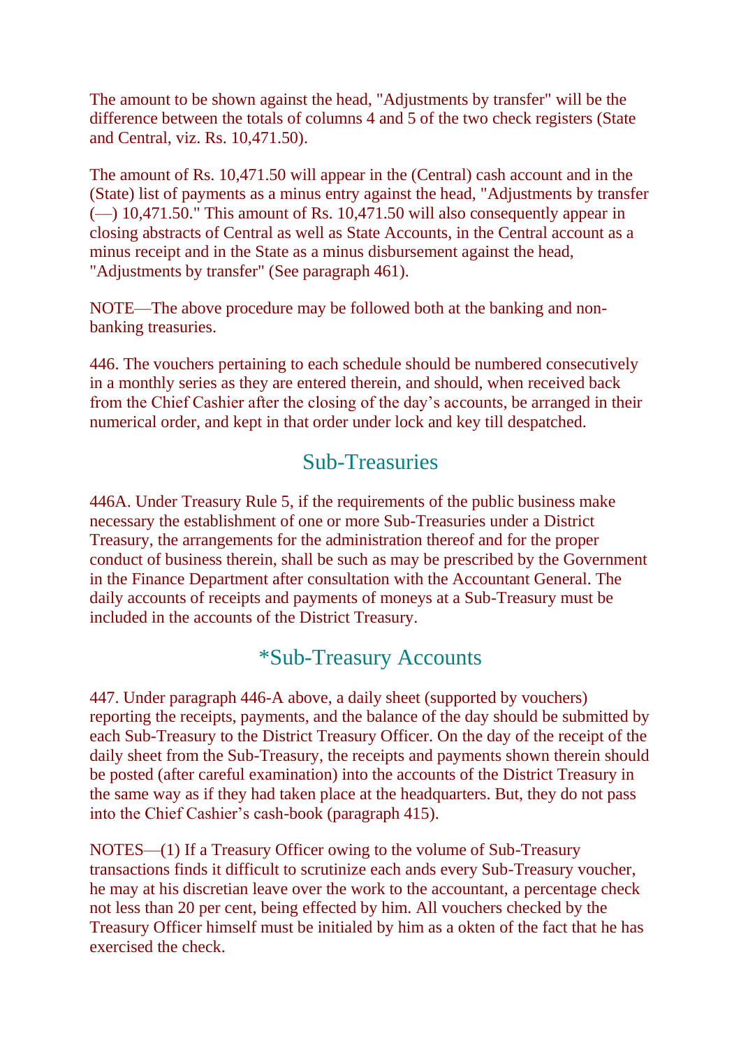The amount to be shown against the head, "Adjustments by transfer" will be the difference between the totals of columns 4 and 5 of the two check registers (State and Central, viz. Rs. 10,471.50).

The amount of Rs. 10,471.50 will appear in the (Central) cash account and in the (State) list of payments as a minus entry against the head, "Adjustments by transfer (—) 10,471.50." This amount of Rs. 10,471.50 will also consequently appear in closing abstracts of Central as well as State Accounts, in the Central account as a minus receipt and in the State as a minus disbursement against the head, "Adjustments by transfer" (See paragraph 461).

NOTE—The above procedure may be followed both at the banking and non-banking treasuries.

446. The vouchers pertaining to each schedule should be numbered consecutively in a monthly series as they are entered therein, and should, when received back from the Chief Cashier after the closing of the day's accounts, be arranged in their numerical order, and kept in that order under lock and key till despatched.

## Sub-Treasuries

446A. Under Treasury Rule 5, if the requirements of the public business make necessary the establishment of one or more Sub-Treasuries under a District Treasury, the arrangements for the administration thereof and for the proper conduct of business therein, shall be such as may be prescribed by the Government in the Finance Department after consultation with the Accountant General. The daily accounts of receipts and payments of moneys at a Sub-Treasury must be included in the accounts of the District Treasury.

## *Sub-Treasury Accounts

447. Under paragraph 446-A above, a daily sheet (supported by vouchers) reporting the receipts, payments, and the balance of the day should be submitted by each Sub-Treasury to the District Treasury Officer. On the day of the receipt of the daily sheet from the Sub-Treasury, the receipts and payments shown therein should be posted (after careful examination) into the accounts of the District Treasury in the same way as if they had taken place at the headquarters. But, they do not pass into the Chief Cashier's cash-book (paragraph 415).

NOTES—(1) If a Treasury Officer owing to the volume of Sub-Treasury transactions finds it difficult to scrutinize each ands every Sub-Treasury voucher, he may at his discretian leave over the work to the accountant, a percentage check not less than 20 per cent, being effected by him. All vouchers checked by the Treasury Officer himself must be initialed by him as a okten of the fact that he has exercised the check.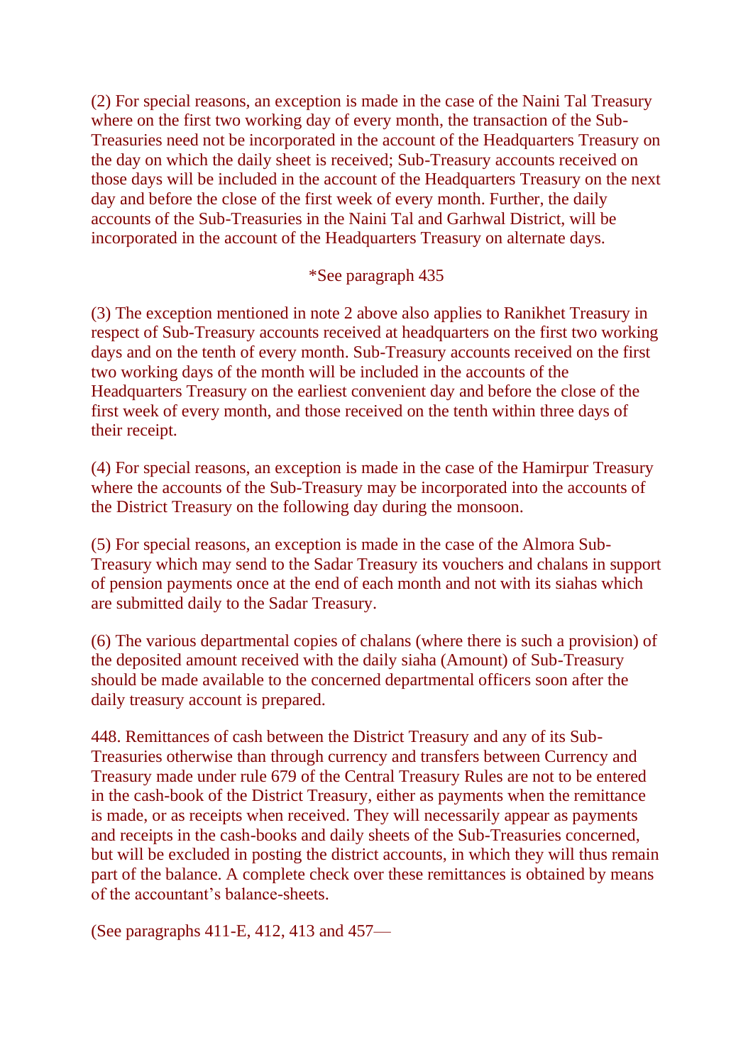(2) For special reasons, an exception is made in the case of the Naini Tal Treasury where on the first two working day of every month, the transaction of the Sub-Treasuries need not be incorporated in the account of the Headquarters Treasury on the day on which the daily sheet is received; Sub-Treasury accounts received on those days will be included in the account of the Headquarters Treasury on the next day and before the close of the first week of every month. Further, the daily accounts of the Sub-Treasuries in the Naini Tal and Garhwal District, will be incorporated in the account of the Headquarters Treasury on alternate days.

*See paragraph 435

(3) The exception mentioned in note 2 above also applies to Ranikhet Treasury in respect of Sub-Treasury accounts received at headquarters on the first two working days and on the tenth of every month. Sub-Treasury accounts received on the first two working days of the month will be included in the accounts of the Headquarters Treasury on the earliest convenient day and before the close of the first week of every month, and those received on the tenth within three days of their receipt.

(4) For special reasons, an exception is made in the case of the Hamirpur Treasury where the accounts of the Sub-Treasury may be incorporated into the accounts of the District Treasury on the following day during the monsoon.

(5) For special reasons, an exception is made in the case of the Almora Sub-Treasury which may send to the Sadar Treasury its vouchers and chalans in support of pension payments once at the end of each month and not with its siahas which are submitted daily to the Sadar Treasury.

(6) The various departmental copies of chalans (where there is such a provision) of the deposited amount received with the daily siaha (Amount) of Sub-Treasury should be made available to the concerned departmental officers soon after the daily treasury account is prepared.

448. Remittances of cash between the District Treasury and any of its Sub-Treasuries otherwise than through currency and transfers between Currency and Treasury made under rule 679 of the Central Treasury Rules are not to be entered in the cash-book of the District Treasury, either as payments when the remittance is made, or as receipts when received. They will necessarily appear as payments and receipts in the cash-books and daily sheets of the Sub-Treasuries concerned, but will be excluded in posting the district accounts, in which they will thus remain part of the balance. A complete check over these remittances is obtained by means of the accountant’s balance-sheets.

(See paragraphs 411-E, 412, 413 and 457—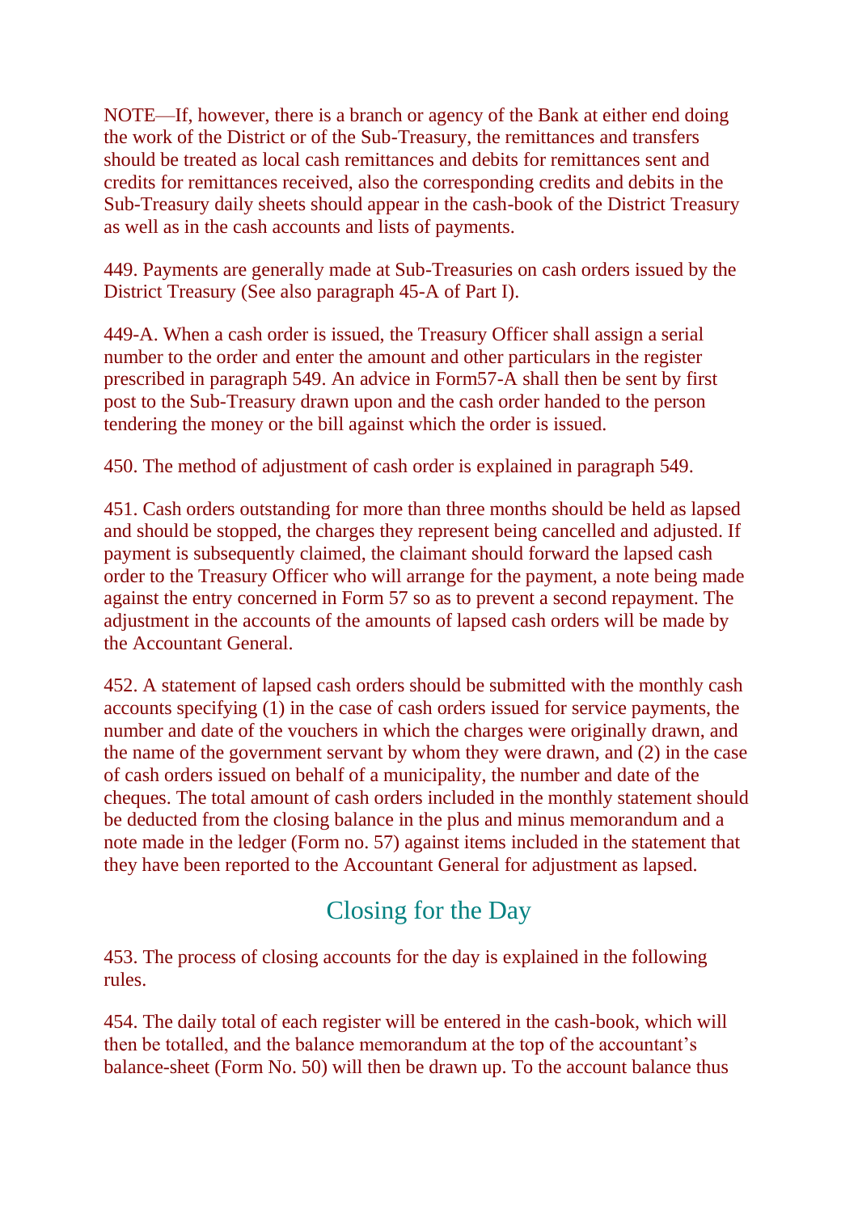NOTE—If, however, there is a branch or agency of the Bank at either end doing the work of the District or of the Sub-Treasury, the remittances and transfers should be treated as local cash remittances and debits for remittances sent and credits for remittances received, also the corresponding credits and debits in the Sub-Treasury daily sheets should appear in the cash-book of the District Treasury as well as in the cash accounts and lists of payments.

449. Payments are generally made at Sub-Treasuries on cash orders issued by the District Treasury (See also paragraph 45-A of Part I).

449-A. When a cash order is issued, the Treasury Officer shall assign a serial number to the order and enter the amount and other particulars in the register prescribed in paragraph 549. An advice in Form57-A shall then be sent by first post to the Sub-Treasury drawn upon and the cash order handed to the person tendering the money or the bill against which the order is issued.

450. The method of adjustment of cash order is explained in paragraph 549.

451. Cash orders outstanding for more than three months should be held as lapsed and should be stopped, the charges they represent being cancelled and adjusted. If payment is subsequently claimed, the claimant should forward the lapsed cash order to the Treasury Officer who will arrange for the payment, a note being made against the entry concerned in Form 57 so as to prevent a second repayment. The adjustment in the accounts of the amounts of lapsed cash orders will be made by the Accountant General.

452. A statement of lapsed cash orders should be submitted with the monthly cash accounts specifying (1) in the case of cash orders issued for service payments, the number and date of the vouchers in which the charges were originally drawn, and the name of the government servant by whom they were drawn, and (2) in the case of cash orders issued on behalf of a municipality, the number and date of the cheques. The total amount of cash orders included in the monthly statement should be deducted from the closing balance in the plus and minus memorandum and a note made in the ledger (Form no. 57) against items included in the statement that they have been reported to the Accountant General for adjustment as lapsed.

## Closing for the Day

453. The process of closing accounts for the day is explained in the following rules.

454. The daily total of each register will be entered in the cash-book, which will then be totalled, and the balance memorandum at the top of the accountant's balance-sheet (Form No. 50) will then be drawn up. To the account balance thus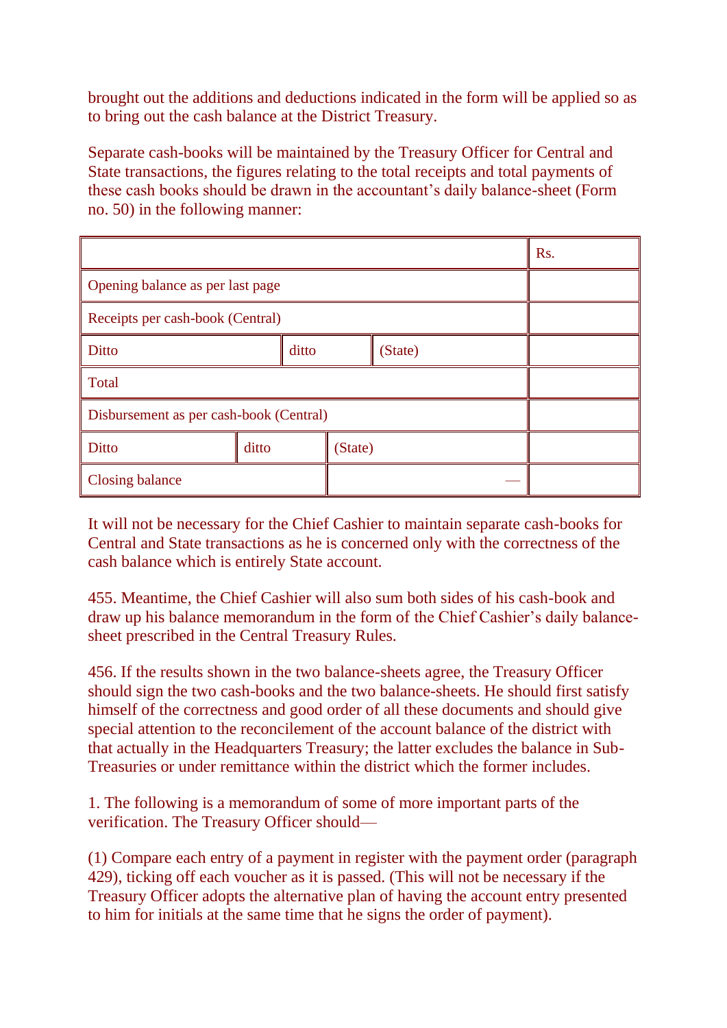brought out the additions and deductions indicated in the form will be applied so as to bring out the cash balance at the District Treasury.

Separate cash-books will be maintained by the Treasury Officer for Central and State transactions, the figures relating to the total receipts and total payments of these cash books should be drawn in the accountant's daily balance-sheet (Form no. 50) in the following manner:

| | | | Rs. |
|---|---|---|---|
| Opening balance as per last page | | | |
| Receipts per cash-book (Central) | | | |
| Ditto | ditto | (State) | |
| Total | | | |
| Disbursement as per cash-book (Central) | | | |
| Ditto | ditto | (State) | |
| Closing balance | | — | |

It will not be necessary for the Chief Cashier to maintain separate cash-books for Central and State transactions as he is concerned only with the correctness of the cash balance which is entirely State account.

455. Meantime, the Chief Cashier will also sum both sides of his cash-book and draw up his balance memorandum in the form of the Chief Cashier's daily balance-sheet prescribed in the Central Treasury Rules.

456. If the results shown in the two balance-sheets agree, the Treasury Officer should sign the two cash-books and the two balance-sheets. He should first satisfy himself of the correctness and good order of all these documents and should give special attention to the reconcilement of the account balance of the district with that actually in the Headquarters Treasury; the latter excludes the balance in Sub-Treasuries or under remittance within the district which the former includes.

1. The following is a memorandum of some of more important parts of the verification. The Treasury Officer should—

(1) Compare each entry of a payment in register with the payment order (paragraph 429), ticking off each voucher as it is passed. (This will not be necessary if the Treasury Officer adopts the alternative plan of having the account entry presented to him for initials at the same time that he signs the order of payment).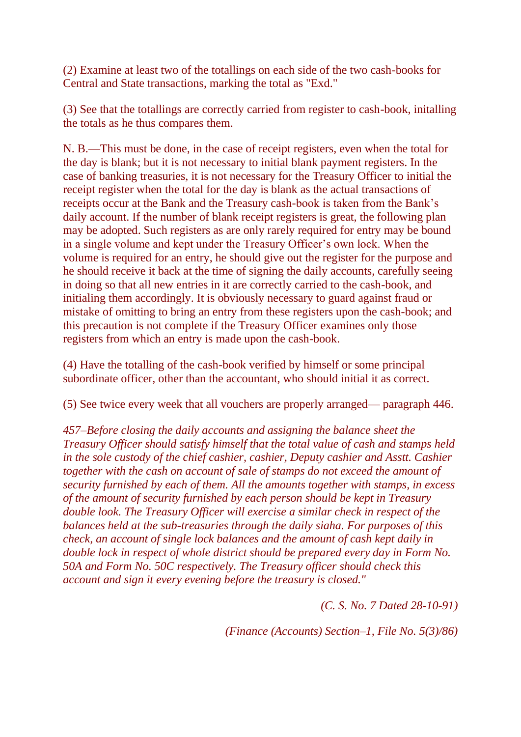(2) Examine at least two of the totallings on each side of the two cash-books for Central and State transactions, marking the total as "Exd."

(3) See that the totallings are correctly carried from register to cash-book, initalling the totals as he thus compares them.

N. B.—This must be done, in the case of receipt registers, even when the total for the day is blank; but it is not necessary to initial blank payment registers. In the case of banking treasuries, it is not necessary for the Treasury Officer to initial the receipt register when the total for the day is blank as the actual transactions of receipts occur at the Bank and the Treasury cash-book is taken from the Bank's daily account. If the number of blank receipt registers is great, the following plan may be adopted. Such registers as are only rarely required for entry may be bound in a single volume and kept under the Treasury Officer's own lock. When the volume is required for an entry, he should give out the register for the purpose and he should receive it back at the time of signing the daily accounts, carefully seeing in doing so that all new entries in it are correctly carried to the cash-book, and initialing them accordingly. It is obviously necessary to guard against fraud or mistake of omitting to bring an entry from these registers upon the cash-book; and this precaution is not complete if the Treasury Officer examines only those registers from which an entry is made upon the cash-book.

(4) Have the totalling of the cash-book verified by himself or some principal subordinate officer, other than the accountant, who should initial it as correct.

(5) See twice every week that all vouchers are properly arranged— paragraph 446.

*457–Before closing the daily accounts and assigning the balance sheet the Treasury Officer should satisfy himself that the total value of cash and stamps held in the sole custody of the chief cashier, cashier, Deputy cashier and Asstt. Cashier together with the cash on account of sale of stamps do not exceed the amount of security furnished by each of them. All the amounts together with stamps, in excess of the amount of security furnished by each person should be kept in Treasury double look. The Treasury Officer will exercise a similar check in respect of the balances held at the sub-treasuries through the daily siaha. For purposes of this check, an account of single lock balances and the amount of cash kept daily in double lock in respect of whole district should be prepared every day in Form No. 50A and Form No. 50C respectively. The Treasury officer should check this account and sign it every evening before the treasury is closed."*

*(C. S. No. 7 Dated 28-10-91)*

*(Finance (Accounts) Section–1, File No. 5(3)/86)*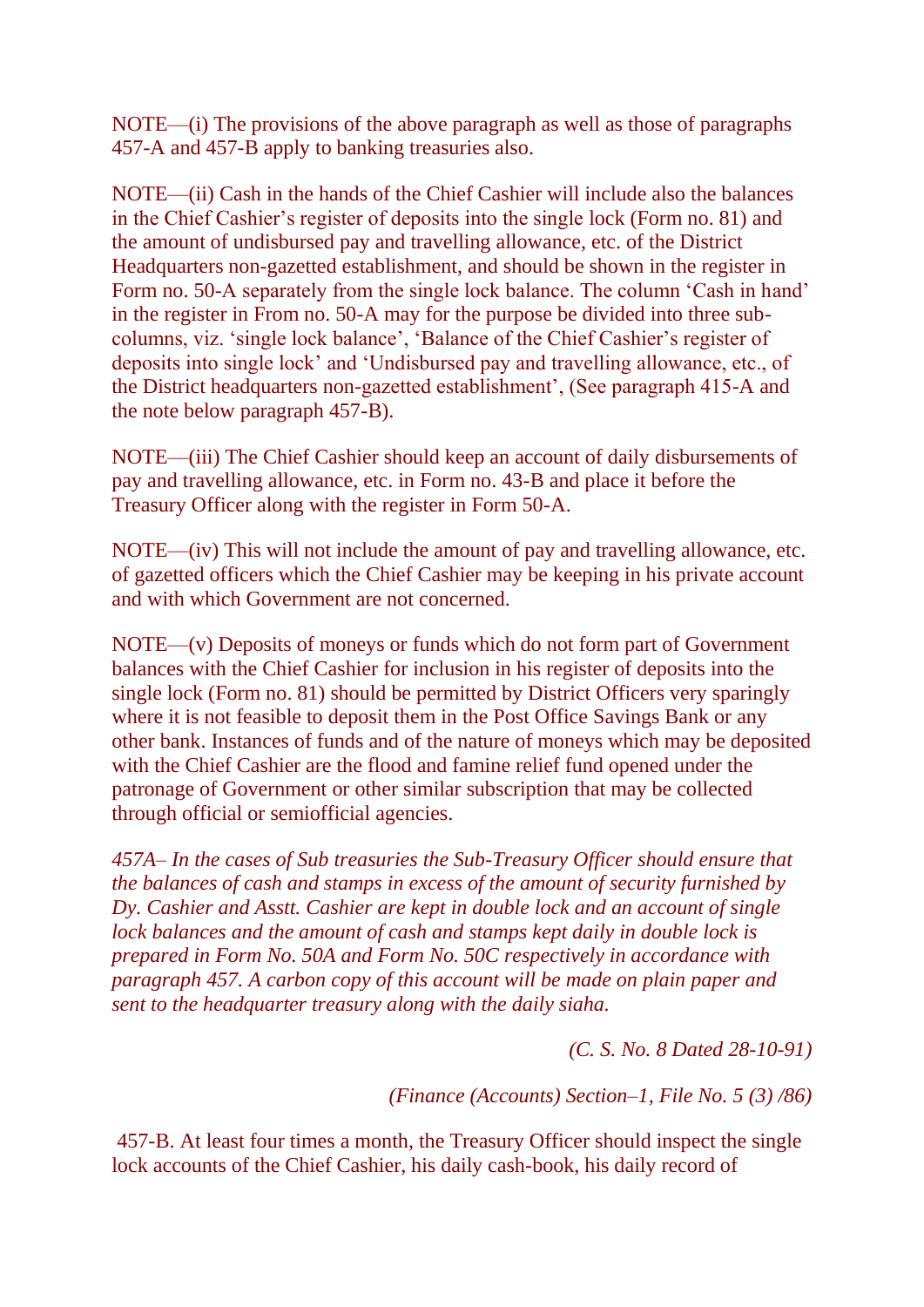NOTE—(i) The provisions of the above paragraph as well as those of paragraphs 457-A and 457-B apply to banking treasuries also.

NOTE—(ii) Cash in the hands of the Chief Cashier will include also the balances in the Chief Cashier's register of deposits into the single lock (Form no. 81) and the amount of undisbursed pay and travelling allowance, etc. of the District Headquarters non-gazetted establishment, and should be shown in the register in Form no. 50-A separately from the single lock balance. The column 'Cash in hand' in the register in From no. 50-A may for the purpose be divided into three sub-columns, viz. 'single lock balance', 'Balance of the Chief Cashier's register of deposits into single lock' and 'Undisbursed pay and travelling allowance, etc., of the District headquarters non-gazetted establishment', (See paragraph 415-A and the note below paragraph 457-B).

NOTE—(iii) The Chief Cashier should keep an account of daily disbursements of pay and travelling allowance, etc. in Form no. 43-B and place it before the Treasury Officer along with the register in Form 50-A.

NOTE—(iv) This will not include the amount of pay and travelling allowance, etc. of gazetted officers which the Chief Cashier may be keeping in his private account and with which Government are not concerned.

NOTE—(v) Deposits of moneys or funds which do not form part of Government balances with the Chief Cashier for inclusion in his register of deposits into the single lock (Form no. 81) should be permitted by District Officers very sparingly where it is not feasible to deposit them in the Post Office Savings Bank or any other bank. Instances of funds and of the nature of moneys which may be deposited with the Chief Cashier are the flood and famine relief fund opened under the patronage of Government or other similar subscription that may be collected through official or semiofficial agencies.

*457A– In the cases of Sub treasuries the Sub-Treasury Officer should ensure that the balances of cash and stamps in excess of the amount of security furnished by Dy. Cashier and Asstt. Cashier are kept in double lock and an account of single lock balances and the amount of cash and stamps kept daily in double lock is prepared in Form No. 50A and Form No. 50C respectively in accordance with paragraph 457. A carbon copy of this account will be made on plain paper and sent to the headquarter treasury along with the daily siaha.*

*(C. S. No. 8 Dated 28-10-91)*

*(Finance (Accounts) Section–1, File No. 5 (3) /86)*

457-B. At least four times a month, the Treasury Officer should inspect the single lock accounts of the Chief Cashier, his daily cash-book, his daily record of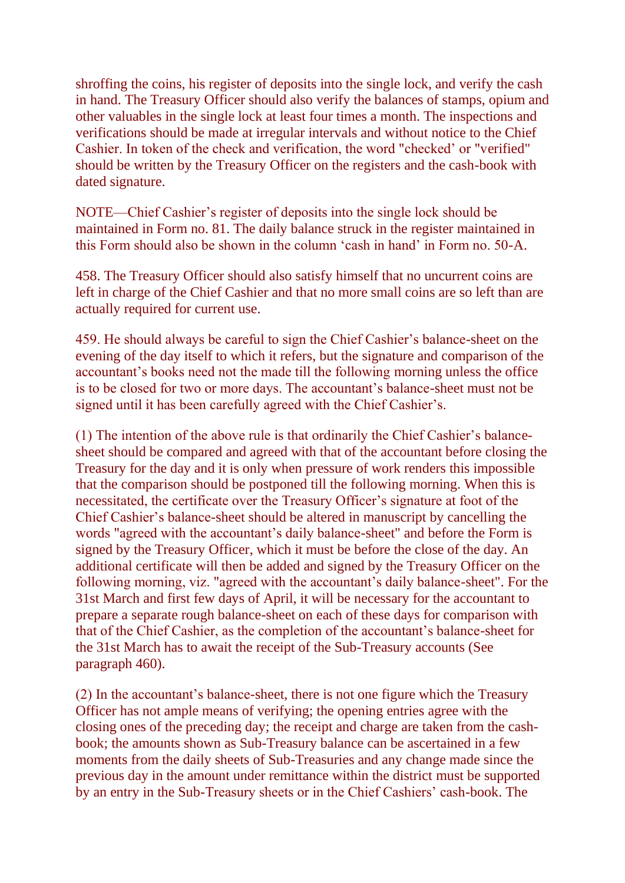shroffing the coins, his register of deposits into the single lock, and verify the cash in hand. The Treasury Officer should also verify the balances of stamps, opium and other valuables in the single lock at least four times a month. The inspections and verifications should be made at irregular intervals and without notice to the Chief Cashier. In token of the check and verification, the word "checked' or "verified" should be written by the Treasury Officer on the registers and the cash-book with dated signature.

NOTE—Chief Cashier's register of deposits into the single lock should be maintained in Form no. 81. The daily balance struck in the register maintained in this Form should also be shown in the column 'cash in hand' in Form no. 50-A.

458. The Treasury Officer should also satisfy himself that no uncurrent coins are left in charge of the Chief Cashier and that no more small coins are so left than are actually required for current use.

459. He should always be careful to sign the Chief Cashier's balance-sheet on the evening of the day itself to which it refers, but the signature and comparison of the accountant's books need not the made till the following morning unless the office is to be closed for two or more days. The accountant's balance-sheet must not be signed until it has been carefully agreed with the Chief Cashier's.

(1) The intention of the above rule is that ordinarily the Chief Cashier's balance-sheet should be compared and agreed with that of the accountant before closing the Treasury for the day and it is only when pressure of work renders this impossible that the comparison should be postponed till the following morning. When this is necessitated, the certificate over the Treasury Officer's signature at foot of the Chief Cashier's balance-sheet should be altered in manuscript by cancelling the words "agreed with the accountant's daily balance-sheet" and before the Form is signed by the Treasury Officer, which it must be before the close of the day. An additional certificate will then be added and signed by the Treasury Officer on the following morning, viz. "agreed with the accountant's daily balance-sheet". For the 31st March and first few days of April, it will be necessary for the accountant to prepare a separate rough balance-sheet on each of these days for comparison with that of the Chief Cashier, as the completion of the accountant's balance-sheet for the 31st March has to await the receipt of the Sub-Treasury accounts (See paragraph 460).

(2) In the accountant's balance-sheet, there is not one figure which the Treasury Officer has not ample means of verifying; the opening entries agree with the closing ones of the preceding day; the receipt and charge are taken from the cash-book; the amounts shown as Sub-Treasury balance can be ascertained in a few moments from the daily sheets of Sub-Treasuries and any change made since the previous day in the amount under remittance within the district must be supported by an entry in the Sub-Treasury sheets or in the Chief Cashiers' cash-book. The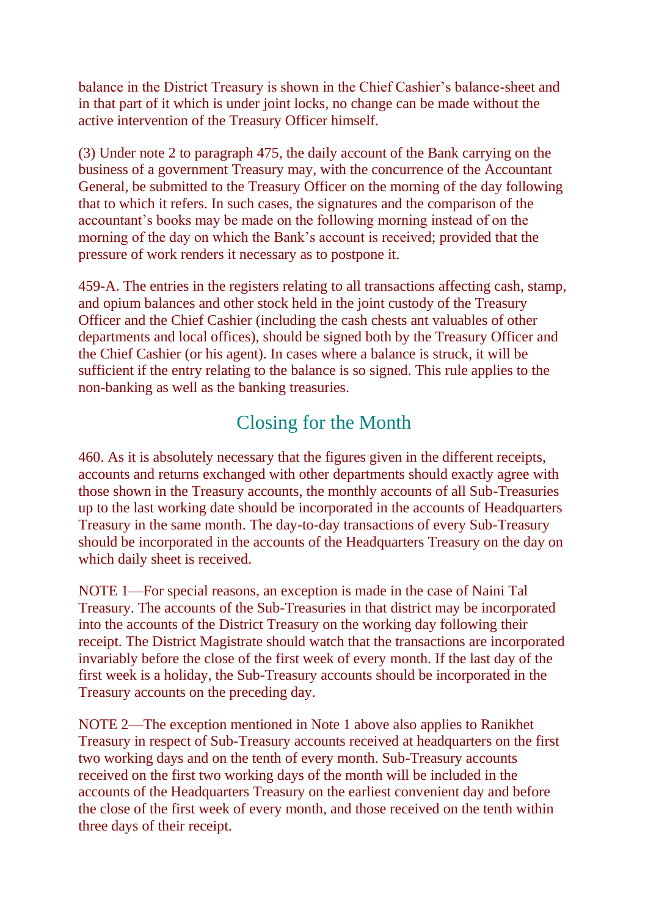balance in the District Treasury is shown in the Chief Cashier's balance-sheet and in that part of it which is under joint locks, no change can be made without the active intervention of the Treasury Officer himself.

(3) Under note 2 to paragraph 475, the daily account of the Bank carrying on the business of a government Treasury may, with the concurrence of the Accountant General, be submitted to the Treasury Officer on the morning of the day following that to which it refers. In such cases, the signatures and the comparison of the accountant's books may be made on the following morning instead of on the morning of the day on which the Bank's account is received; provided that the pressure of work renders it necessary as to postpone it.

459-A. The entries in the registers relating to all transactions affecting cash, stamp, and opium balances and other stock held in the joint custody of the Treasury Officer and the Chief Cashier (including the cash chests ant valuables of other departments and local offices), should be signed both by the Treasury Officer and the Chief Cashier (or his agent). In cases where a balance is struck, it will be sufficient if the entry relating to the balance is so signed. This rule applies to the non-banking as well as the banking treasuries.

## Closing for the Month

460. As it is absolutely necessary that the figures given in the different receipts, accounts and returns exchanged with other departments should exactly agree with those shown in the Treasury accounts, the monthly accounts of all Sub-Treasuries up to the last working date should be incorporated in the accounts of Headquarters Treasury in the same month. The day-to-day transactions of every Sub-Treasury should be incorporated in the accounts of the Headquarters Treasury on the day on which daily sheet is received.

NOTE 1—For special reasons, an exception is made in the case of Naini Tal Treasury. The accounts of the Sub-Treasuries in that district may be incorporated into the accounts of the District Treasury on the working day following their receipt. The District Magistrate should watch that the transactions are incorporated invariably before the close of the first week of every month. If the last day of the first week is a holiday, the Sub-Treasury accounts should be incorporated in the Treasury accounts on the preceding day.

NOTE 2—The exception mentioned in Note 1 above also applies to Ranikhet Treasury in respect of Sub-Treasury accounts received at headquarters on the first two working days and on the tenth of every month. Sub-Treasury accounts received on the first two working days of the month will be included in the accounts of the Headquarters Treasury on the earliest convenient day and before the close of the first week of every month, and those received on the tenth within three days of their receipt.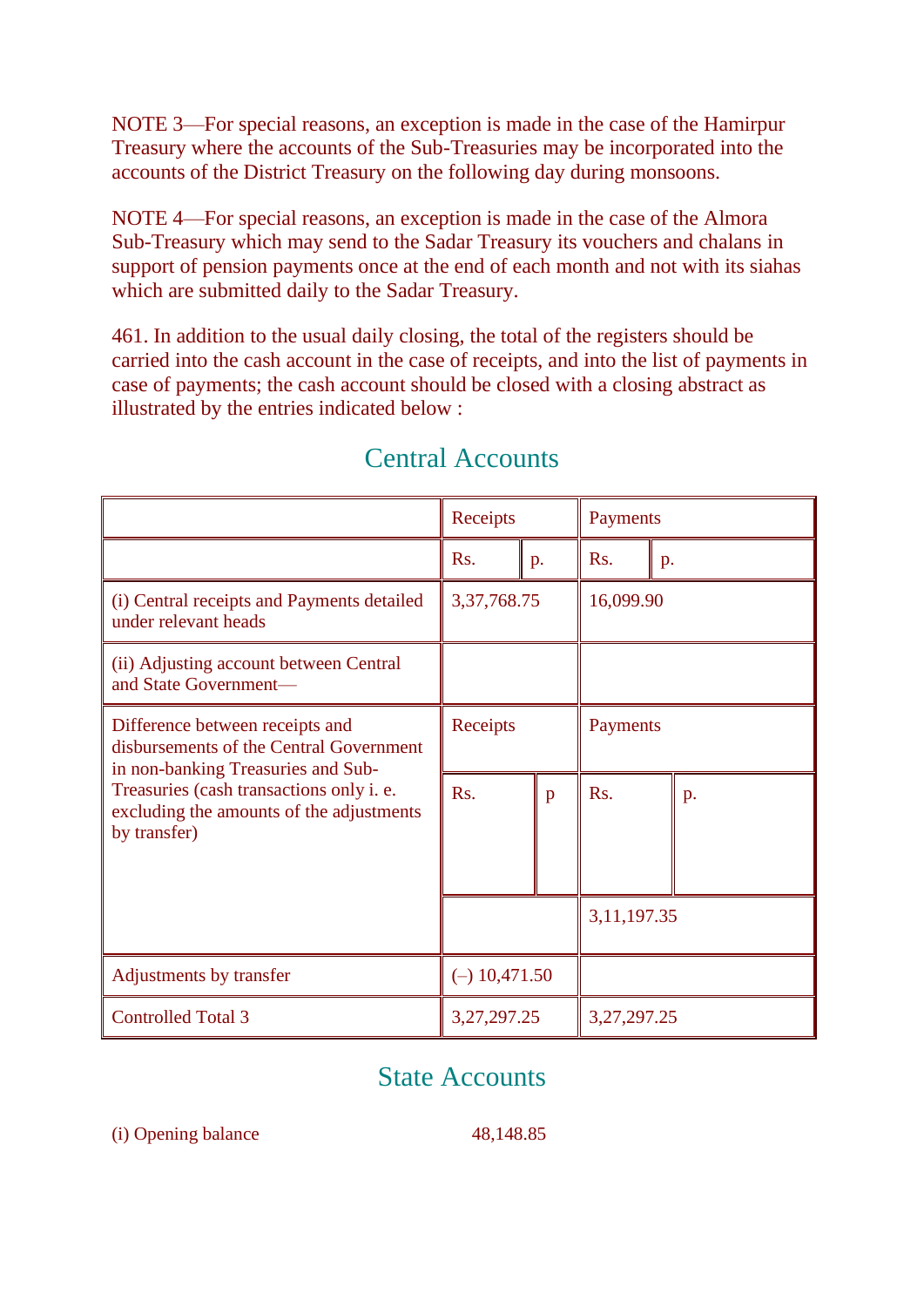NOTE 3—For special reasons, an exception is made in the case of the Hamirpur Treasury where the accounts of the Sub-Treasuries may be incorporated into the accounts of the District Treasury on the following day during monsoons.

NOTE 4—For special reasons, an exception is made in the case of the Almora Sub-Treasury which may send to the Sadar Treasury its vouchers and chalans in support of pension payments once at the end of each month and not with its siahas which are submitted daily to the Sadar Treasury.

461. In addition to the usual daily closing, the total of the registers should be carried into the cash account in the case of receipts, and into the list of payments in case of payments; the cash account should be closed with a closing abstract as illustrated by the entries indicated below :

## Central Accounts

| | Receipts | | Payments | |
|---|---|---|---|---|
| | Rs. | p. | Rs. | p. |
| (i) Central receipts and Payments detailed under relevant heads | 3,37,768.75 | | 16,099.90 | |
| (ii) Adjusting account between Central and State Government— | | | | |
| Difference between receipts and disbursements of the Central Government in non-banking Treasuries and Sub-Treasuries (cash transactions only i. e. excluding the amounts of the adjustments by transfer) | Receipts | | Payments | |
| | Rs. | p | Rs. | p. |
| | | | 3,11,197.35 | |
| Adjustments by transfer | (–) 10,471.50 | | | |
| Controlled Total 3 | 3,27,297.25 | | 3,27,297.25 | |

## State Accounts

(i) Opening balance 48,148.85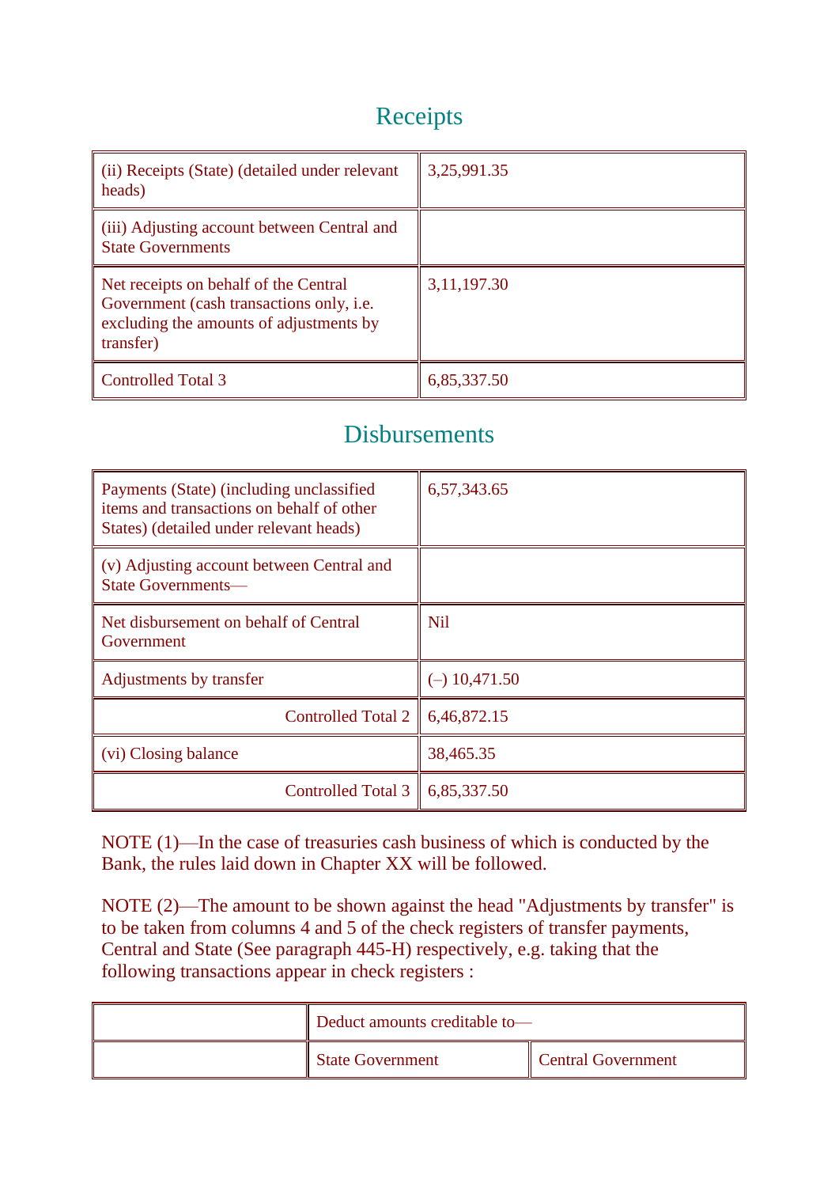## Receipts

| | |
|---|---|
| (ii) Receipts (State) (detailed under relevant heads) | 3,25,991.35 |
| (iii) Adjusting account between Central and State Governments | |
| Net receipts on behalf of the Central Government (cash transactions only, i.e. excluding the amounts of adjustments by transfer) | 3,11,197.30 |
| Controlled Total 3 | 6,85,337.50 |

## Disbursements

| | |
|---|---|
| Payments (State) (including unclassified items and transactions on behalf of other States) (detailed under relevant heads) | 6,57,343.65 |
| (v) Adjusting account between Central and State Governments— | |
| Net disbursement on behalf of Central Government | Nil |
| Adjustments by transfer | (–) 10,471.50 |
| Controlled Total 2 | 6,46,872.15 |
| (vi) Closing balance | 38,465.35 |
| Controlled Total 3 | 6,85,337.50 |

NOTE (1)—In the case of treasuries cash business of which is conducted by the Bank, the rules laid down in Chapter XX will be followed.

NOTE (2)—The amount to be shown against the head "Adjustments by transfer" is to be taken from columns 4 and 5 of the check registers of transfer payments, Central and State (See paragraph 445-H) respectively, e.g. taking that the following transactions appear in check registers :

| | Deduct amounts creditable to— | |
|---|---|---|
| | State Government | Central Government |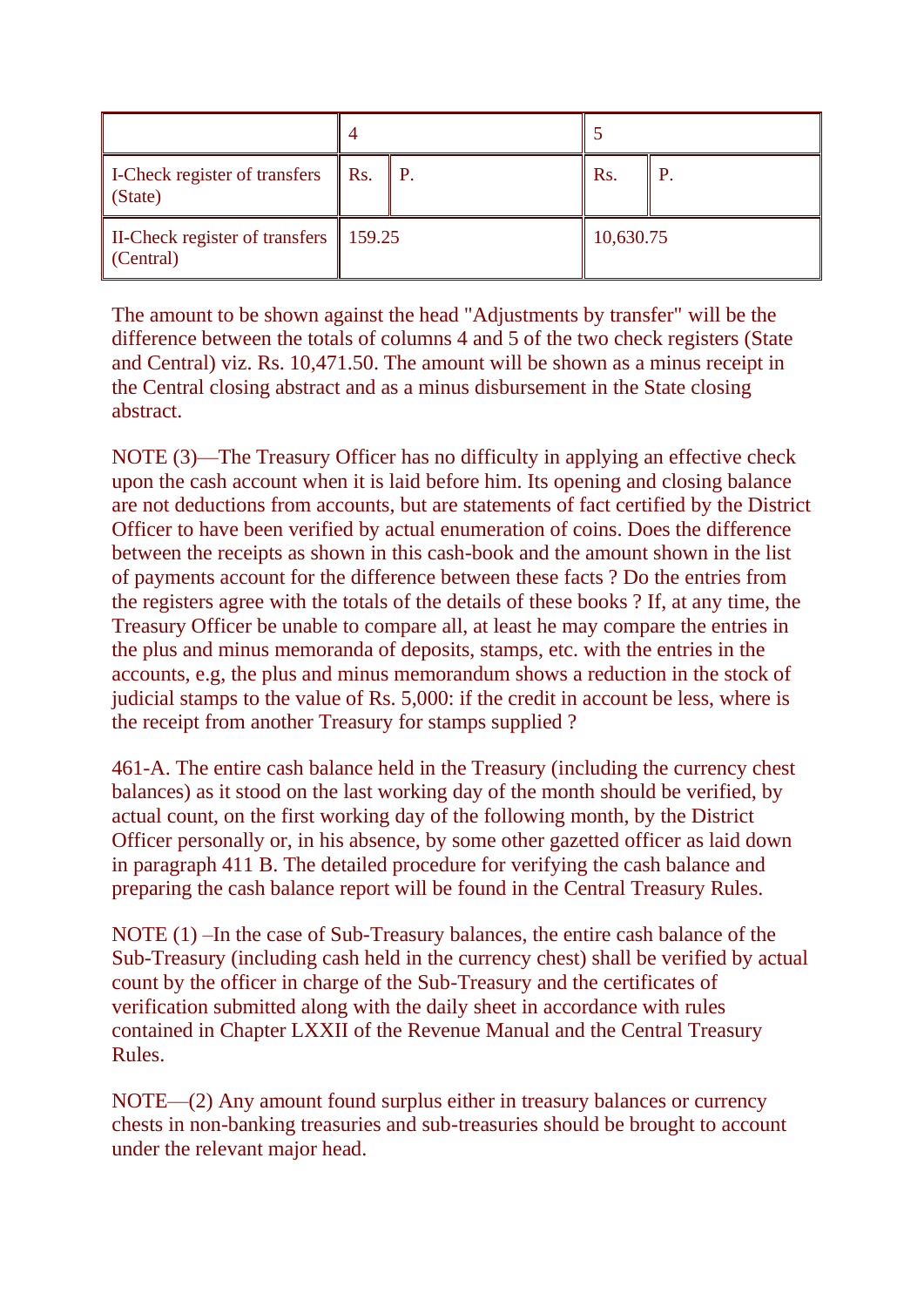| | 4 | | 5 | |
|---|---|---|---|---|
| I-Check register of transfers (State) | Rs. | P. | Rs. | P. |
| II-Check register of transfers (Central) | 159.25 | | 10,630.75 | |

The amount to be shown against the head "Adjustments by transfer" will be the difference between the totals of columns 4 and 5 of the two check registers (State and Central) viz. Rs. 10,471.50. The amount will be shown as a minus receipt in the Central closing abstract and as a minus disbursement in the State closing abstract.

NOTE (3)—The Treasury Officer has no difficulty in applying an effective check upon the cash account when it is laid before him. Its opening and closing balance are not deductions from accounts, but are statements of fact certified by the District Officer to have been verified by actual enumeration of coins. Does the difference between the receipts as shown in this cash-book and the amount shown in the list of payments account for the difference between these facts ? Do the entries from the registers agree with the totals of the details of these books ? If, at any time, the Treasury Officer be unable to compare all, at least he may compare the entries in the plus and minus memoranda of deposits, stamps, etc. with the entries in the accounts, e.g, the plus and minus memorandum shows a reduction in the stock of judicial stamps to the value of Rs. 5,000: if the credit in account be less, where is the receipt from another Treasury for stamps supplied ?

461-A. The entire cash balance held in the Treasury (including the currency chest balances) as it stood on the last working day of the month should be verified, by actual count, on the first working day of the following month, by the District Officer personally or, in his absence, by some other gazetted officer as laid down in paragraph 411 B. The detailed procedure for verifying the cash balance and preparing the cash balance report will be found in the Central Treasury Rules.

NOTE (1) –In the case of Sub-Treasury balances, the entire cash balance of the Sub-Treasury (including cash held in the currency chest) shall be verified by actual count by the officer in charge of the Sub-Treasury and the certificates of verification submitted along with the daily sheet in accordance with rules contained in Chapter LXXII of the Revenue Manual and the Central Treasury Rules.

NOTE—(2) Any amount found surplus either in treasury balances or currency chests in non-banking treasuries and sub-treasuries should be brought to account under the relevant major head.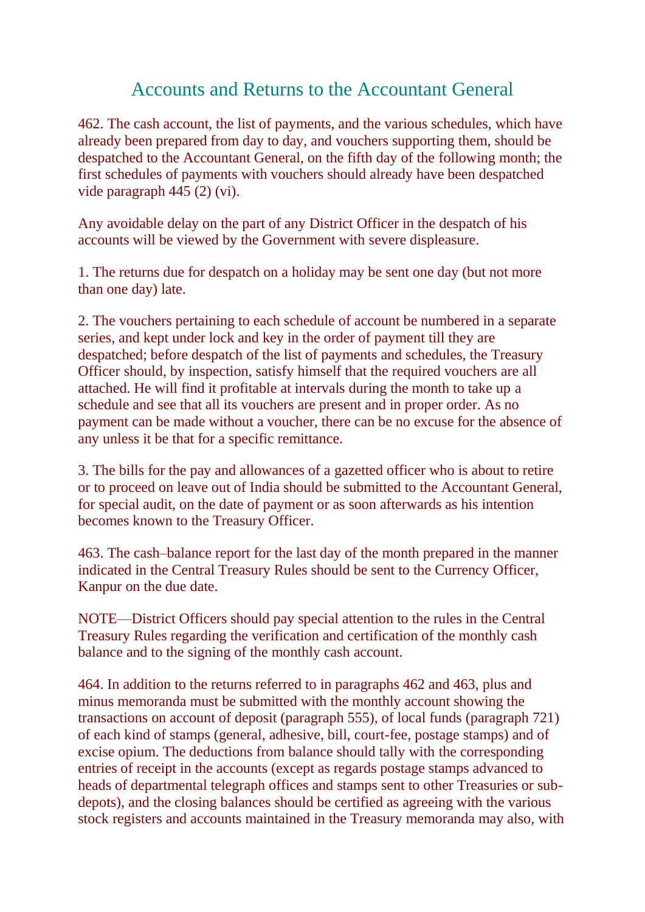# Accounts and Returns to the Accountant General

462. The cash account, the list of payments, and the various schedules, which have already been prepared from day to day, and vouchers supporting them, should be despatched to the Accountant General, on the fifth day of the following month; the first schedules of payments with vouchers should already have been despatched vide paragraph 445 (2) (vi).

Any avoidable delay on the part of any District Officer in the despatch of his accounts will be viewed by the Government with severe displeasure.

1. The returns due for despatch on a holiday may be sent one day (but not more than one day) late.

2. The vouchers pertaining to each schedule of account be numbered in a separate series, and kept under lock and key in the order of payment till they are despatched; before despatch of the list of payments and schedules, the Treasury Officer should, by inspection, satisfy himself that the required vouchers are all attached. He will find it profitable at intervals during the month to take up a schedule and see that all its vouchers are present and in proper order. As no payment can be made without a voucher, there can be no excuse for the absence of any unless it be that for a specific remittance.

3. The bills for the pay and allowances of a gazetted officer who is about to retire or to proceed on leave out of India should be submitted to the Accountant General, for special audit, on the date of payment or as soon afterwards as his intention becomes known to the Treasury Officer.

463. The cash–balance report for the last day of the month prepared in the manner indicated in the Central Treasury Rules should be sent to the Currency Officer, Kanpur on the due date.

NOTE—District Officers should pay special attention to the rules in the Central Treasury Rules regarding the verification and certification of the monthly cash balance and to the signing of the monthly cash account.

464. In addition to the returns referred to in paragraphs 462 and 463, plus and minus memoranda must be submitted with the monthly account showing the transactions on account of deposit (paragraph 555), of local funds (paragraph 721) of each kind of stamps (general, adhesive, bill, court-fee, postage stamps) and of excise opium. The deductions from balance should tally with the corresponding entries of receipt in the accounts (except as regards postage stamps advanced to heads of departmental telegraph offices and stamps sent to other Treasuries or sub-depots), and the closing balances should be certified as agreeing with the various stock registers and accounts maintained in the Treasury memoranda may also, with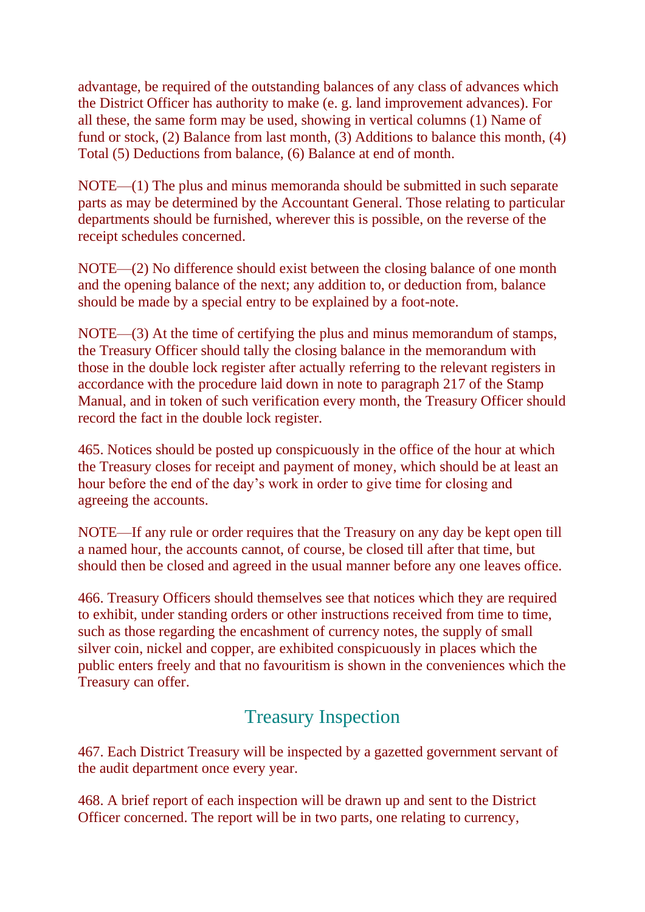advantage, be required of the outstanding balances of any class of advances which the District Officer has authority to make (e. g. land improvement advances). For all these, the same form may be used, showing in vertical columns (1) Name of fund or stock, (2) Balance from last month, (3) Additions to balance this month, (4) Total (5) Deductions from balance, (6) Balance at end of month.

NOTE—(1) The plus and minus memoranda should be submitted in such separate parts as may be determined by the Accountant General. Those relating to particular departments should be furnished, wherever this is possible, on the reverse of the receipt schedules concerned.

NOTE—(2) No difference should exist between the closing balance of one month and the opening balance of the next; any addition to, or deduction from, balance should be made by a special entry to be explained by a foot-note.

NOTE—(3) At the time of certifying the plus and minus memorandum of stamps, the Treasury Officer should tally the closing balance in the memorandum with those in the double lock register after actually referring to the relevant registers in accordance with the procedure laid down in note to paragraph 217 of the Stamp Manual, and in token of such verification every month, the Treasury Officer should record the fact in the double lock register.

465. Notices should be posted up conspicuously in the office of the hour at which the Treasury closes for receipt and payment of money, which should be at least an hour before the end of the day's work in order to give time for closing and agreeing the accounts.

NOTE—If any rule or order requires that the Treasury on any day be kept open till a named hour, the accounts cannot, of course, be closed till after that time, but should then be closed and agreed in the usual manner before any one leaves office.

466. Treasury Officers should themselves see that notices which they are required to exhibit, under standing orders or other instructions received from time to time, such as those regarding the encashment of currency notes, the supply of small silver coin, nickel and copper, are exhibited conspicuously in places which the public enters freely and that no favouritism is shown in the conveniences which the Treasury can offer.

## Treasury Inspection

467. Each District Treasury will be inspected by a gazetted government servant of the audit department once every year.

468. A brief report of each inspection will be drawn up and sent to the District Officer concerned. The report will be in two parts, one relating to currency,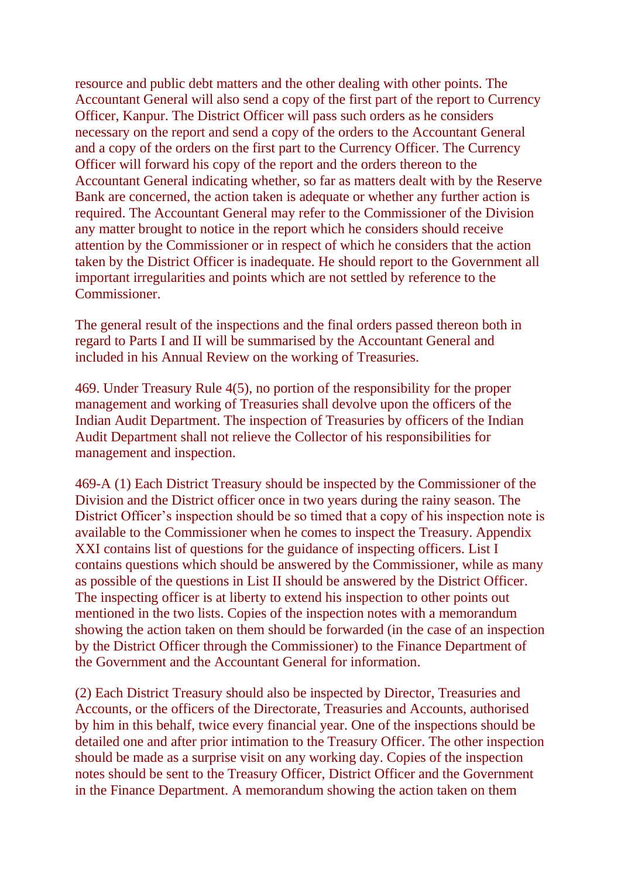resource and public debt matters and the other dealing with other points. The Accountant General will also send a copy of the first part of the report to Currency Officer, Kanpur. The District Officer will pass such orders as he considers necessary on the report and send a copy of the orders to the Accountant General and a copy of the orders on the first part to the Currency Officer. The Currency Officer will forward his copy of the report and the orders thereon to the Accountant General indicating whether, so far as matters dealt with by the Reserve Bank are concerned, the action taken is adequate or whether any further action is required. The Accountant General may refer to the Commissioner of the Division any matter brought to notice in the report which he considers should receive attention by the Commissioner or in respect of which he considers that the action taken by the District Officer is inadequate. He should report to the Government all important irregularities and points which are not settled by reference to the Commissioner.

The general result of the inspections and the final orders passed thereon both in regard to Parts I and II will be summarised by the Accountant General and included in his Annual Review on the working of Treasuries.

469. Under Treasury Rule 4(5), no portion of the responsibility for the proper management and working of Treasuries shall devolve upon the officers of the Indian Audit Department. The inspection of Treasuries by officers of the Indian Audit Department shall not relieve the Collector of his responsibilities for management and inspection.

469-A (1) Each District Treasury should be inspected by the Commissioner of the Division and the District officer once in two years during the rainy season. The District Officer's inspection should be so timed that a copy of his inspection note is available to the Commissioner when he comes to inspect the Treasury. Appendix XXI contains list of questions for the guidance of inspecting officers. List I contains questions which should be answered by the Commissioner, while as many as possible of the questions in List II should be answered by the District Officer. The inspecting officer is at liberty to extend his inspection to other points out mentioned in the two lists. Copies of the inspection notes with a memorandum showing the action taken on them should be forwarded (in the case of an inspection by the District Officer through the Commissioner) to the Finance Department of the Government and the Accountant General for information.

(2) Each District Treasury should also be inspected by Director, Treasuries and Accounts, or the officers of the Directorate, Treasuries and Accounts, authorised by him in this behalf, twice every financial year. One of the inspections should be detailed one and after prior intimation to the Treasury Officer. The other inspection should be made as a surprise visit on any working day. Copies of the inspection notes should be sent to the Treasury Officer, District Officer and the Government in the Finance Department. A memorandum showing the action taken on them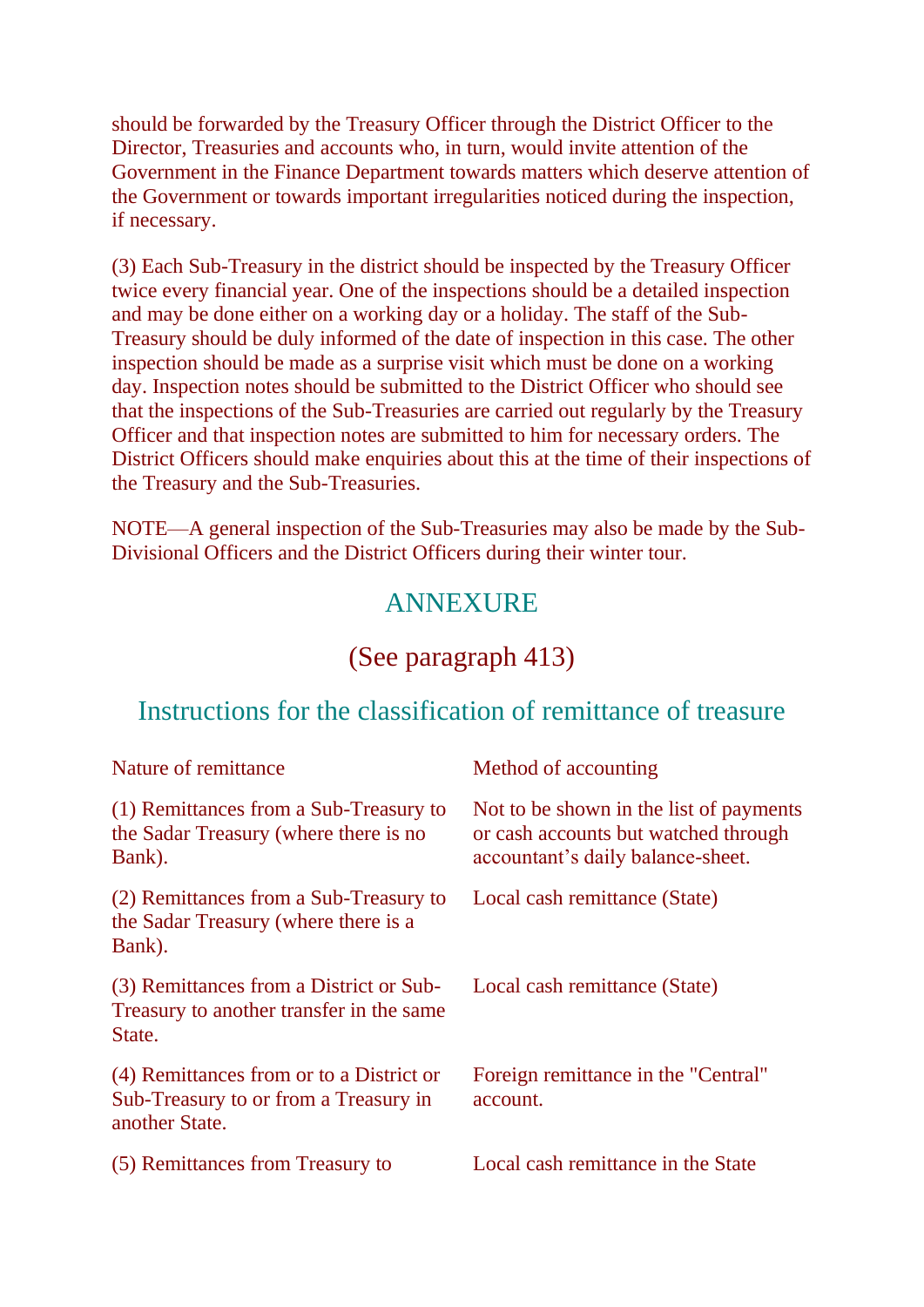should be forwarded by the Treasury Officer through the District Officer to the Director, Treasuries and accounts who, in turn, would invite attention of the Government in the Finance Department towards matters which deserve attention of the Government or towards important irregularities noticed during the inspection, if necessary.

(3) Each Sub-Treasury in the district should be inspected by the Treasury Officer twice every financial year. One of the inspections should be a detailed inspection and may be done either on a working day or a holiday. The staff of the Sub-Treasury should be duly informed of the date of inspection in this case. The other inspection should be made as a surprise visit which must be done on a working day. Inspection notes should be submitted to the District Officer who should see that the inspections of the Sub-Treasuries are carried out regularly by the Treasury Officer and that inspection notes are submitted to him for necessary orders. The District Officers should make enquiries about this at the time of their inspections of the Treasury and the Sub-Treasuries.

NOTE—A general inspection of the Sub-Treasuries may also be made by the Sub-Divisional Officers and the District Officers during their winter tour.

## ANNEXURE

### (See paragraph 413)

### Instructions for the classification of remittance of treasure

| Nature of remittance | Method of accounting |
|---|---|
| (1) Remittances from a Sub-Treasury to the Sadar Treasury (where there is no Bank). | Not to be shown in the list of payments or cash accounts but watched through accountant's daily balance-sheet. |
| (2) Remittances from a Sub-Treasury to the Sadar Treasury (where there is a Bank). | Local cash remittance (State) |
| (3) Remittances from a District or Sub-Treasury to another transfer in the same State. | Local cash remittance (State) |
| (4) Remittances from or to a District or Sub-Treasury to or from a Treasury in another State. | Foreign remittance in the "Central" account. |
| (5) Remittances from Treasury to | Local cash remittance in the State |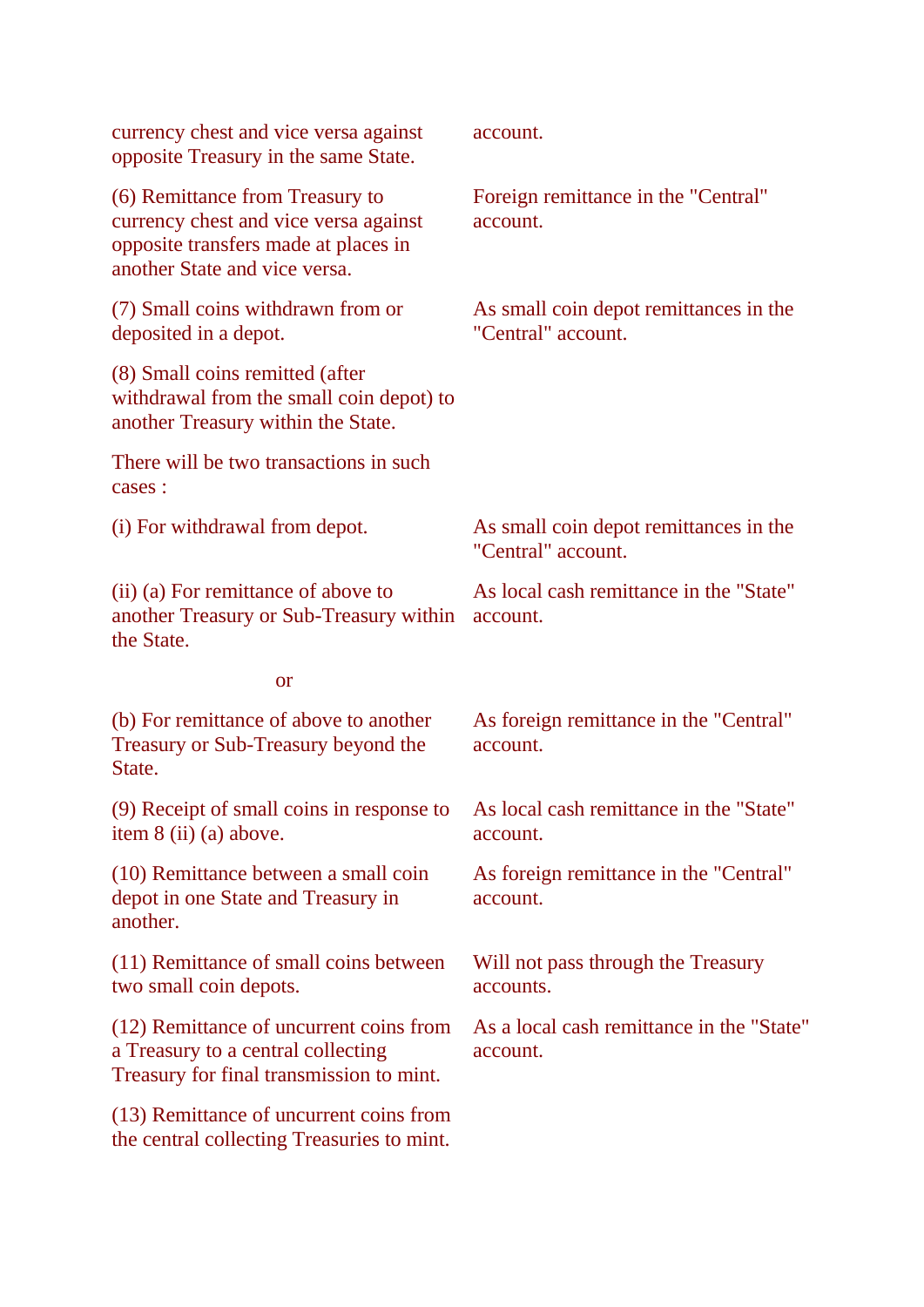| | |
|---|---|
| currency chest and vice versa against opposite Treasury in the same State. | account. |
| (6) Remittance from Treasury to currency chest and vice versa against opposite transfers made at places in another State and vice versa. | Foreign remittance in the "Central" account. |
| (7) Small coins withdrawn from or deposited in a depot. | As small coin depot remittances in the "Central" account. |
| (8) Small coins remitted (after withdrawal from the small coin depot) to another Treasury within the State. | |
| There will be two transactions in such cases : | |
| (i) For withdrawal from depot. | As small coin depot remittances in the "Central" account. |
| (ii) (a) For remittance of above to another Treasury or Sub-Treasury within the State. | As local cash remittance in the "State" account. |
| or | |
| (b) For remittance of above to another Treasury or Sub-Treasury beyond the State. | As foreign remittance in the "Central" account. |
| (9) Receipt of small coins in response to item 8 (ii) (a) above. | As local cash remittance in the "State" account. |
| (10) Remittance between a small coin depot in one State and Treasury in another. | As foreign remittance in the "Central" account. |
| (11) Remittance of small coins between two small coin depots. | Will not pass through the Treasury accounts. |
| (12) Remittance of uncurrent coins from a Treasury to a central collecting Treasury for final transmission to mint. | As a local cash remittance in the "State" account. |
| (13) Remittance of uncurrent coins from the central collecting Treasuries to mint. | |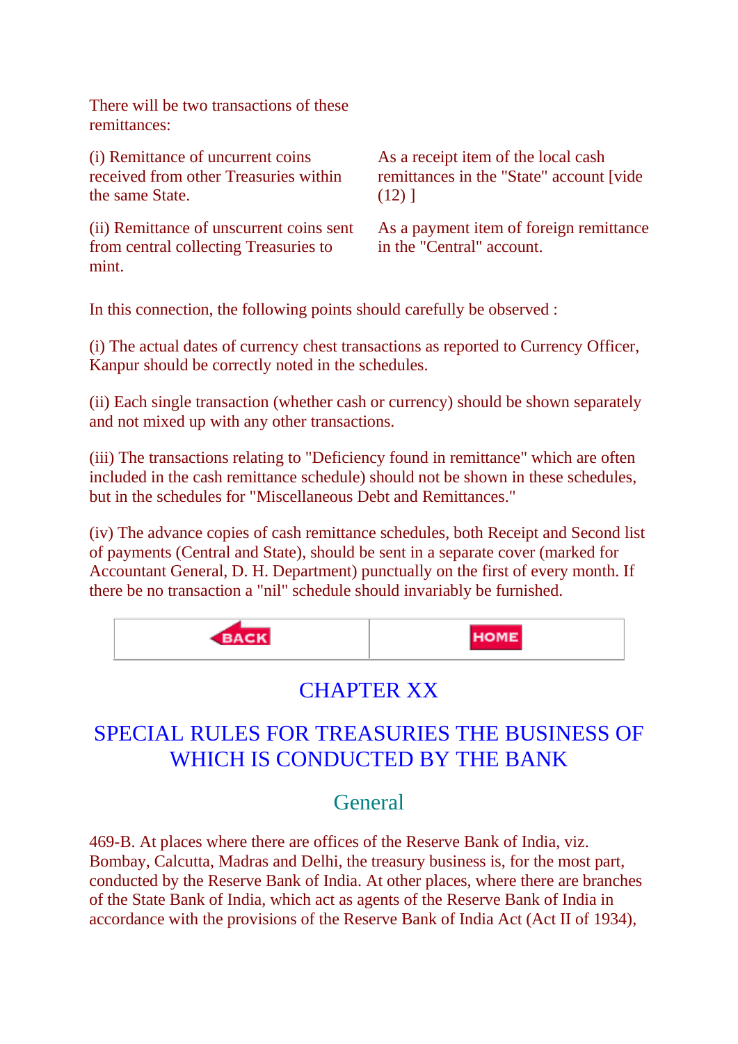There will be two transactions of these remittances:

| | |
|---|---|
| (i) Remittance of uncurrent coins received from other Treasuries within the same State. | As a receipt item of the local cash remittances in the "State" account [vide (12) ] |
| (ii) Remittance of unscurrent coins sent from central collecting Treasuries to mint. | As a payment item of foreign remittance in the "Central" account. |

In this connection, the following points should carefully be observed :

(i) The actual dates of currency chest transactions as reported to Currency Officer, Kanpur should be correctly noted in the schedules.

(ii) Each single transaction (whether cash or currency) should be shown separately and not mixed up with any other transactions.

(iii) The transactions relating to "Deficiency found in remittance" which are often included in the cash remittance schedule) should not be shown in these schedules, but in the schedules for "Miscellaneous Debt and Remittances."

(iv) The advance copies of cash remittance schedules, both Receipt and Second list of payments (Central and State), should be sent in a separate cover (marked for Accountant General, D. H. Department) punctually on the first of every month. If there be no transaction a "nil" schedule should invariably be furnished.

# CHAPTER XX

# SPECIAL RULES FOR TREASURIES THE BUSINESS OF WHICH IS CONDUCTED BY THE BANK

## General

469-B. At places where there are offices of the Reserve Bank of India, viz. Bombay, Calcutta, Madras and Delhi, the treasury business is, for the most part, conducted by the Reserve Bank of India. At other places, where there are branches of the State Bank of India, which act as agents of the Reserve Bank of India in accordance with the provisions of the Reserve Bank of India Act (Act II of 1934),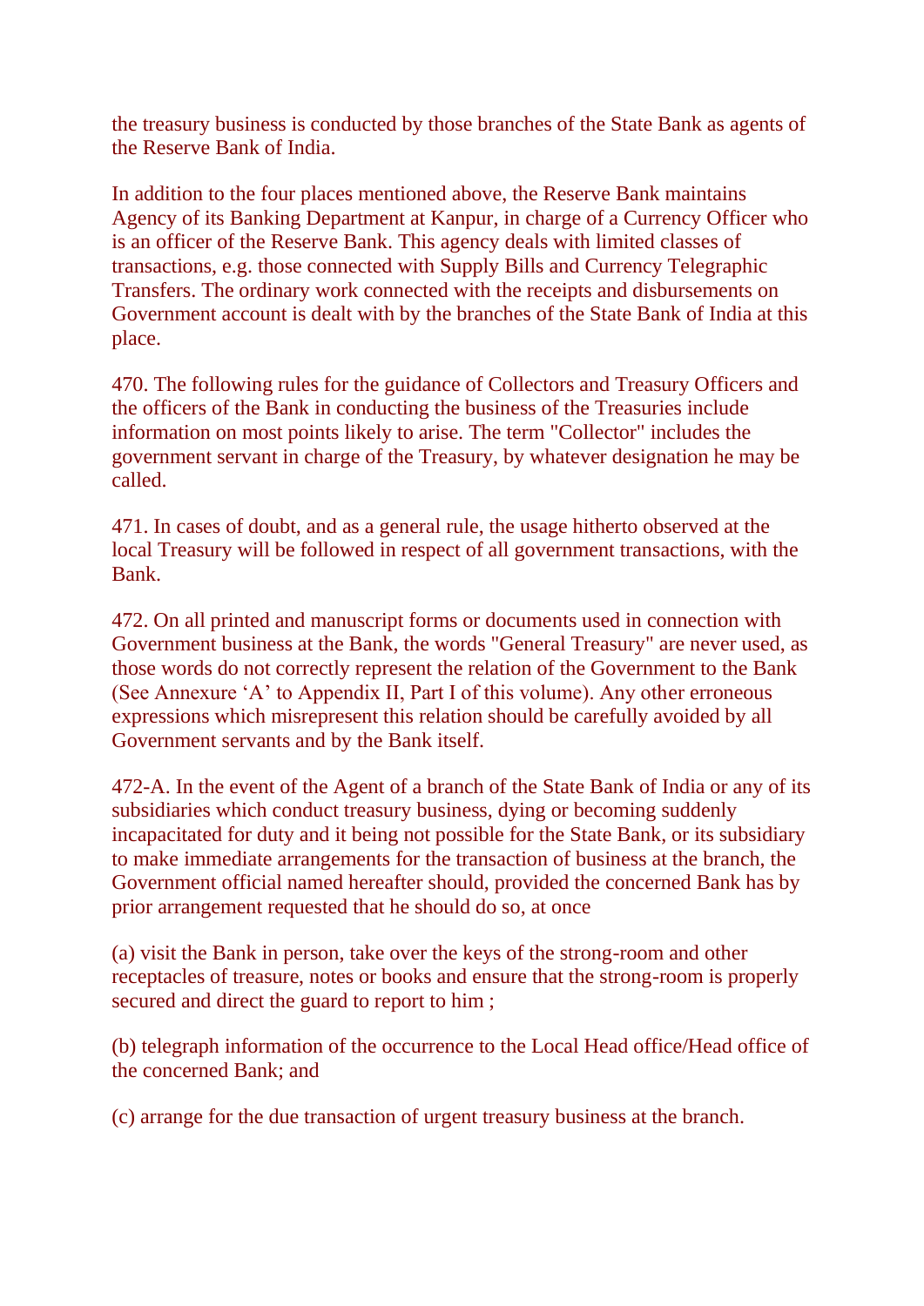the treasury business is conducted by those branches of the State Bank as agents of the Reserve Bank of India.

In addition to the four places mentioned above, the Reserve Bank maintains Agency of its Banking Department at Kanpur, in charge of a Currency Officer who is an officer of the Reserve Bank. This agency deals with limited classes of transactions, e.g. those connected with Supply Bills and Currency Telegraphic Transfers. The ordinary work connected with the receipts and disbursements on Government account is dealt with by the branches of the State Bank of India at this place.

470. The following rules for the guidance of Collectors and Treasury Officers and the officers of the Bank in conducting the business of the Treasuries include information on most points likely to arise. The term "Collector" includes the government servant in charge of the Treasury, by whatever designation he may be called.

471. In cases of doubt, and as a general rule, the usage hitherto observed at the local Treasury will be followed in respect of all government transactions, with the Bank.

472. On all printed and manuscript forms or documents used in connection with Government business at the Bank, the words "General Treasury" are never used, as those words do not correctly represent the relation of the Government to the Bank (See Annexure 'A' to Appendix II, Part I of this volume). Any other erroneous expressions which misrepresent this relation should be carefully avoided by all Government servants and by the Bank itself.

472-A. In the event of the Agent of a branch of the State Bank of India or any of its subsidiaries which conduct treasury business, dying or becoming suddenly incapacitated for duty and it being not possible for the State Bank, or its subsidiary to make immediate arrangements for the transaction of business at the branch, the Government official named hereafter should, provided the concerned Bank has by prior arrangement requested that he should do so, at once

(a) visit the Bank in person, take over the keys of the strong-room and other receptacles of treasure, notes or books and ensure that the strong-room is properly secured and direct the guard to report to him ;

(b) telegraph information of the occurrence to the Local Head office/Head office of the concerned Bank; and

(c) arrange for the due transaction of urgent treasury business at the branch.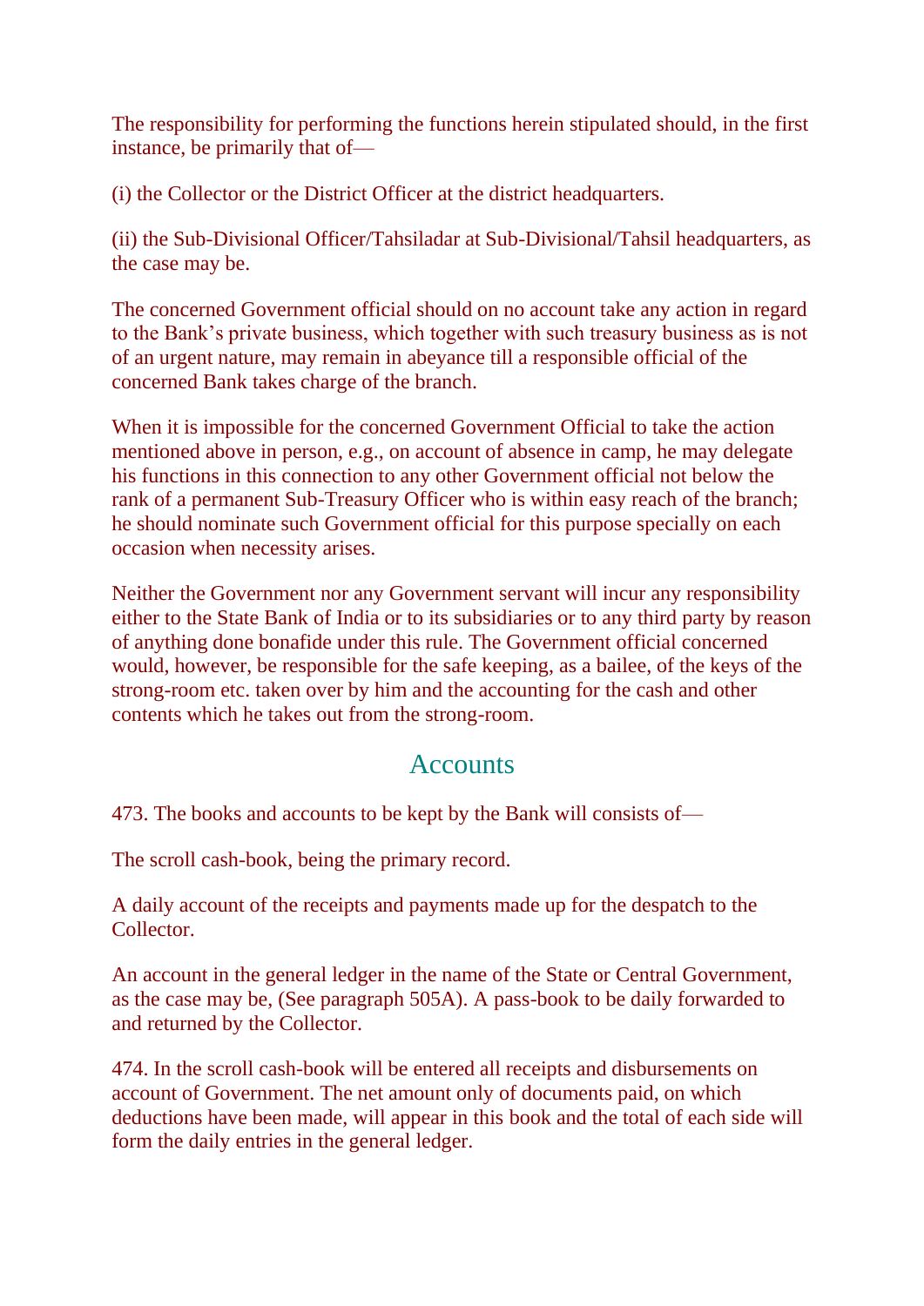The responsibility for performing the functions herein stipulated should, in the first instance, be primarily that of—

(i) the Collector or the District Officer at the district headquarters.

(ii) the Sub-Divisional Officer/Tahsiladar at Sub-Divisional/Tahsil headquarters, as the case may be.

The concerned Government official should on no account take any action in regard to the Bank's private business, which together with such treasury business as is not of an urgent nature, may remain in abeyance till a responsible official of the concerned Bank takes charge of the branch.

When it is impossible for the concerned Government Official to take the action mentioned above in person, e.g., on account of absence in camp, he may delegate his functions in this connection to any other Government official not below the rank of a permanent Sub-Treasury Officer who is within easy reach of the branch; he should nominate such Government official for this purpose specially on each occasion when necessity arises.

Neither the Government nor any Government servant will incur any responsibility either to the State Bank of India or to its subsidiaries or to any third party by reason of anything done bonafide under this rule. The Government official concerned would, however, be responsible for the safe keeping, as a bailee, of the keys of the strong-room etc. taken over by him and the accounting for the cash and other contents which he takes out from the strong-room.

## Accounts

473. The books and accounts to be kept by the Bank will consists of—

The scroll cash-book, being the primary record.

A daily account of the receipts and payments made up for the despatch to the Collector.

An account in the general ledger in the name of the State or Central Government, as the case may be, (See paragraph 505A). A pass-book to be daily forwarded to and returned by the Collector.

474. In the scroll cash-book will be entered all receipts and disbursements on account of Government. The net amount only of documents paid, on which deductions have been made, will appear in this book and the total of each side will form the daily entries in the general ledger.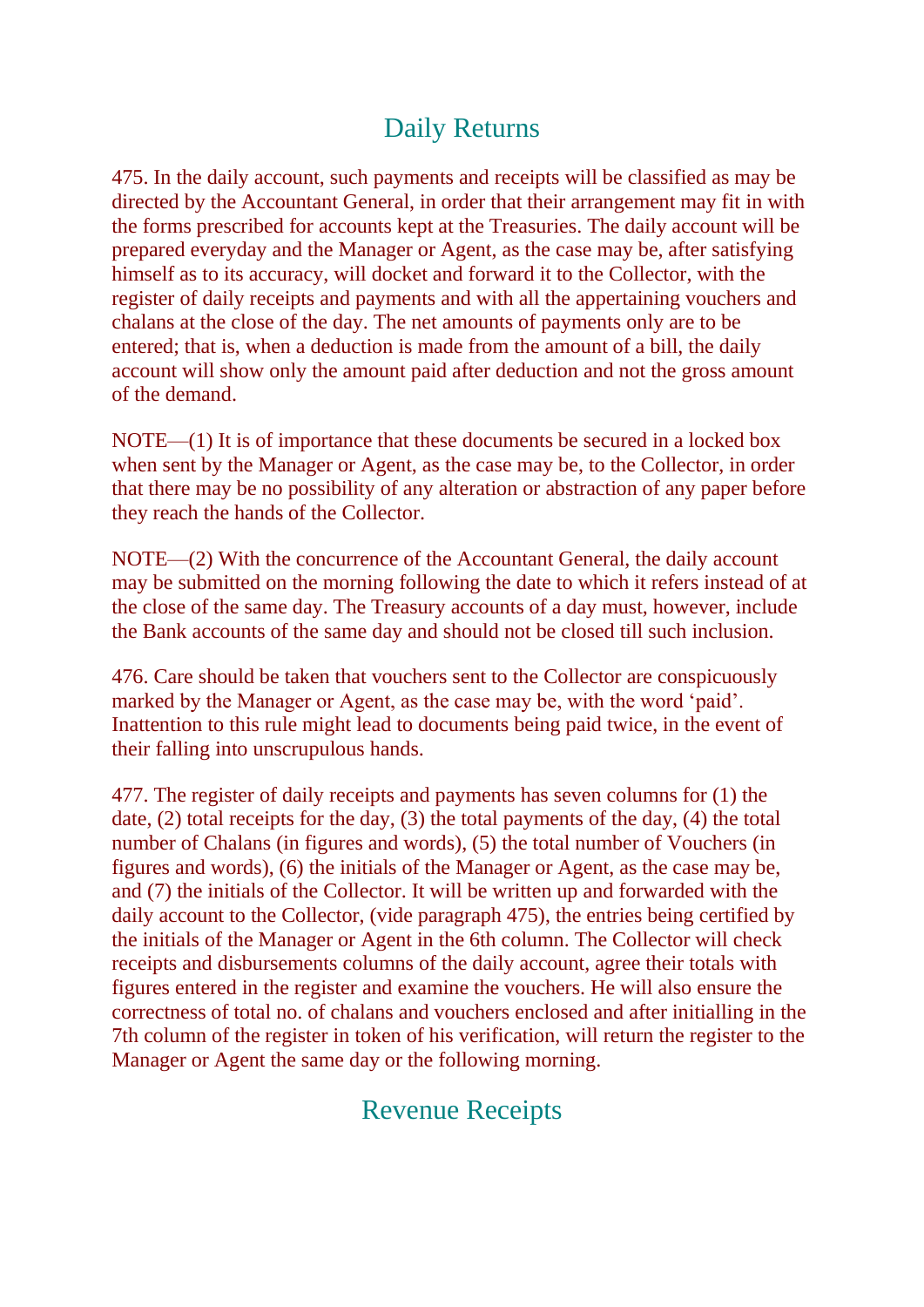## Daily Returns

475. In the daily account, such payments and receipts will be classified as may be directed by the Accountant General, in order that their arrangement may fit in with the forms prescribed for accounts kept at the Treasuries. The daily account will be prepared everyday and the Manager or Agent, as the case may be, after satisfying himself as to its accuracy, will docket and forward it to the Collector, with the register of daily receipts and payments and with all the appertaining vouchers and chalans at the close of the day. The net amounts of payments only are to be entered; that is, when a deduction is made from the amount of a bill, the daily account will show only the amount paid after deduction and not the gross amount of the demand.

NOTE—(1) It is of importance that these documents be secured in a locked box when sent by the Manager or Agent, as the case may be, to the Collector, in order that there may be no possibility of any alteration or abstraction of any paper before they reach the hands of the Collector.

NOTE—(2) With the concurrence of the Accountant General, the daily account may be submitted on the morning following the date to which it refers instead of at the close of the same day. The Treasury accounts of a day must, however, include the Bank accounts of the same day and should not be closed till such inclusion.

476. Care should be taken that vouchers sent to the Collector are conspicuously marked by the Manager or Agent, as the case may be, with the word 'paid'. Inattention to this rule might lead to documents being paid twice, in the event of their falling into unscrupulous hands.

477. The register of daily receipts and payments has seven columns for (1) the date, (2) total receipts for the day, (3) the total payments of the day, (4) the total number of Chalans (in figures and words), (5) the total number of Vouchers (in figures and words), (6) the initials of the Manager or Agent, as the case may be, and (7) the initials of the Collector. It will be written up and forwarded with the daily account to the Collector, (vide paragraph 475), the entries being certified by the initials of the Manager or Agent in the 6th column. The Collector will check receipts and disbursements columns of the daily account, agree their totals with figures entered in the register and examine the vouchers. He will also ensure the correctness of total no. of chalans and vouchers enclosed and after initialling in the 7th column of the register in token of his verification, will return the register to the Manager or Agent the same day or the following morning.

## Revenue Receipts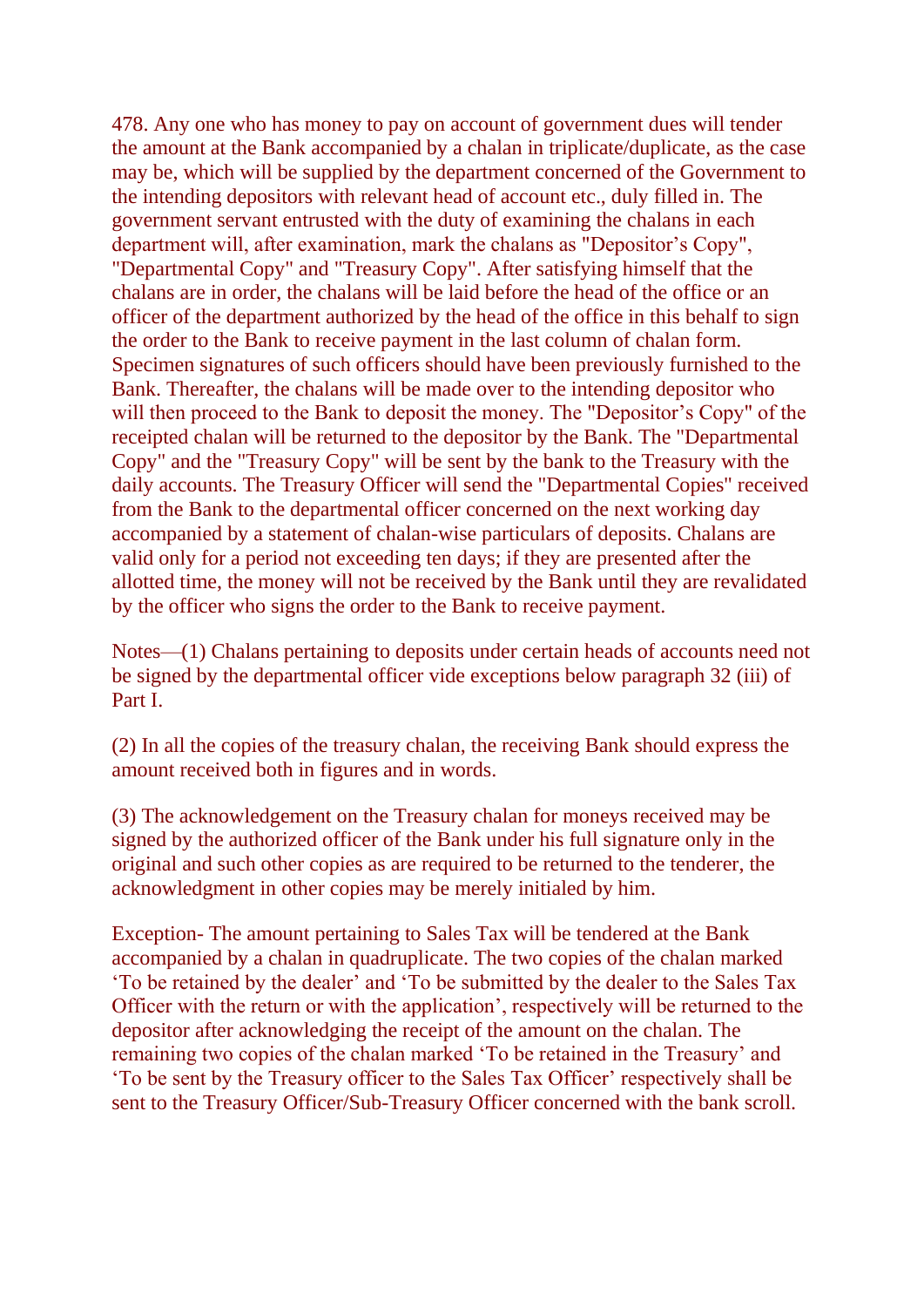478. Any one who has money to pay on account of government dues will tender the amount at the Bank accompanied by a chalan in triplicate/duplicate, as the case may be, which will be supplied by the department concerned of the Government to the intending depositors with relevant head of account etc., duly filled in. The government servant entrusted with the duty of examining the chalans in each department will, after examination, mark the chalans as "Depositor's Copy", "Departmental Copy" and "Treasury Copy". After satisfying himself that the chalans are in order, the chalans will be laid before the head of the office or an officer of the department authorized by the head of the office in this behalf to sign the order to the Bank to receive payment in the last column of chalan form. Specimen signatures of such officers should have been previously furnished to the Bank. Thereafter, the chalans will be made over to the intending depositor who will then proceed to the Bank to deposit the money. The "Depositor's Copy" of the receipted chalan will be returned to the depositor by the Bank. The "Departmental Copy" and the "Treasury Copy" will be sent by the bank to the Treasury with the daily accounts. The Treasury Officer will send the "Departmental Copies" received from the Bank to the departmental officer concerned on the next working day accompanied by a statement of chalan-wise particulars of deposits. Chalans are valid only for a period not exceeding ten days; if they are presented after the allotted time, the money will not be received by the Bank until they are revalidated by the officer who signs the order to the Bank to receive payment.

Notes—(1) Chalans pertaining to deposits under certain heads of accounts need not be signed by the departmental officer vide exceptions below paragraph 32 (iii) of Part I.

(2) In all the copies of the treasury chalan, the receiving Bank should express the amount received both in figures and in words.

(3) The acknowledgement on the Treasury chalan for moneys received may be signed by the authorized officer of the Bank under his full signature only in the original and such other copies as are required to be returned to the tenderer, the acknowledgment in other copies may be merely initialed by him.

Exception- The amount pertaining to Sales Tax will be tendered at the Bank accompanied by a chalan in quadruplicate. The two copies of the chalan marked 'To be retained by the dealer' and 'To be submitted by the dealer to the Sales Tax Officer with the return or with the application', respectively will be returned to the depositor after acknowledging the receipt of the amount on the chalan. The remaining two copies of the chalan marked 'To be retained in the Treasury' and 'To be sent by the Treasury officer to the Sales Tax Officer' respectively shall be sent to the Treasury Officer/Sub-Treasury Officer concerned with the bank scroll.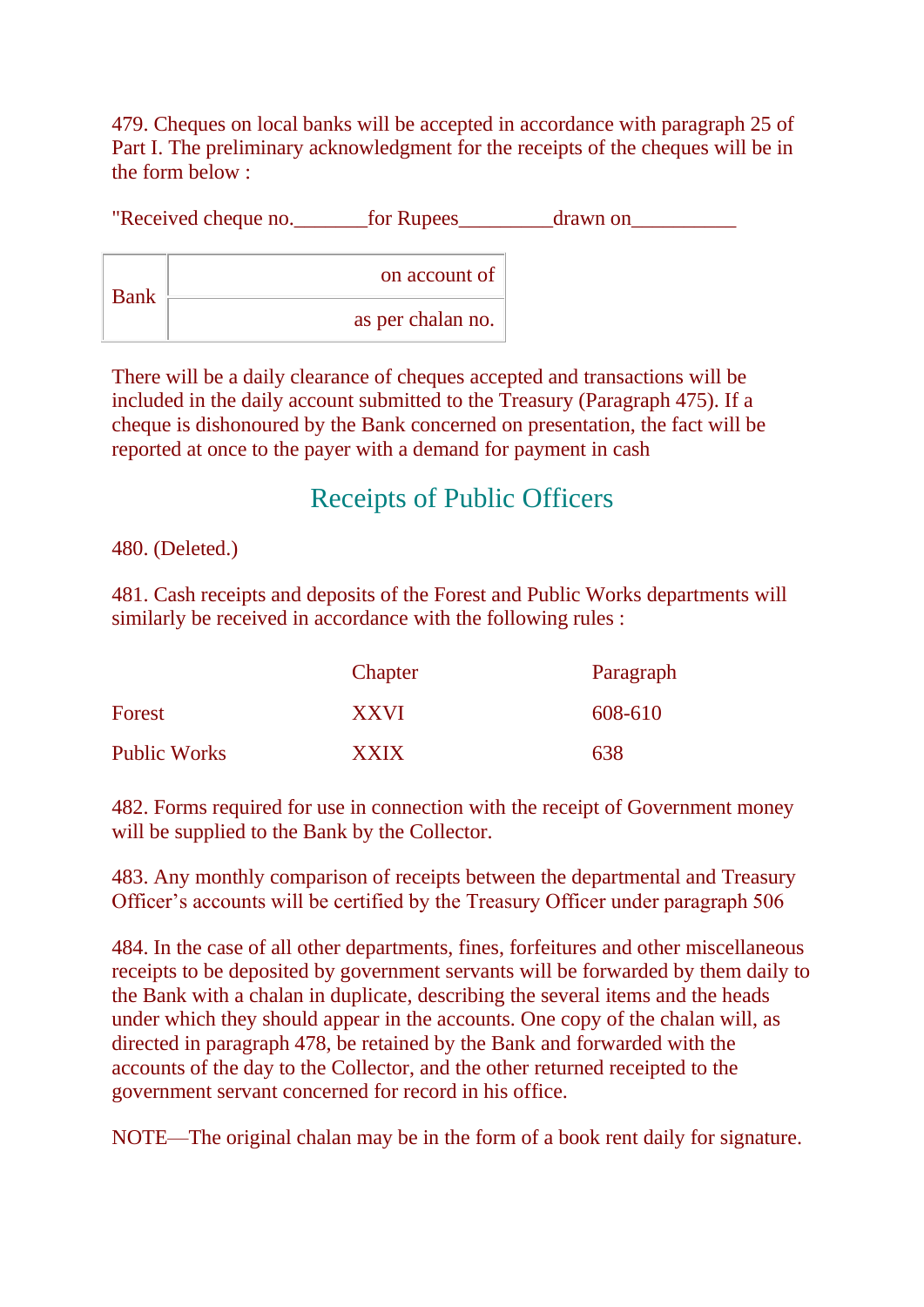479. Cheques on local banks will be accepted in accordance with paragraph 25 of Part I. The preliminary acknowledgment for the receipts of the cheques will be in the form below :

"Received cheque no.\_\_\_\_\_\_\_for Rupees\_\_\_\_\_\_\_\_\_drawn on\_\_\_\_\_\_\_\_\_\_

| Bank | on account of |
|---|---|
| | as per chalan no. |

There will be a daily clearance of cheques accepted and transactions will be included in the daily account submitted to the Treasury (Paragraph 475). If a cheque is dishonoured by the Bank concerned on presentation, the fact will be reported at once to the payer with a demand for payment in cash

## Receipts of Public Officers

480. (Deleted.)

481. Cash receipts and deposits of the Forest and Public Works departments will similarly be received in accordance with the following rules :

| | Chapter | Paragraph |
|---|---|---|
| Forest | XXVI | 608-610 |
| Public Works | XXIX | 638 |

482. Forms required for use in connection with the receipt of Government money will be supplied to the Bank by the Collector.

483. Any monthly comparison of receipts between the departmental and Treasury Officer's accounts will be certified by the Treasury Officer under paragraph 506

484. In the case of all other departments, fines, forfeitures and other miscellaneous receipts to be deposited by government servants will be forwarded by them daily to the Bank with a chalan in duplicate, describing the several items and the heads under which they should appear in the accounts. One copy of the chalan will, as directed in paragraph 478, be retained by the Bank and forwarded with the accounts of the day to the Collector, and the other returned receipted to the government servant concerned for record in his office.

NOTE—The original chalan may be in the form of a book rent daily for signature.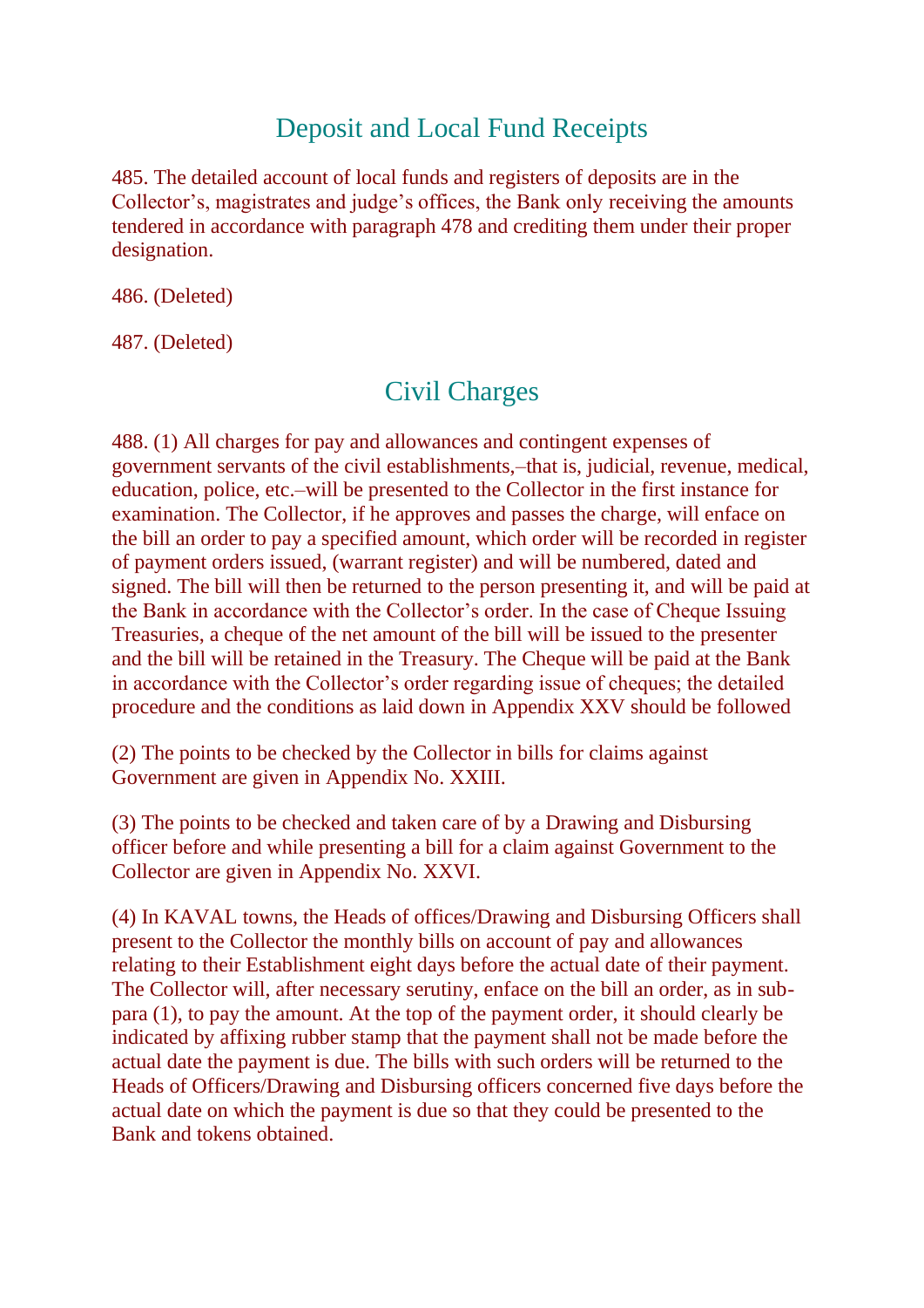## Deposit and Local Fund Receipts

485. The detailed account of local funds and registers of deposits are in the Collector's, magistrates and judge's offices, the Bank only receiving the amounts tendered in accordance with paragraph 478 and crediting them under their proper designation.

486. (Deleted)

487. (Deleted)

## Civil Charges

488. (1) All charges for pay and allowances and contingent expenses of government servants of the civil establishments,–that is, judicial, revenue, medical, education, police, etc.–will be presented to the Collector in the first instance for examination. The Collector, if he approves and passes the charge, will enface on the bill an order to pay a specified amount, which order will be recorded in register of payment orders issued, (warrant register) and will be numbered, dated and signed. The bill will then be returned to the person presenting it, and will be paid at the Bank in accordance with the Collector's order. In the case of Cheque Issuing Treasuries, a cheque of the net amount of the bill will be issued to the presenter and the bill will be retained in the Treasury. The Cheque will be paid at the Bank in accordance with the Collector's order regarding issue of cheques; the detailed procedure and the conditions as laid down in Appendix XXV should be followed

(2) The points to be checked by the Collector in bills for claims against Government are given in Appendix No. XXIII.

(3) The points to be checked and taken care of by a Drawing and Disbursing officer before and while presenting a bill for a claim against Government to the Collector are given in Appendix No. XXVI.

(4) In KAVAL towns, the Heads of offices/Drawing and Disbursing Officers shall present to the Collector the monthly bills on account of pay and allowances relating to their Establishment eight days before the actual date of their payment. The Collector will, after necessary serutiny, enface on the bill an order, as in sub-para (1), to pay the amount. At the top of the payment order, it should clearly be indicated by affixing rubber stamp that the payment shall not be made before the actual date the payment is due. The bills with such orders will be returned to the Heads of Officers/Drawing and Disbursing officers concerned five days before the actual date on which the payment is due so that they could be presented to the Bank and tokens obtained.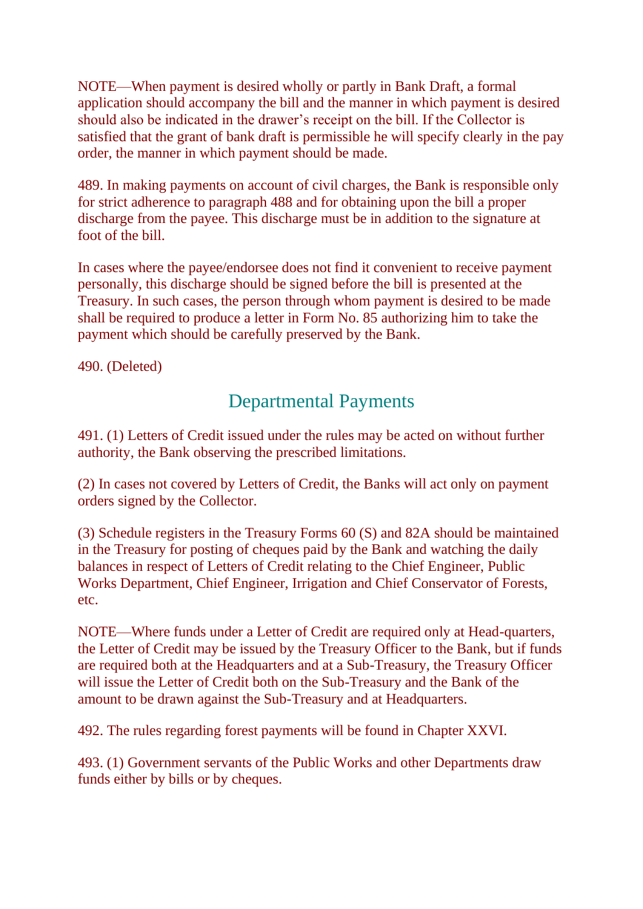NOTE—When payment is desired wholly or partly in Bank Draft, a formal application should accompany the bill and the manner in which payment is desired should also be indicated in the drawer's receipt on the bill. If the Collector is satisfied that the grant of bank draft is permissible he will specify clearly in the pay order, the manner in which payment should be made.

489. In making payments on account of civil charges, the Bank is responsible only for strict adherence to paragraph 488 and for obtaining upon the bill a proper discharge from the payee. This discharge must be in addition to the signature at foot of the bill.

In cases where the payee/endorsee does not find it convenient to receive payment personally, this discharge should be signed before the bill is presented at the Treasury. In such cases, the person through whom payment is desired to be made shall be required to produce a letter in Form No. 85 authorizing him to take the payment which should be carefully preserved by the Bank.

490. (Deleted)

## Departmental Payments

491. (1) Letters of Credit issued under the rules may be acted on without further authority, the Bank observing the prescribed limitations.

(2) In cases not covered by Letters of Credit, the Banks will act only on payment orders signed by the Collector.

(3) Schedule registers in the Treasury Forms 60 (S) and 82A should be maintained in the Treasury for posting of cheques paid by the Bank and watching the daily balances in respect of Letters of Credit relating to the Chief Engineer, Public Works Department, Chief Engineer, Irrigation and Chief Conservator of Forests, etc.

NOTE—Where funds under a Letter of Credit are required only at Head-quarters, the Letter of Credit may be issued by the Treasury Officer to the Bank, but if funds are required both at the Headquarters and at a Sub-Treasury, the Treasury Officer will issue the Letter of Credit both on the Sub-Treasury and the Bank of the amount to be drawn against the Sub-Treasury and at Headquarters.

492. The rules regarding forest payments will be found in Chapter XXVI.

493. (1) Government servants of the Public Works and other Departments draw funds either by bills or by cheques.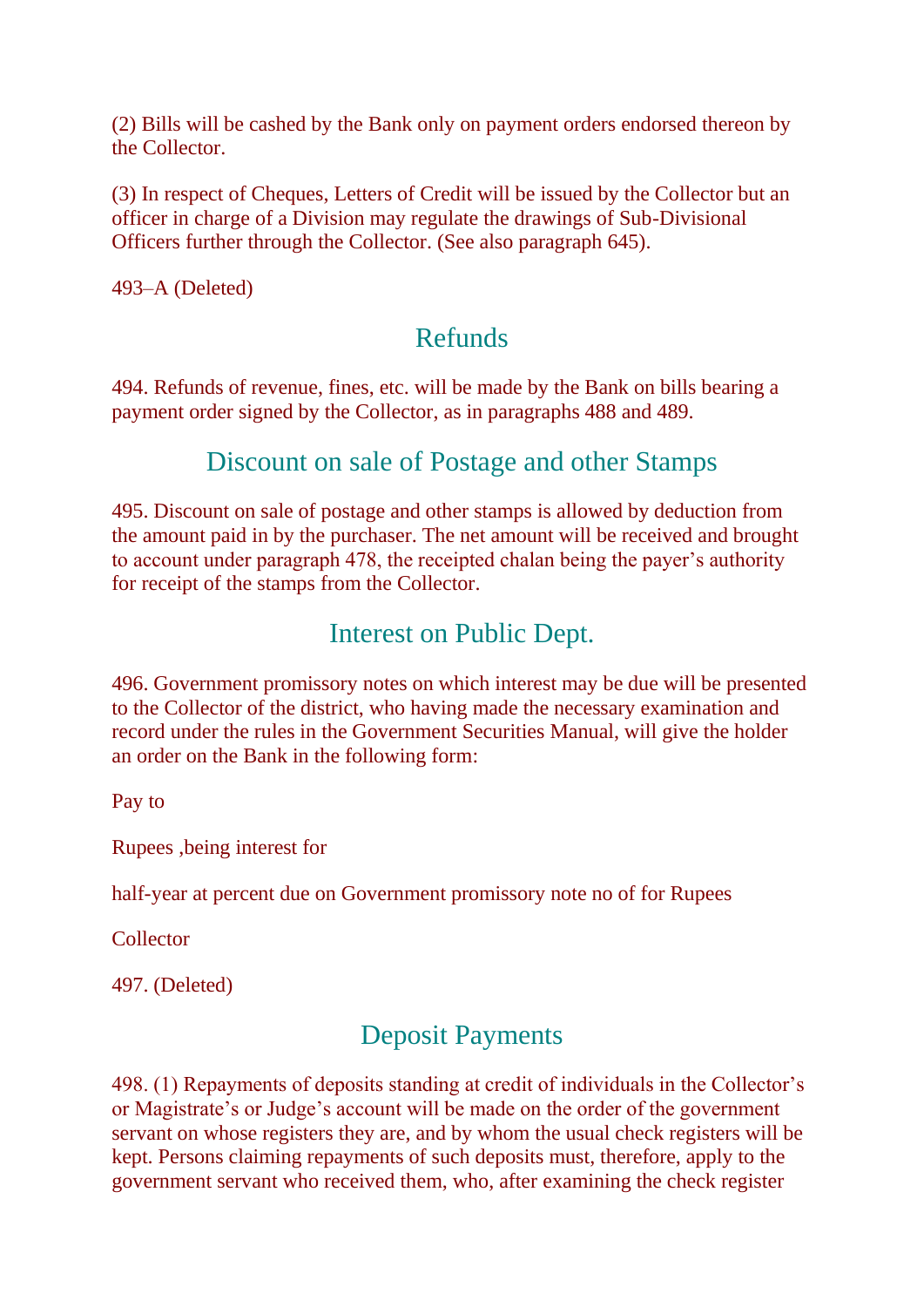(2) Bills will be cashed by the Bank only on payment orders endorsed thereon by the Collector.

(3) In respect of Cheques, Letters of Credit will be issued by the Collector but an officer in charge of a Division may regulate the drawings of Sub-Divisional Officers further through the Collector. (See also paragraph 645).

493–A (Deleted)

## Refunds

494. Refunds of revenue, fines, etc. will be made by the Bank on bills bearing a payment order signed by the Collector, as in paragraphs 488 and 489.

## Discount on sale of Postage and other Stamps

495. Discount on sale of postage and other stamps is allowed by deduction from the amount paid in by the purchaser. The net amount will be received and brought to account under paragraph 478, the receipted chalan being the payer's authority for receipt of the stamps from the Collector.

## Interest on Public Dept.

496. Government promissory notes on which interest may be due will be presented to the Collector of the district, who having made the necessary examination and record under the rules in the Government Securities Manual, will give the holder an order on the Bank in the following form:

Pay to

Rupees ,being interest for

half-year at percent due on Government promissory note no of for Rupees

Collector

497. (Deleted)

## Deposit Payments

498. (1) Repayments of deposits standing at credit of individuals in the Collector's or Magistrate's or Judge's account will be made on the order of the government servant on whose registers they are, and by whom the usual check registers will be kept. Persons claiming repayments of such deposits must, therefore, apply to the government servant who received them, who, after examining the check register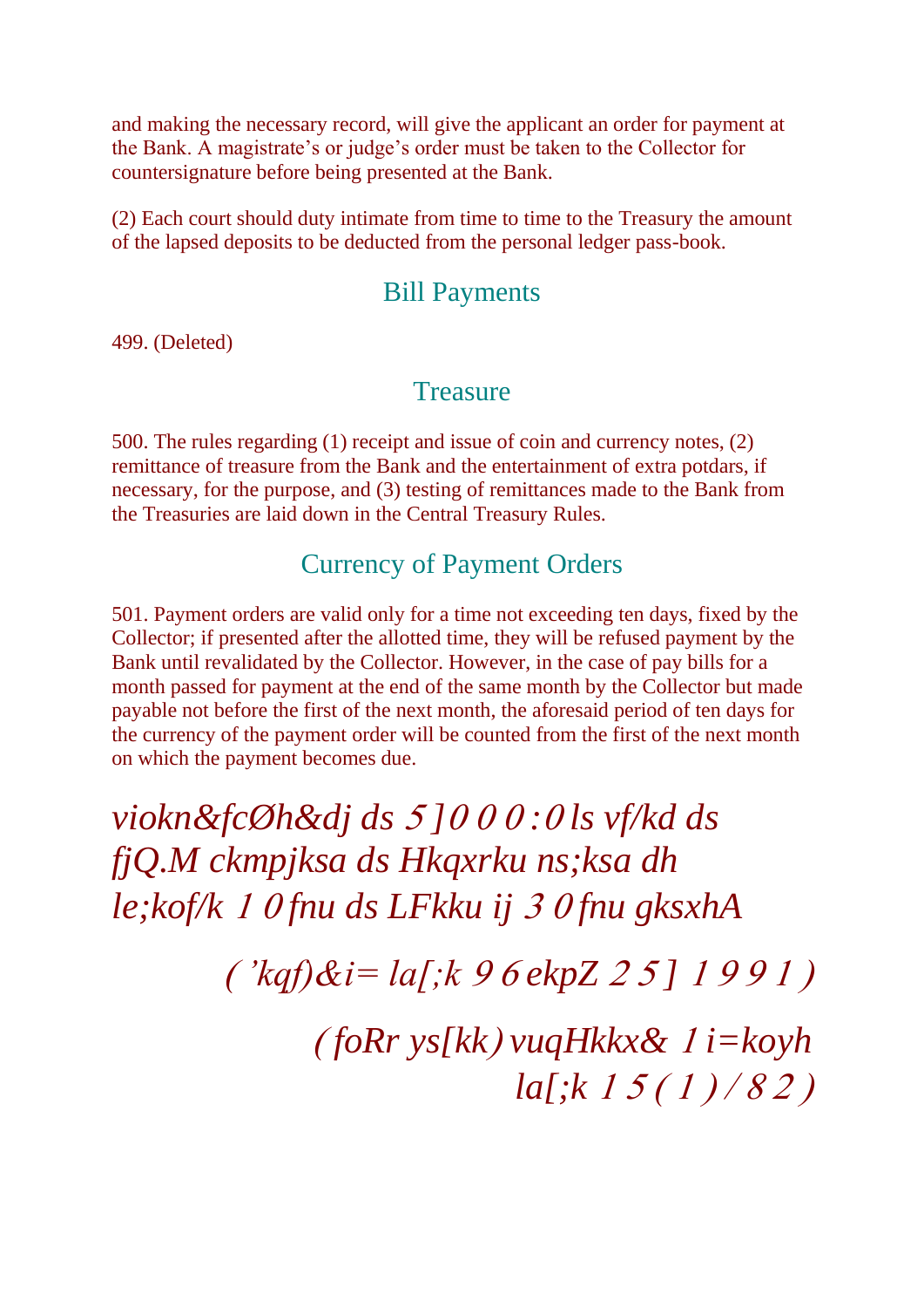and making the necessary record, will give the applicant an order for payment at the Bank. A magistrate's or judge's order must be taken to the Collector for countersignature before being presented at the Bank.

(2) Each court should duty intimate from time to time to the Treasury the amount of the lapsed deposits to be deducted from the personal ledger pass-book.

## Bill Payments

499. (Deleted)

## Treasure

500. The rules regarding (1) receipt and issue of coin and currency notes, (2) remittance of treasure from the Bank and the entertainment of extra potdars, if necessary, for the purpose, and (3) testing of remittances made to the Bank from the Treasuries are laid down in the Central Treasury Rules.

## Currency of Payment Orders

501. Payment orders are valid only for a time not exceeding ten days, fixed by the Collector; if presented after the allotted time, they will be refused payment by the Bank until revalidated by the Collector. However, in the case of pay bills for a month passed for payment at the end of the same month by the Collector but made payable not before the first of the next month, the aforesaid period of ten days for the currency of the payment order will be counted from the first of the next month on which the payment becomes due.

*viokn&fcØh&dj ds 5]0 0 0 :0 ls vf/kd ds fjQ.M ckmpjksa ds Hkqxrku ns;ksa dh le;kof/k 1 0 fnu ds LFkku ij 3 0 fnu gksxhA*

*( 'kqf)&i= la[;k 9 6 ekpZ 2 5] 1 9 9 1 )*

*(foRr ys[kk) vuqHkkx& 1 i=koyh la[;k 1 5 ( 1 ) / 8 2 )*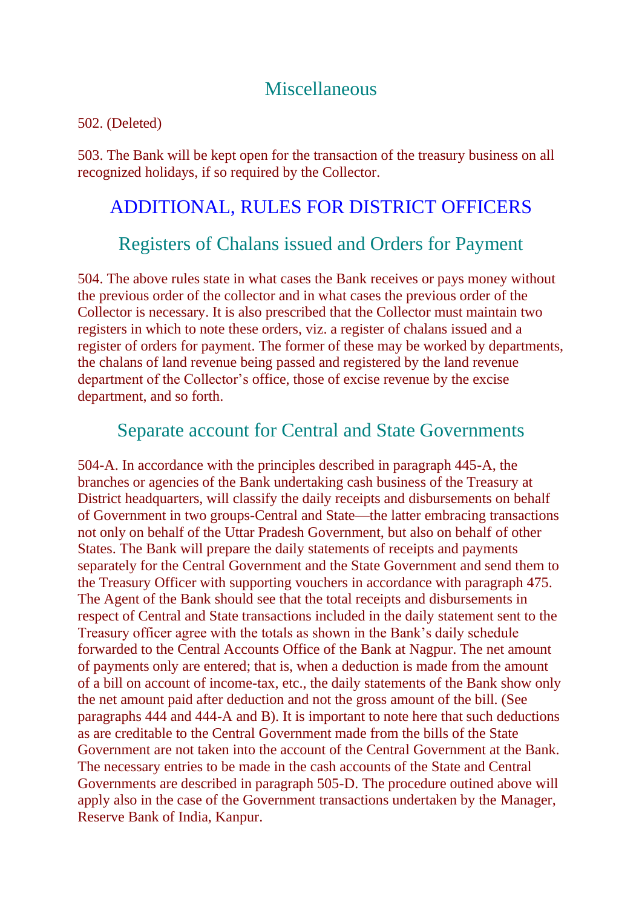## Miscellaneous

502. (Deleted)

503. The Bank will be kept open for the transaction of the treasury business on all recognized holidays, if so required by the Collector.

# ADDITIONAL, RULES FOR DISTRICT OFFICERS

## Registers of Chalans issued and Orders for Payment

504. The above rules state in what cases the Bank receives or pays money without the previous order of the collector and in what cases the previous order of the Collector is necessary. It is also prescribed that the Collector must maintain two registers in which to note these orders, viz. a register of chalans issued and a register of orders for payment. The former of these may be worked by departments, the chalans of land revenue being passed and registered by the land revenue department of the Collector's office, those of excise revenue by the excise department, and so forth.

## Separate account for Central and State Governments

504-A. In accordance with the principles described in paragraph 445-A, the branches or agencies of the Bank undertaking cash business of the Treasury at District headquarters, will classify the daily receipts and disbursements on behalf of Government in two groups-Central and State—the latter embracing transactions not only on behalf of the Uttar Pradesh Government, but also on behalf of other States. The Bank will prepare the daily statements of receipts and payments separately for the Central Government and the State Government and send them to the Treasury Officer with supporting vouchers in accordance with paragraph 475. The Agent of the Bank should see that the total receipts and disbursements in respect of Central and State transactions included in the daily statement sent to the Treasury officer agree with the totals as shown in the Bank's daily schedule forwarded to the Central Accounts Office of the Bank at Nagpur. The net amount of payments only are entered; that is, when a deduction is made from the amount of a bill on account of income-tax, etc., the daily statements of the Bank show only the net amount paid after deduction and not the gross amount of the bill. (See paragraphs 444 and 444-A and B). It is important to note here that such deductions as are creditable to the Central Government made from the bills of the State Government are not taken into the account of the Central Government at the Bank. The necessary entries to be made in the cash accounts of the State and Central Governments are described in paragraph 505-D. The procedure outined above will apply also in the case of the Government transactions undertaken by the Manager, Reserve Bank of India, Kanpur.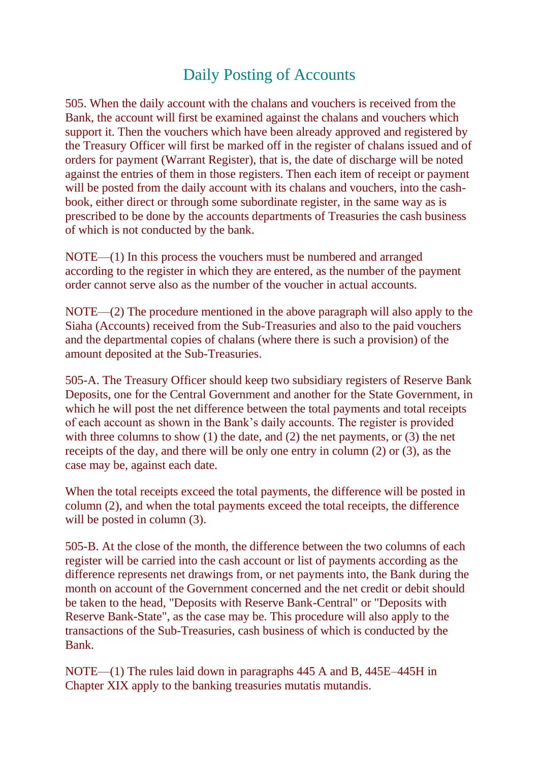# Daily Posting of Accounts

505. When the daily account with the chalans and vouchers is received from the Bank, the account will first be examined against the chalans and vouchers which support it. Then the vouchers which have been already approved and registered by the Treasury Officer will first be marked off in the register of chalans issued and of orders for payment (Warrant Register), that is, the date of discharge will be noted against the entries of them in those registers. Then each item of receipt or payment will be posted from the daily account with its chalans and vouchers, into the cash-book, either direct or through some subordinate register, in the same way as is prescribed to be done by the accounts departments of Treasuries the cash business of which is not conducted by the bank.

NOTE—(1) In this process the vouchers must be numbered and arranged according to the register in which they are entered, as the number of the payment order cannot serve also as the number of the voucher in actual accounts.

NOTE—(2) The procedure mentioned in the above paragraph will also apply to the Siaha (Accounts) received from the Sub-Treasuries and also to the paid vouchers and the departmental copies of chalans (where there is such a provision) of the amount deposited at the Sub-Treasuries.

505-A. The Treasury Officer should keep two subsidiary registers of Reserve Bank Deposits, one for the Central Government and another for the State Government, in which he will post the net difference between the total payments and total receipts of each account as shown in the Bank's daily accounts. The register is provided with three columns to show (1) the date, and (2) the net payments, or (3) the net receipts of the day, and there will be only one entry in column (2) or (3), as the case may be, against each date.

When the total receipts exceed the total payments, the difference will be posted in column (2), and when the total payments exceed the total receipts, the difference will be posted in column (3).

505-B. At the close of the month, the difference between the two columns of each register will be carried into the cash account or list of payments according as the difference represents net drawings from, or net payments into, the Bank during the month on account of the Government concerned and the net credit or debit should be taken to the head, "Deposits with Reserve Bank-Central" or "Deposits with Reserve Bank-State", as the case may be. This procedure will also apply to the transactions of the Sub-Treasuries, cash business of which is conducted by the Bank.

NOTE—(1) The rules laid down in paragraphs 445 A and B, 445E–445H in Chapter XIX apply to the banking treasuries mutatis mutandis.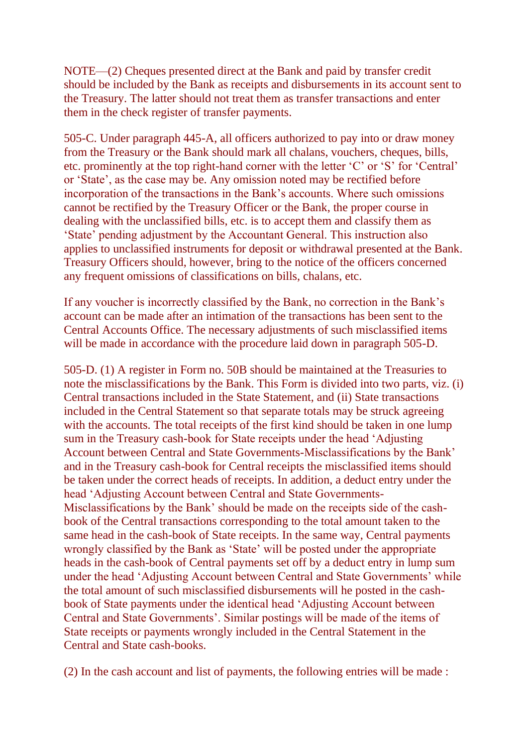NOTE—(2) Cheques presented direct at the Bank and paid by transfer credit should be included by the Bank as receipts and disbursements in its account sent to the Treasury. The latter should not treat them as transfer transactions and enter them in the check register of transfer payments.

505-C. Under paragraph 445-A, all officers authorized to pay into or draw money from the Treasury or the Bank should mark all chalans, vouchers, cheques, bills, etc. prominently at the top right-hand corner with the letter 'C' or 'S' for 'Central' or 'State', as the case may be. Any omission noted may be rectified before incorporation of the transactions in the Bank's accounts. Where such omissions cannot be rectified by the Treasury Officer or the Bank, the proper course in dealing with the unclassified bills, etc. is to accept them and classify them as 'State' pending adjustment by the Accountant General. This instruction also applies to unclassified instruments for deposit or withdrawal presented at the Bank. Treasury Officers should, however, bring to the notice of the officers concerned any frequent omissions of classifications on bills, chalans, etc.

If any voucher is incorrectly classified by the Bank, no correction in the Bank's account can be made after an intimation of the transactions has been sent to the Central Accounts Office. The necessary adjustments of such misclassified items will be made in accordance with the procedure laid down in paragraph 505-D.

505-D. (1) A register in Form no. 50B should be maintained at the Treasuries to note the misclassifications by the Bank. This Form is divided into two parts, viz. (i) Central transactions included in the State Statement, and (ii) State transactions included in the Central Statement so that separate totals may be struck agreeing with the accounts. The total receipts of the first kind should be taken in one lump sum in the Treasury cash-book for State receipts under the head 'Adjusting Account between Central and State Governments-Misclassifications by the Bank' and in the Treasury cash-book for Central receipts the misclassified items should be taken under the correct heads of receipts. In addition, a deduct entry under the head 'Adjusting Account between Central and State Governments-Misclassifications by the Bank' should be made on the receipts side of the cash-book of the Central transactions corresponding to the total amount taken to the same head in the cash-book of State receipts. In the same way, Central payments wrongly classified by the Bank as 'State' will be posted under the appropriate heads in the cash-book of Central payments set off by a deduct entry in lump sum under the head 'Adjusting Account between Central and State Governments' while the total amount of such misclassified disbursements will he posted in the cash-book of State payments under the identical head 'Adjusting Account between Central and State Governments'. Similar postings will be made of the items of State receipts or payments wrongly included in the Central Statement in the Central and State cash-books.

(2) In the cash account and list of payments, the following entries will be made :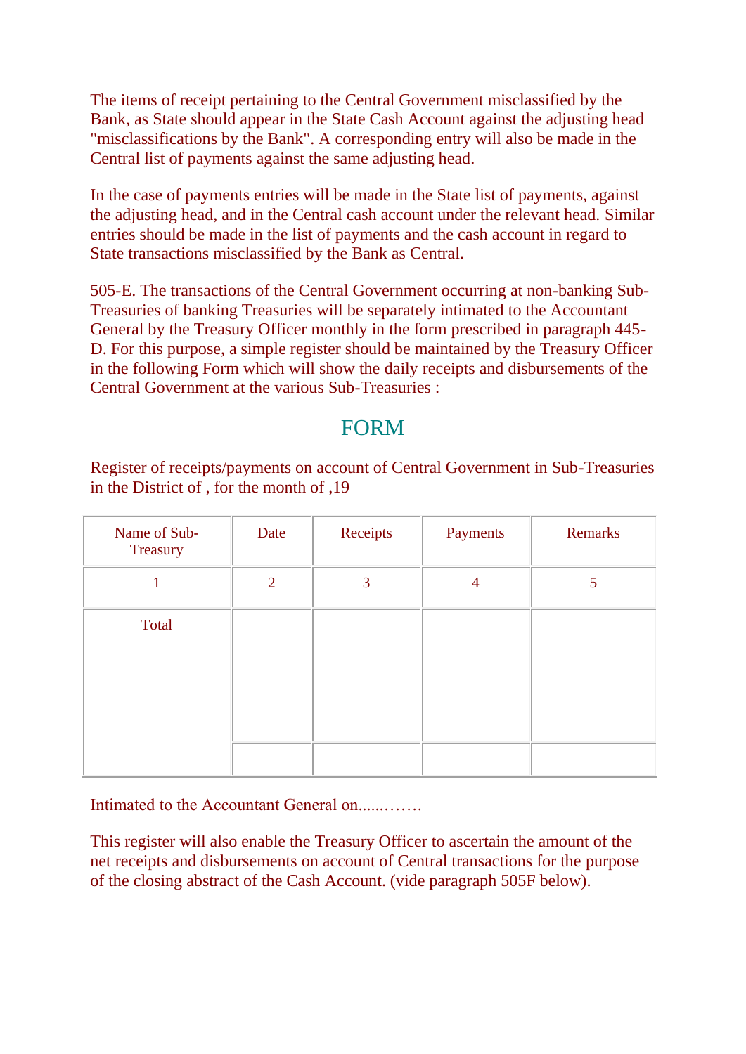The items of receipt pertaining to the Central Government misclassified by the Bank, as State should appear in the State Cash Account against the adjusting head "misclassifications by the Bank". A corresponding entry will also be made in the Central list of payments against the same adjusting head.

In the case of payments entries will be made in the State list of payments, against the adjusting head, and in the Central cash account under the relevant head. Similar entries should be made in the list of payments and the cash account in regard to State transactions misclassified by the Bank as Central.

505-E. The transactions of the Central Government occurring at non-banking Sub-Treasuries of banking Treasuries will be separately intimated to the Accountant General by the Treasury Officer monthly in the form prescribed in paragraph 445-D. For this purpose, a simple register should be maintained by the Treasury Officer in the following Form which will show the daily receipts and disbursements of the Central Government at the various Sub-Treasuries :

## FORM

Register of receipts/payments on account of Central Government in Sub-Treasuries in the District of , for the month of ,19

| Name of Sub-Treasury | Date | Receipts | Payments | Remarks |
|---|---|---|---|---|
| 1 | 2 | 3 | 4 | 5 |
| Total | | | | |
| | | | | |

Intimated to the Accountant General on......…….

This register will also enable the Treasury Officer to ascertain the amount of the net receipts and disbursements on account of Central transactions for the purpose of the closing abstract of the Cash Account. (vide paragraph 505F below).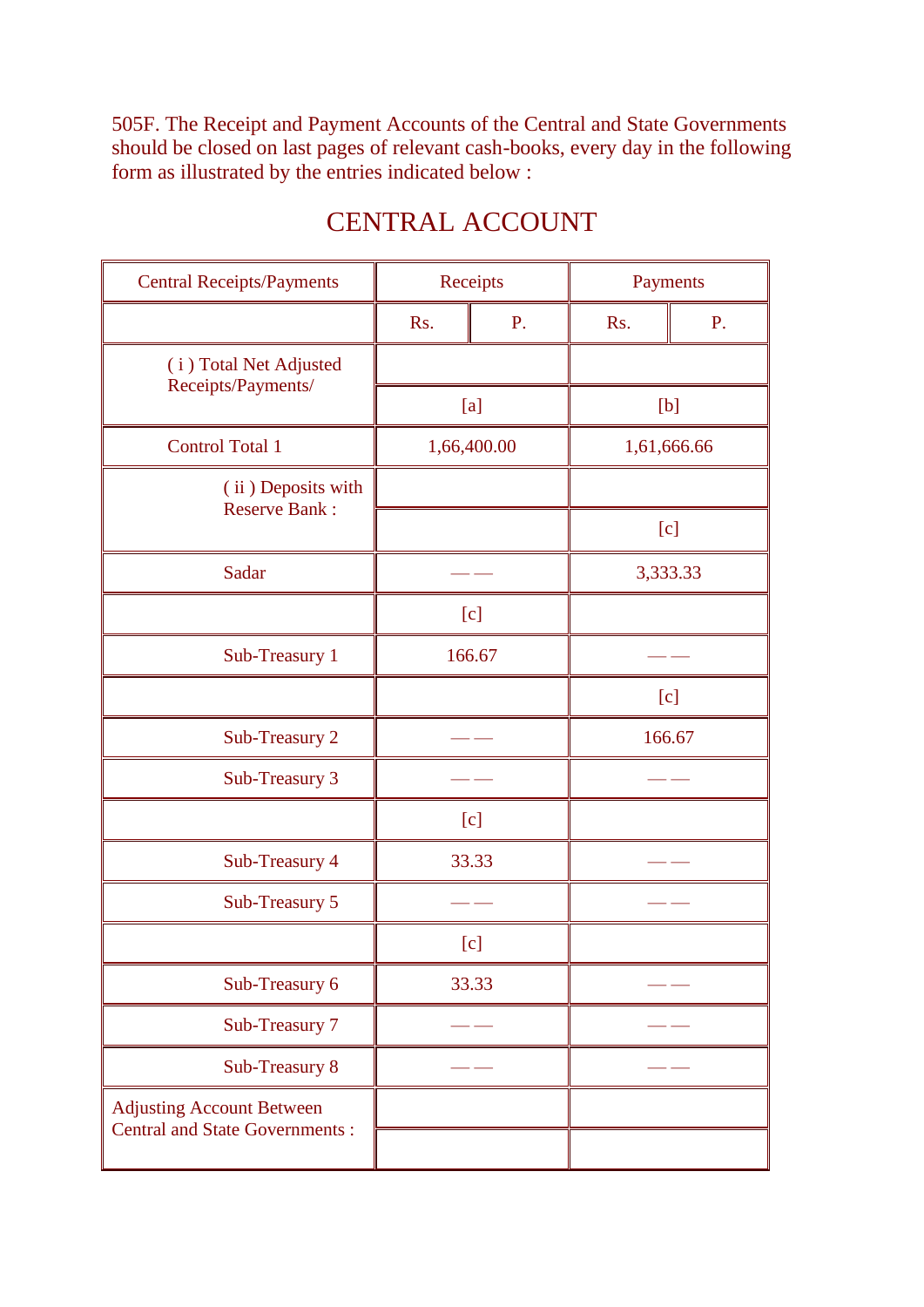505F. The Receipt and Payment Accounts of the Central and State Governments should be closed on last pages of relevant cash-books, every day in the following form as illustrated by the entries indicated below :

## CENTRAL ACCOUNT

| Central Receipts/Payments | Receipts | | Payments | |
|---|---|---|---|---|
| | Rs. | P. | Rs. | P. |
| ( i ) Total Net Adjusted Receipts/Payments/ | | | | |
| | [a] | | [b] | |
| Control Total 1 | 1,66,400.00 | | 1,61,666.66 | |
| ( ii ) Deposits with Reserve Bank : | | | | |
| | | | [c] | |
| Sadar | —— | | 3,333.33 | |
| | [c] | | | |
| Sub-Treasury 1 | 166.67 | | —— | |
| | | | [c] | |
| Sub-Treasury 2 | —— | | 166.67 | |
| Sub-Treasury 3 | —— | | —— | |
| | [c] | | | |
| Sub-Treasury 4 | 33.33 | | —— | |
| Sub-Treasury 5 | —— | | —— | |
| | [c] | | | |
| Sub-Treasury 6 | 33.33 | | —— | |
| Sub-Treasury 7 | —— | | —— | |
| Sub-Treasury 8 | —— | | —— | |
| Adjusting Account Between Central and State Governments : | | | | |
| | | | | |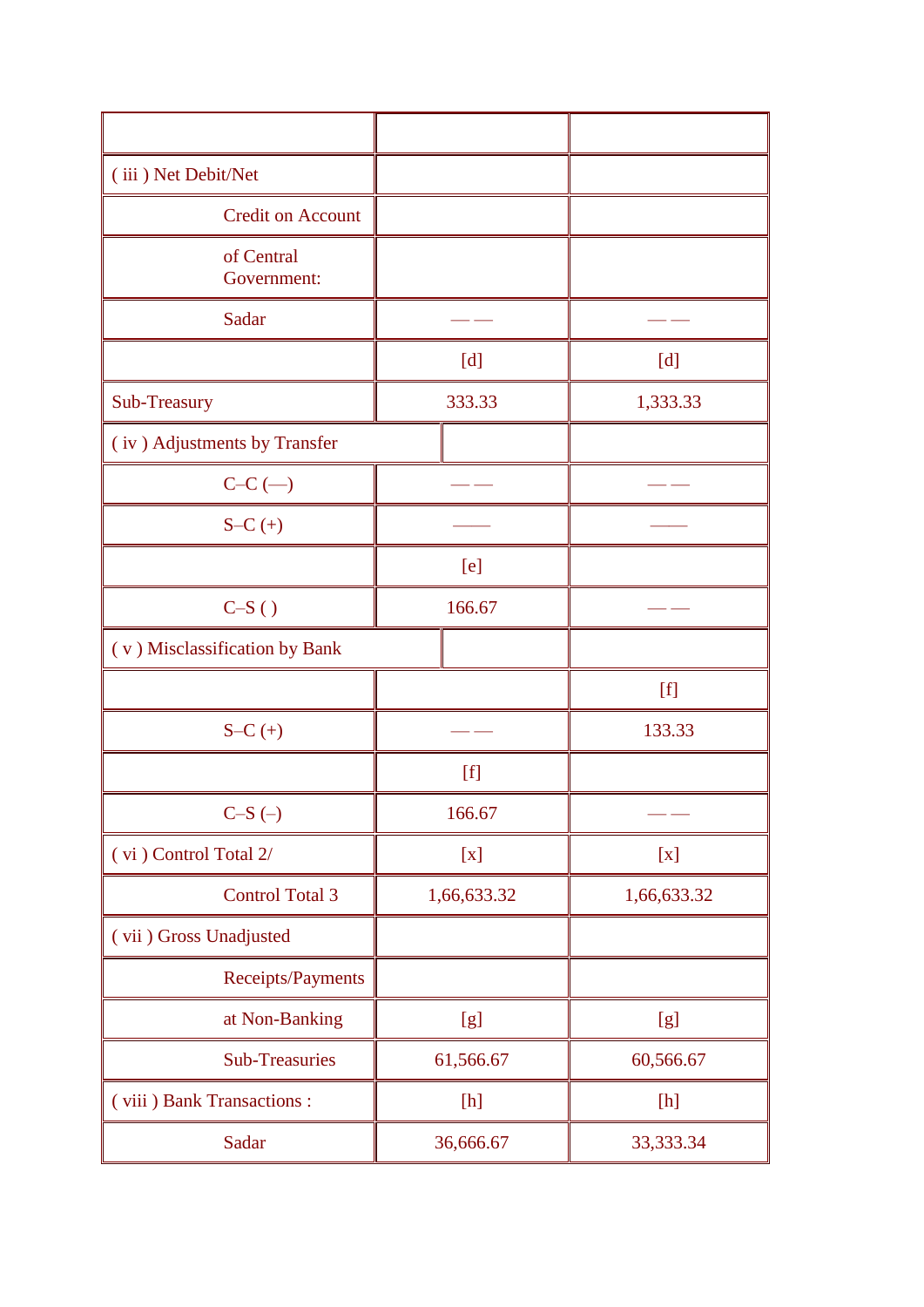| | | |
|---|---|---|
| ( iii ) Net Debit/Net | | |
| Credit on Account | | |
| of Central Government: | | |
| Sadar | —— | —— |
| | [d] | [d] |
| Sub-Treasury | 333.33 | 1,333.33 |
| ( iv ) Adjustments by Transfer | | |
| C–C (—) | —— | —— |
| S–C (+) | —— | —— |
| | [e] | |
| C–S ( ) | 166.67 | —— |
| ( v ) Misclassification by Bank | | |
| | | [f] |
| S–C (+) | —— | 133.33 |
| | [f] | |
| C–S (–) | 166.67 | —— |
| ( vi ) Control Total 2/ | [x] | [x] |
| Control Total 3 | 1,66,633.32 | 1,66,633.32 |
| ( vii ) Gross Unadjusted | | |
| Receipts/Payments | | |
| at Non-Banking | [g] | [g] |
| Sub-Treasuries | 61,566.67 | 60,566.67 |
| ( viii ) Bank Transactions : | [h] | [h] |
| Sadar | 36,666.67 | 33,333.34 |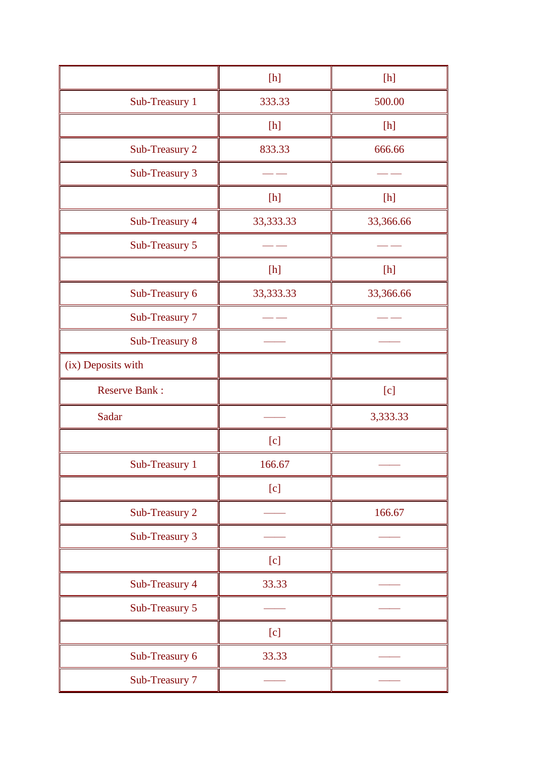| | | |
|---|---|---|
| | [h] | [h] |
| Sub-Treasury 1 | 333.33 | 500.00 |
| | [h] | [h] |
| Sub-Treasury 2 | 833.33 | 666.66 |
| Sub-Treasury 3 | — — | — — |
| | [h] | [h] |
| Sub-Treasury 4 | 33,333.33 | 33,366.66 |
| Sub-Treasury 5 | — — | — — |
| | [h] | [h] |
| Sub-Treasury 6 | 33,333.33 | 33,366.66 |
| Sub-Treasury 7 | — — | — — |
| Sub-Treasury 8 | —— | —— |
| (ix) Deposits with | | |
| Reserve Bank : | | [c] |
| Sadar | —— | 3,333.33 |
| | [c] | |
| Sub-Treasury 1 | 166.67 | —— |
| | [c] | |
| Sub-Treasury 2 | —— | 166.67 |
| Sub-Treasury 3 | —— | —— |
| | [c] | |
| Sub-Treasury 4 | 33.33 | —— |
| Sub-Treasury 5 | —— | —— |
| | [c] | |
| Sub-Treasury 6 | 33.33 | —— |
| Sub-Treasury 7 | —— | —— |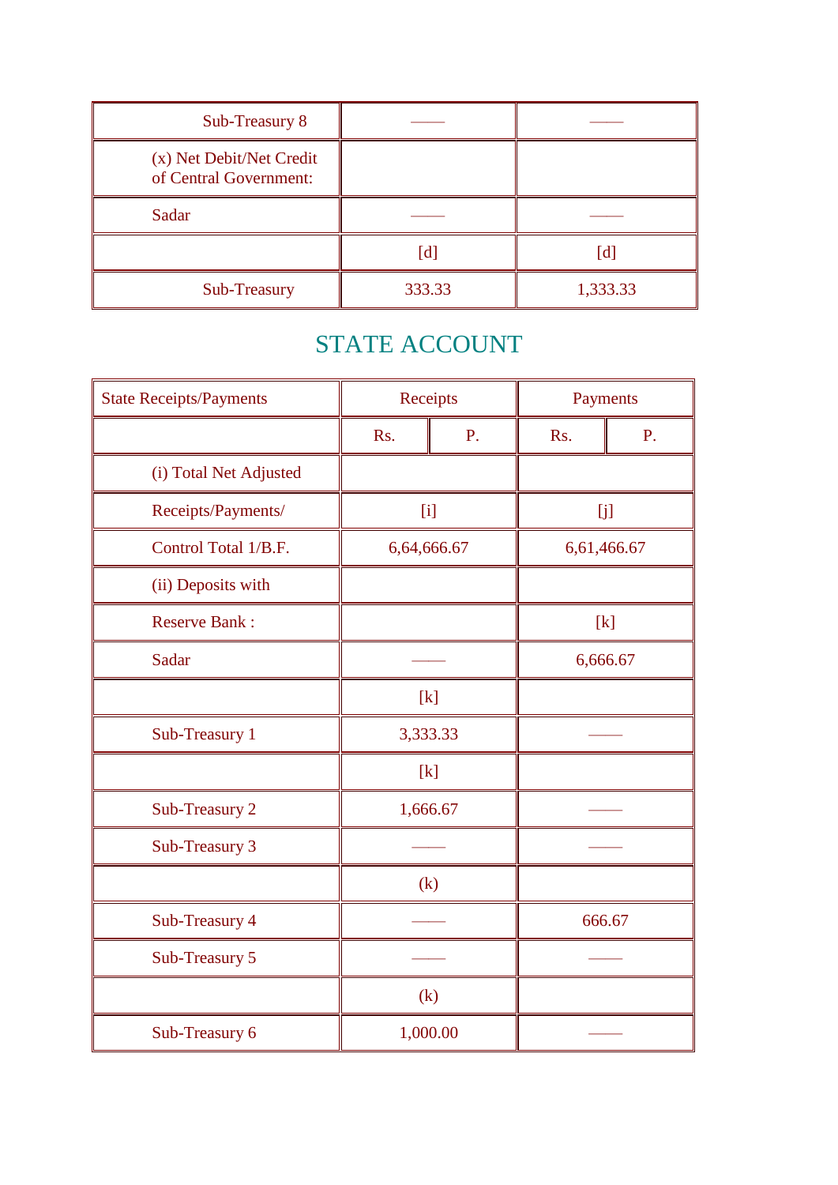| | | |
|---|---|---|
| Sub-Treasury 8 | —— | —— |
| (x) Net Debit/Net Credit of Central Government: | | |
| Sadar | —— | —— |
| | [d] | [d] |
| Sub-Treasury | 333.33 | 1,333.33 |

## STATE ACCOUNT

| State Receipts/Payments | Receipts | | Payments | |
|---|---|---|---|---|
| | Rs. | P. | Rs. | P. |
| (i) Total Net Adjusted | | | | |
| Receipts/Payments/ | [i] | | [j] | |
| Control Total 1/B.F. | 6,64,666.67 | | 6,61,466.67 | |
| (ii) Deposits with | | | | |
| Reserve Bank : | | | [k] | |
| Sadar | —— | | 6,666.67 | |
| | [k] | | | |
| Sub-Treasury 1 | 3,333.33 | | —— | |
| | [k] | | | |
| Sub-Treasury 2 | 1,666.67 | | —— | |
| Sub-Treasury 3 | —— | | —— | |
| | (k) | | | |
| Sub-Treasury 4 | —— | | 666.67 | |
| Sub-Treasury 5 | —— | | —— | |
| | (k) | | | |
| Sub-Treasury 6 | 1,000.00 | | —— | |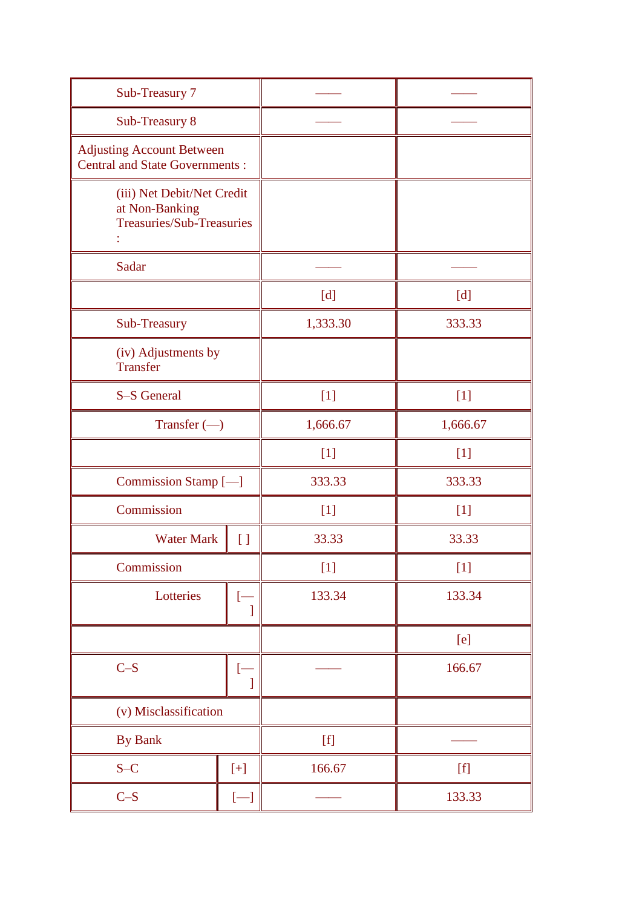| | | |
|---|---|---|
| Sub-Treasury 7 | —— | —— |
| Sub-Treasury 8 | —— | —— |
| Adjusting Account Between Central and State Governments : | | |
| (iii) Net Debit/Net Credit at Non-Banking Treasuries/Sub-Treasuries : | | |
| Sadar | —— | —— |
| | [d] | [d] |
| Sub-Treasury | 1,333.30 | 333.33 |
| (iv) Adjustments by Transfer | | |
| S–S General | [1] | [1] |
| Transfer (—) | 1,666.67 | 1,666.67 |
| | [1] | [1] |
| Commission Stamp [—] | 333.33 | 333.33 |
| Commission | [1] | [1] |
| Water Mark [ ] | 33.33 | 33.33 |
| Commission | [1] | [1] |
| Lotteries [—] | 133.34 | 133.34 |
| | | [e] |
| C–S [—] | —— | 166.67 |
| (v) Misclassification | | |
| By Bank | [f] | —— |
| S–C [+] | 166.67 | [f] |
| C–S [—] | —— | 133.33 |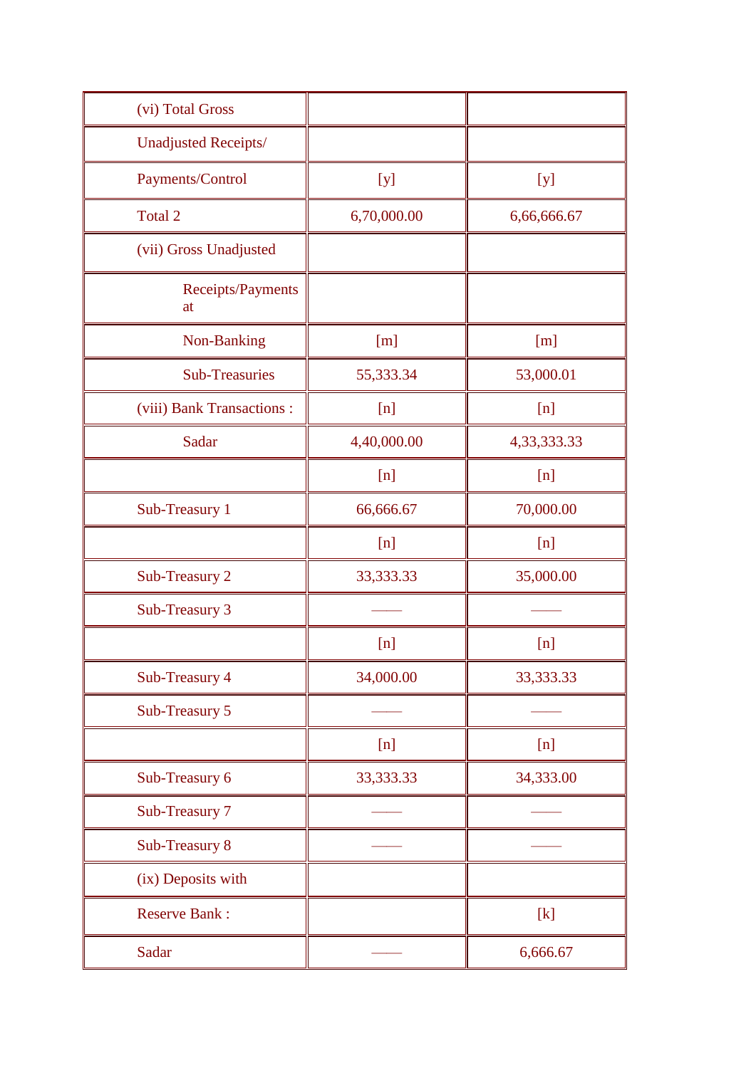| (vi) Total Gross | | |
|---|---|---|
| Unadjusted Receipts/ | | |
| Payments/Control | [y] | [y] |
| Total 2 | 6,70,000.00 | 6,66,666.67 |
| (vii) Gross Unadjusted | | |
| Receipts/Payments at | | |
| Non-Banking | [m] | [m] |
| Sub-Treasuries | 55,333.34 | 53,000.01 |
| (viii) Bank Transactions : | [n] | [n] |
| Sadar | 4,40,000.00 | 4,33,333.33 |
| | [n] | [n] |
| Sub-Treasury 1 | 66,666.67 | 70,000.00 |
| | [n] | [n] |
| Sub-Treasury 2 | 33,333.33 | 35,000.00 |
| Sub-Treasury 3 | —— | —— |
| | [n] | [n] |
| Sub-Treasury 4 | 34,000.00 | 33,333.33 |
| Sub-Treasury 5 | —— | —— |
| | [n] | [n] |
| Sub-Treasury 6 | 33,333.33 | 34,333.00 |
| Sub-Treasury 7 | —— | —— |
| Sub-Treasury 8 | —— | —— |
| (ix) Deposits with | | |
| Reserve Bank : | | [k] |
| Sadar | —— | 6,666.67 |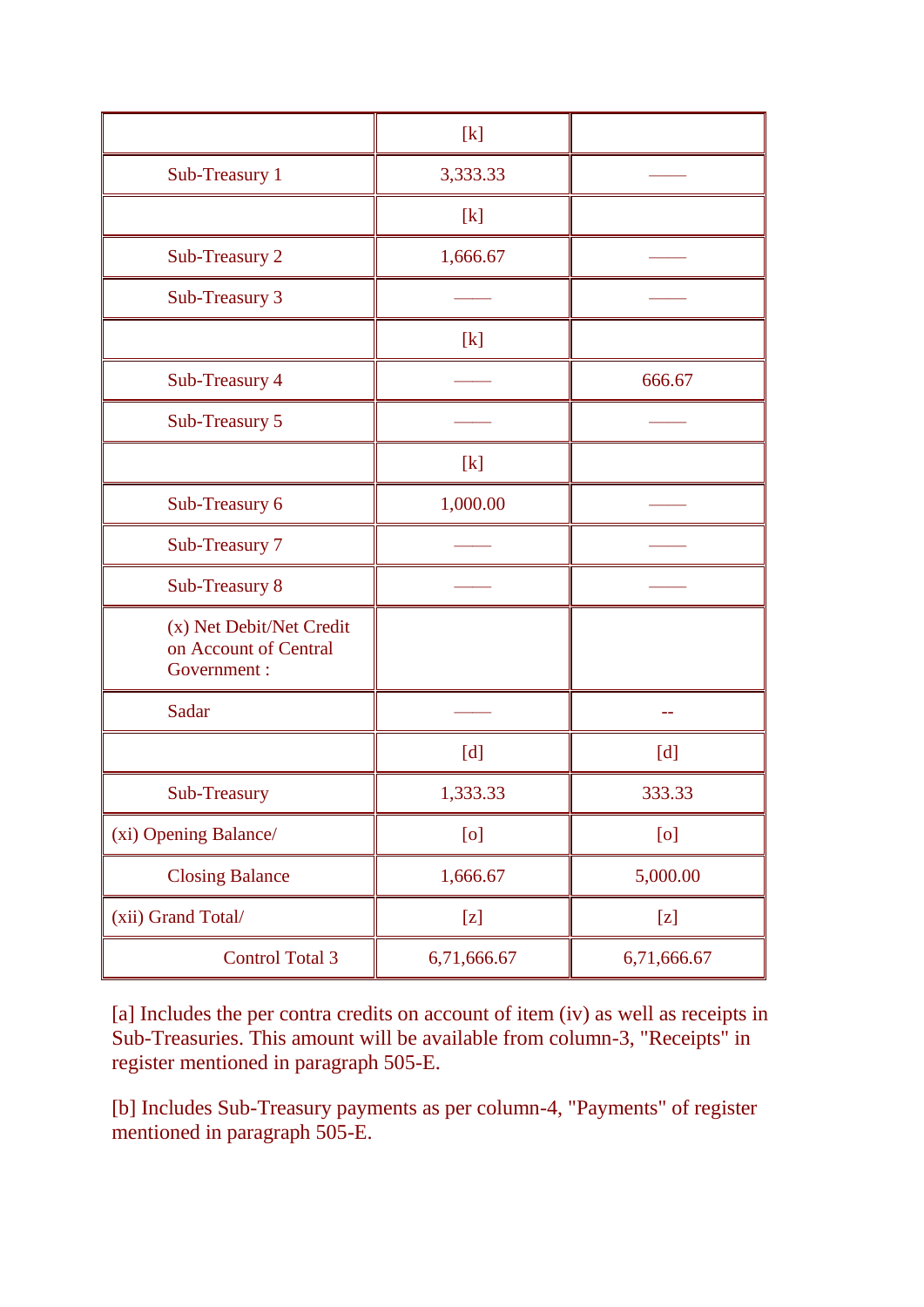| | | |
|---|---|---|
| | [k] | |
| Sub-Treasury 1 | 3,333.33 | —— |
| | [k] | |
| Sub-Treasury 2 | 1,666.67 | —— |
| Sub-Treasury 3 | —— | —— |
| | [k] | |
| Sub-Treasury 4 | —— | 666.67 |
| Sub-Treasury 5 | —— | —— |
| | [k] | |
| Sub-Treasury 6 | 1,000.00 | —— |
| Sub-Treasury 7 | —— | —— |
| Sub-Treasury 8 | —— | —— |
| (x) Net Debit/Net Credit on Account of Central Government : | | |
| Sadar | —— | -- |
| | [d] | [d] |
| Sub-Treasury | 1,333.33 | 333.33 |
| (xi) Opening Balance/ | [o] | [o] |
| Closing Balance | 1,666.67 | 5,000.00 |
| (xii) Grand Total/ | [z] | [z] |
| Control Total 3 | 6,71,666.67 | 6,71,666.67 |

[a] Includes the per contra credits on account of item (iv) as well as receipts in Sub-Treasuries. This amount will be available from column-3, "Receipts" in register mentioned in paragraph 505-E.

[b] Includes Sub-Treasury payments as per column-4, "Payments" of register mentioned in paragraph 505-E.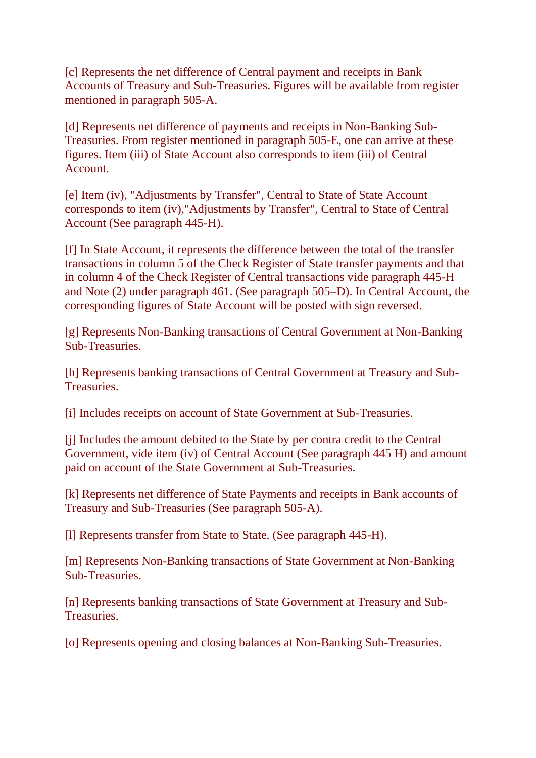[c] Represents the net difference of Central payment and receipts in Bank Accounts of Treasury and Sub-Treasuries. Figures will be available from register mentioned in paragraph 505-A.

[d] Represents net difference of payments and receipts in Non-Banking Sub-Treasuries. From register mentioned in paragraph 505-E, one can arrive at these figures. Item (iii) of State Account also corresponds to item (iii) of Central Account.

[e] Item (iv), "Adjustments by Transfer", Central to State of State Account corresponds to item (iv),"Adjustments by Transfer", Central to State of Central Account (See paragraph 445-H).

[f] In State Account, it represents the difference between the total of the transfer transactions in column 5 of the Check Register of State transfer payments and that in column 4 of the Check Register of Central transactions vide paragraph 445-H and Note (2) under paragraph 461. (See paragraph 505–D). In Central Account, the corresponding figures of State Account will be posted with sign reversed.

[g] Represents Non-Banking transactions of Central Government at Non-Banking Sub-Treasuries.

[h] Represents banking transactions of Central Government at Treasury and Sub-Treasuries.

[i] Includes receipts on account of State Government at Sub-Treasuries.

[j] Includes the amount debited to the State by per contra credit to the Central Government, vide item (iv) of Central Account (See paragraph 445 H) and amount paid on account of the State Government at Sub-Treasuries.

[k] Represents net difference of State Payments and receipts in Bank accounts of Treasury and Sub-Treasuries (See paragraph 505-A).

[l] Represents transfer from State to State. (See paragraph 445-H).

[m] Represents Non-Banking transactions of State Government at Non-Banking Sub-Treasuries.

[n] Represents banking transactions of State Government at Treasury and Sub-Treasuries.

[o] Represents opening and closing balances at Non-Banking Sub-Treasuries.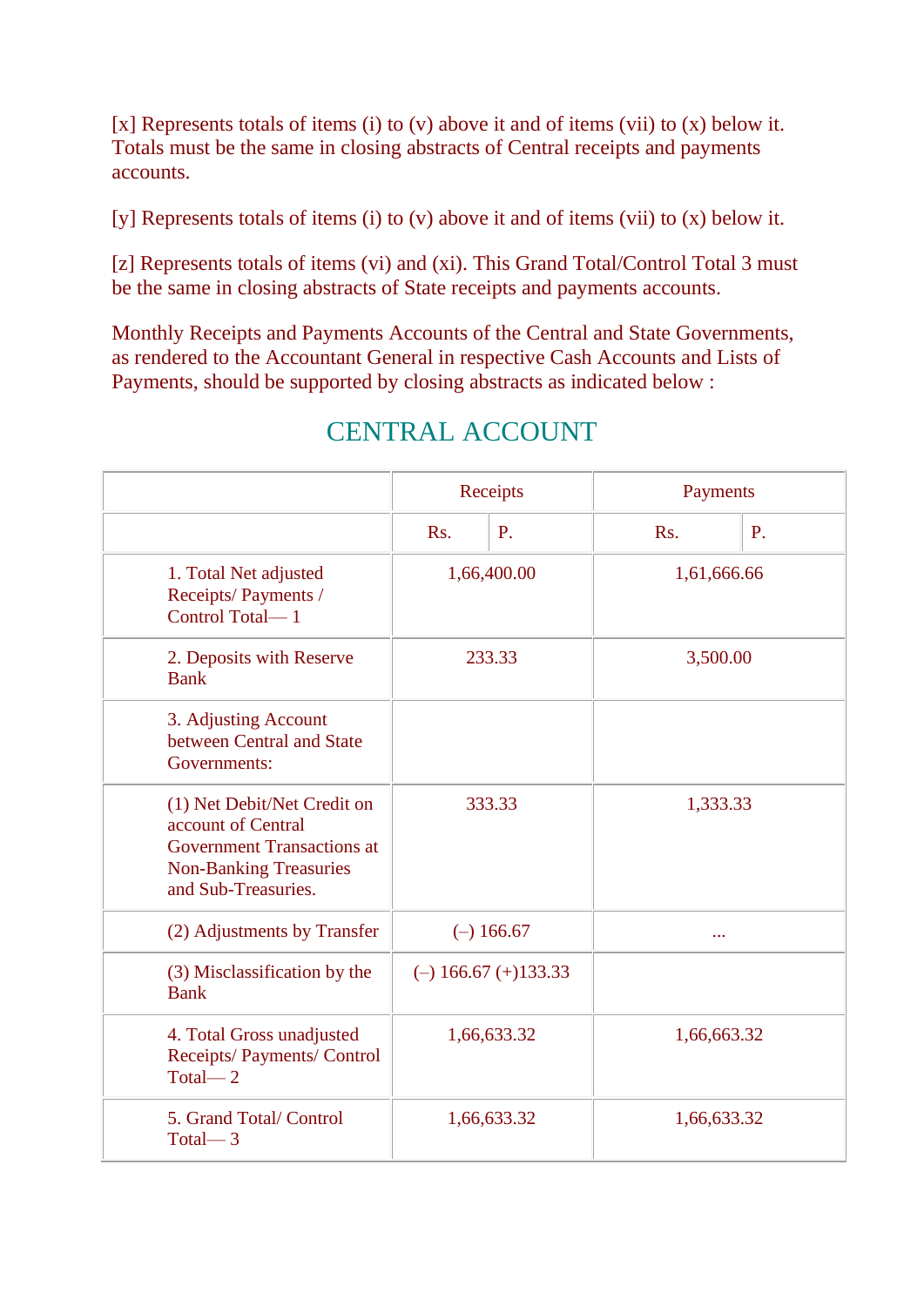[x] Represents totals of items (i) to (v) above it and of items (vii) to (x) below it. Totals must be the same in closing abstracts of Central receipts and payments accounts.

[y] Represents totals of items (i) to (v) above it and of items (vii) to (x) below it.

[z] Represents totals of items (vi) and (xi). This Grand Total/Control Total 3 must be the same in closing abstracts of State receipts and payments accounts.

Monthly Receipts and Payments Accounts of the Central and State Governments, as rendered to the Accountant General in respective Cash Accounts and Lists of Payments, should be supported by closing abstracts as indicated below :

## CENTRAL ACCOUNT

| | Receipts | | Payments | |
|---|---|---|---|---|
| | Rs. | P. | Rs. | P. |
| 1. Total Net adjusted Receipts/ Payments / Control Total— 1 | 1,66,400.00 | | 1,61,666.66 | |
| 2. Deposits with Reserve Bank | 233.33 | | 3,500.00 | |
| 3. Adjusting Account between Central and State Governments: | | | | |
| (1) Net Debit/Net Credit on account of Central Government Transactions at Non-Banking Treasuries and Sub-Treasuries. | 333.33 | | 1,333.33 | |
| (2) Adjustments by Transfer | (–) 166.67 | | ... | |
| (3) Misclassification by the Bank | (–) 166.67 (+)133.33 | | | |
| 4. Total Gross unadjusted Receipts/ Payments/ Control Total— 2 | 1,66,633.32 | | 1,66,663.32 | |
| 5. Grand Total/ Control Total— 3 | 1,66,633.32 | | 1,66,633.32 | |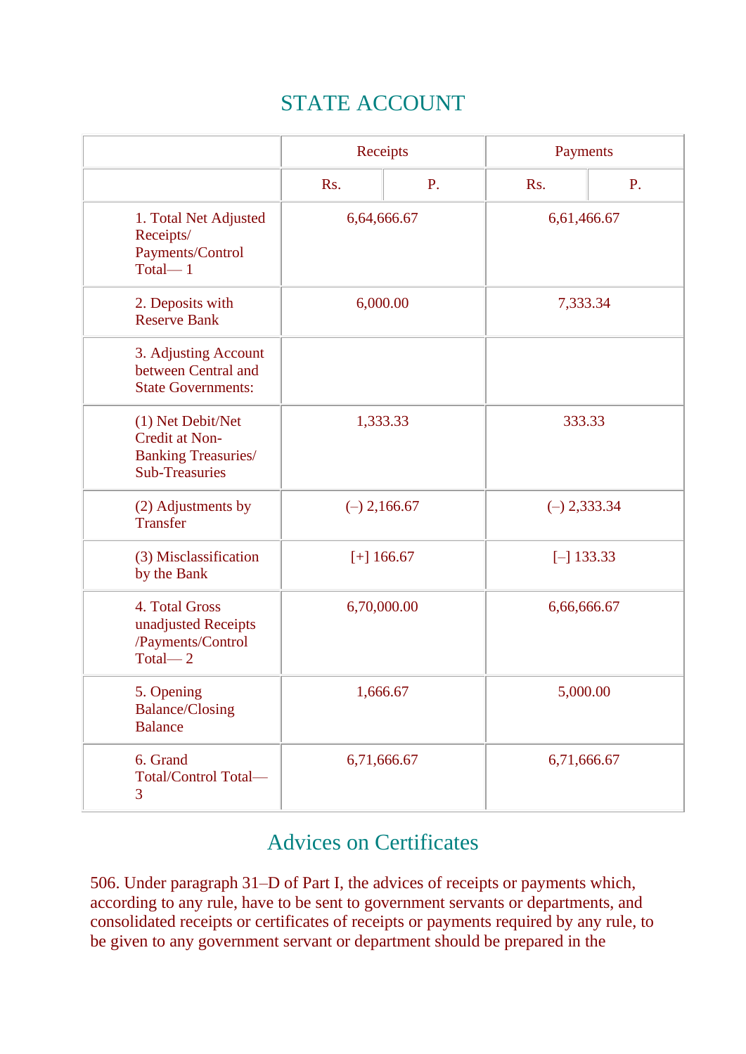## STATE ACCOUNT

| | Receipts | | Payments | |
|---|---|---|---|---|
| | Rs. | P. | Rs. | P. |
| 1. Total Net Adjusted Receipts/ Payments/Control Total— 1 | 6,64,666.67 | | 6,61,466.67 | |
| 2. Deposits with Reserve Bank | 6,000.00 | | 7,333.34 | |
| 3. Adjusting Account between Central and State Governments: | | | | |
| (1) Net Debit/Net Credit at Non-Banking Treasuries/ Sub-Treasuries | 1,333.33 | | 333.33 | |
| (2) Adjustments by Transfer | (–) 2,166.67 | | (–) 2,333.34 | |
| (3) Misclassification by the Bank | [+] 166.67 | | [–] 133.33 | |
| 4. Total Gross unadjusted Receipts /Payments/Control Total— 2 | 6,70,000.00 | | 6,66,666.67 | |
| 5. Opening Balance/Closing Balance | 1,666.67 | | 5,000.00 | |
| 6. Grand Total/Control Total— 3 | 6,71,666.67 | | 6,71,666.67 | |

## Advices on Certificates

506. Under paragraph 31–D of Part I, the advices of receipts or payments which, according to any rule, have to be sent to government servants or departments, and consolidated receipts or certificates of receipts or payments required by any rule, to be given to any government servant or department should be prepared in the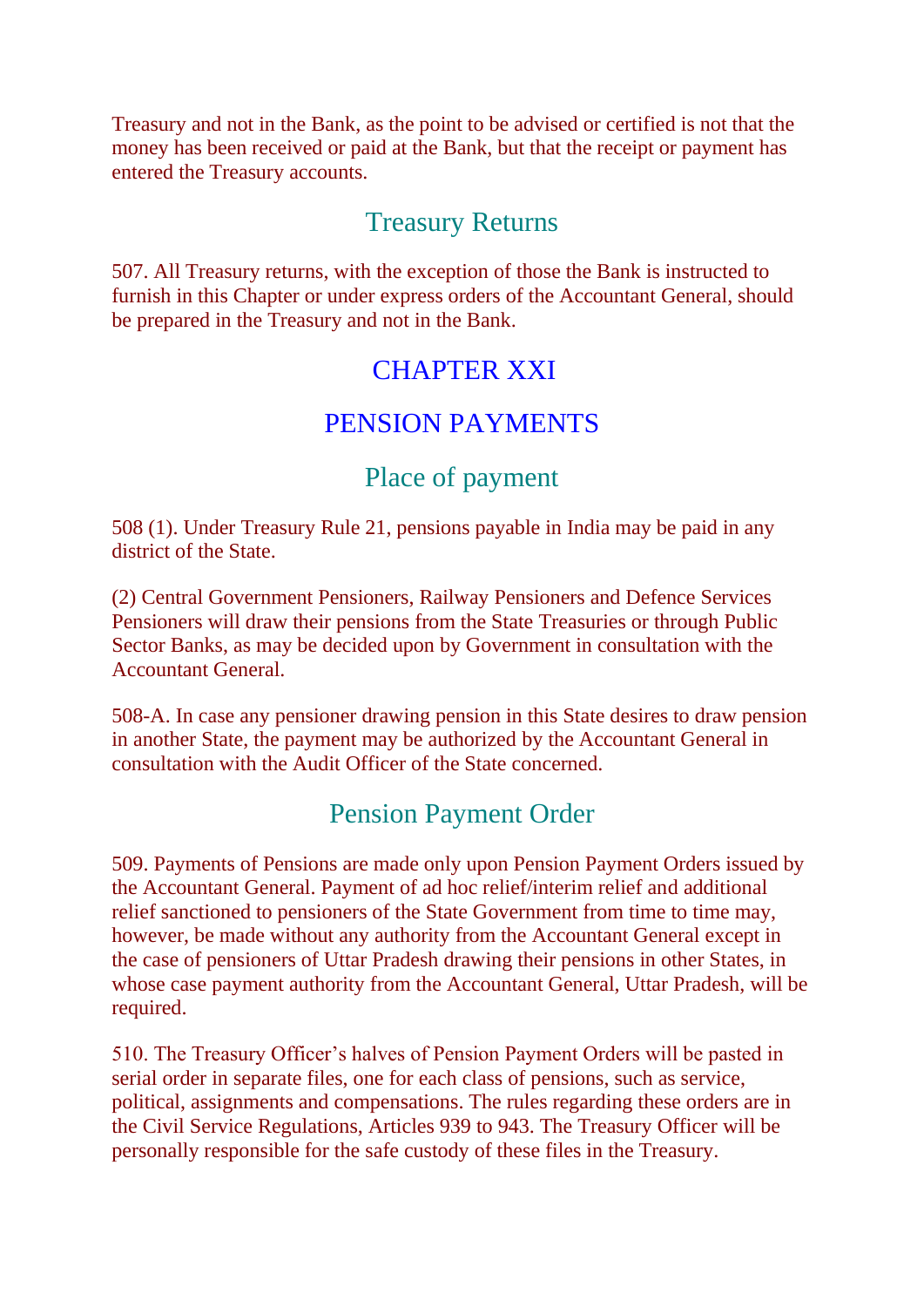Treasury and not in the Bank, as the point to be advised or certified is not that the money has been received or paid at the Bank, but that the receipt or payment has entered the Treasury accounts.

### Treasury Returns

507. All Treasury returns, with the exception of those the Bank is instructed to furnish in this Chapter or under express orders of the Accountant General, should be prepared in the Treasury and not in the Bank.

## CHAPTER XXI

## PENSION PAYMENTS

### Place of payment

508 (1). Under Treasury Rule 21, pensions payable in India may be paid in any district of the State.

(2) Central Government Pensioners, Railway Pensioners and Defence Services Pensioners will draw their pensions from the State Treasuries or through Public Sector Banks, as may be decided upon by Government in consultation with the Accountant General.

508-A. In case any pensioner drawing pension in this State desires to draw pension in another State, the payment may be authorized by the Accountant General in consultation with the Audit Officer of the State concerned.

### Pension Payment Order

509. Payments of Pensions are made only upon Pension Payment Orders issued by the Accountant General. Payment of ad hoc relief/interim relief and additional relief sanctioned to pensioners of the State Government from time to time may, however, be made without any authority from the Accountant General except in the case of pensioners of Uttar Pradesh drawing their pensions in other States, in whose case payment authority from the Accountant General, Uttar Pradesh, will be required.

510. The Treasury Officer's halves of Pension Payment Orders will be pasted in serial order in separate files, one for each class of pensions, such as service, political, assignments and compensations. The rules regarding these orders are in the Civil Service Regulations, Articles 939 to 943. The Treasury Officer will be personally responsible for the safe custody of these files in the Treasury.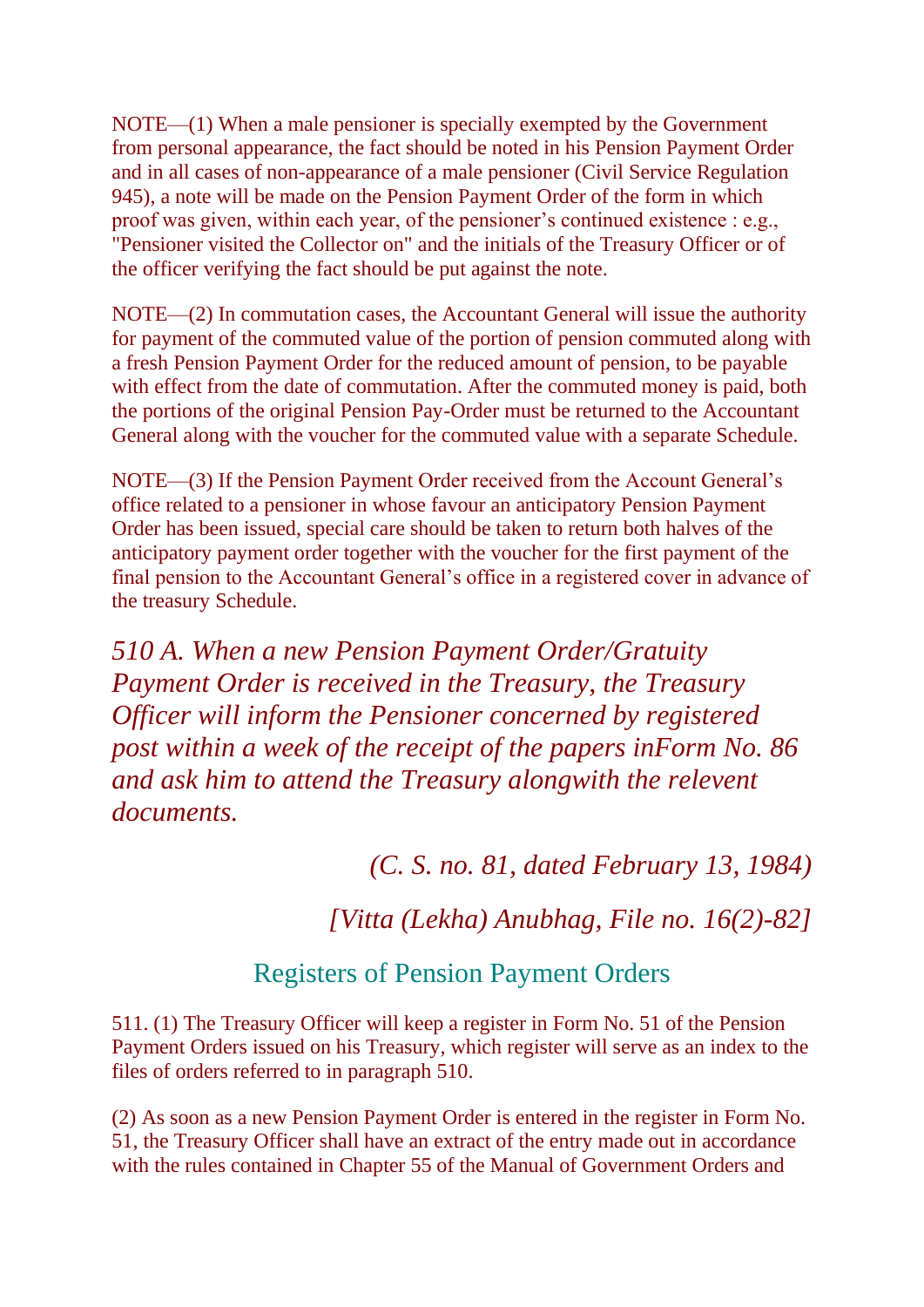NOTE—(1) When a male pensioner is specially exempted by the Government from personal appearance, the fact should be noted in his Pension Payment Order and in all cases of non-appearance of a male pensioner (Civil Service Regulation 945), a note will be made on the Pension Payment Order of the form in which proof was given, within each year, of the pensioner's continued existence : e.g., "Pensioner visited the Collector on" and the initials of the Treasury Officer or of the officer verifying the fact should be put against the note.

NOTE—(2) In commutation cases, the Accountant General will issue the authority for payment of the commuted value of the portion of pension commuted along with a fresh Pension Payment Order for the reduced amount of pension, to be payable with effect from the date of commutation. After the commuted money is paid, both the portions of the original Pension Pay-Order must be returned to the Accountant General along with the voucher for the commuted value with a separate Schedule.

NOTE—(3) If the Pension Payment Order received from the Account General's office related to a pensioner in whose favour an anticipatory Pension Payment Order has been issued, special care should be taken to return both halves of the anticipatory payment order together with the voucher for the first payment of the final pension to the Accountant General's office in a registered cover in advance of the treasury Schedule.

*510 A. When a new Pension Payment Order/Gratuity Payment Order is received in the Treasury, the Treasury Officer will inform the Pensioner concerned by registered post within a week of the receipt of the papers inForm No. 86 and ask him to attend the Treasury alongwith the relevent documents.*

*(C. S. no. 81, dated February 13, 1984)*

*[Vitta (Lekha) Anubhag, File no. 16(2)-82]*

## Registers of Pension Payment Orders

511. (1) The Treasury Officer will keep a register in Form No. 51 of the Pension Payment Orders issued on his Treasury, which register will serve as an index to the files of orders referred to in paragraph 510.

(2) As soon as a new Pension Payment Order is entered in the register in Form No. 51, the Treasury Officer shall have an extract of the entry made out in accordance with the rules contained in Chapter 55 of the Manual of Government Orders and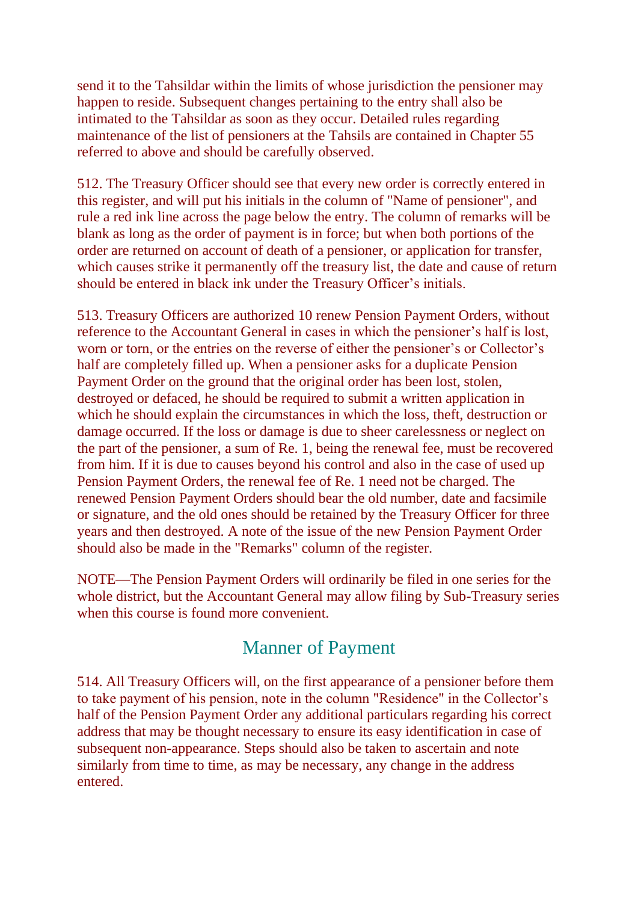send it to the Tahsildar within the limits of whose jurisdiction the pensioner may happen to reside. Subsequent changes pertaining to the entry shall also be intimated to the Tahsildar as soon as they occur. Detailed rules regarding maintenance of the list of pensioners at the Tahsils are contained in Chapter 55 referred to above and should be carefully observed.

512. The Treasury Officer should see that every new order is correctly entered in this register, and will put his initials in the column of "Name of pensioner", and rule a red ink line across the page below the entry. The column of remarks will be blank as long as the order of payment is in force; but when both portions of the order are returned on account of death of a pensioner, or application for transfer, which causes strike it permanently off the treasury list, the date and cause of return should be entered in black ink under the Treasury Officer's initials.

513. Treasury Officers are authorized 10 renew Pension Payment Orders, without reference to the Accountant General in cases in which the pensioner's half is lost, worn or torn, or the entries on the reverse of either the pensioner's or Collector's half are completely filled up. When a pensioner asks for a duplicate Pension Payment Order on the ground that the original order has been lost, stolen, destroyed or defaced, he should be required to submit a written application in which he should explain the circumstances in which the loss, theft, destruction or damage occurred. If the loss or damage is due to sheer carelessness or neglect on the part of the pensioner, a sum of Re. 1, being the renewal fee, must be recovered from him. If it is due to causes beyond his control and also in the case of used up Pension Payment Orders, the renewal fee of Re. 1 need not be charged. The renewed Pension Payment Orders should bear the old number, date and facsimile or signature, and the old ones should be retained by the Treasury Officer for three years and then destroyed. A note of the issue of the new Pension Payment Order should also be made in the "Remarks" column of the register.

NOTE—The Pension Payment Orders will ordinarily be filed in one series for the whole district, but the Accountant General may allow filing by Sub-Treasury series when this course is found more convenient.

## Manner of Payment

514. All Treasury Officers will, on the first appearance of a pensioner before them to take payment of his pension, note in the column "Residence" in the Collector's half of the Pension Payment Order any additional particulars regarding his correct address that may be thought necessary to ensure its easy identification in case of subsequent non-appearance. Steps should also be taken to ascertain and note similarly from time to time, as may be necessary, any change in the address entered.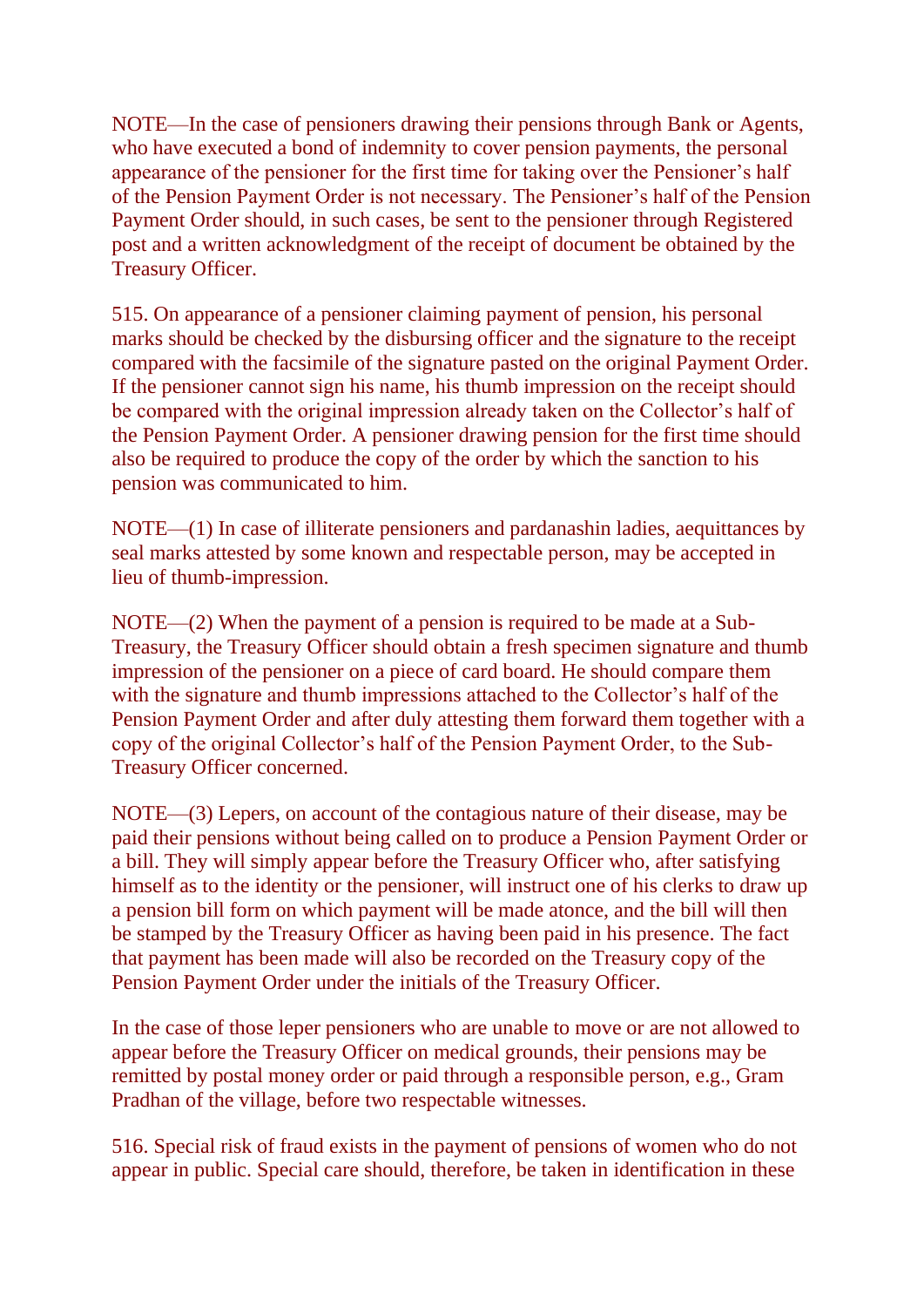NOTE—In the case of pensioners drawing their pensions through Bank or Agents, who have executed a bond of indemnity to cover pension payments, the personal appearance of the pensioner for the first time for taking over the Pensioner's half of the Pension Payment Order is not necessary. The Pensioner's half of the Pension Payment Order should, in such cases, be sent to the pensioner through Registered post and a written acknowledgment of the receipt of document be obtained by the Treasury Officer.

515. On appearance of a pensioner claiming payment of pension, his personal marks should be checked by the disbursing officer and the signature to the receipt compared with the facsimile of the signature pasted on the original Payment Order. If the pensioner cannot sign his name, his thumb impression on the receipt should be compared with the original impression already taken on the Collector's half of the Pension Payment Order. A pensioner drawing pension for the first time should also be required to produce the copy of the order by which the sanction to his pension was communicated to him.

NOTE—(1) In case of illiterate pensioners and pardanashin ladies, aequittances by seal marks attested by some known and respectable person, may be accepted in lieu of thumb-impression.

NOTE—(2) When the payment of a pension is required to be made at a Sub-Treasury, the Treasury Officer should obtain a fresh specimen signature and thumb impression of the pensioner on a piece of card board. He should compare them with the signature and thumb impressions attached to the Collector's half of the Pension Payment Order and after duly attesting them forward them together with a copy of the original Collector's half of the Pension Payment Order, to the Sub-Treasury Officer concerned.

NOTE—(3) Lepers, on account of the contagious nature of their disease, may be paid their pensions without being called on to produce a Pension Payment Order or a bill. They will simply appear before the Treasury Officer who, after satisfying himself as to the identity or the pensioner, will instruct one of his clerks to draw up a pension bill form on which payment will be made atonce, and the bill will then be stamped by the Treasury Officer as having been paid in his presence. The fact that payment has been made will also be recorded on the Treasury copy of the Pension Payment Order under the initials of the Treasury Officer.

In the case of those leper pensioners who are unable to move or are not allowed to appear before the Treasury Officer on medical grounds, their pensions may be remitted by postal money order or paid through a responsible person, e.g., Gram Pradhan of the village, before two respectable witnesses.

516. Special risk of fraud exists in the payment of pensions of women who do not appear in public. Special care should, therefore, be taken in identification in these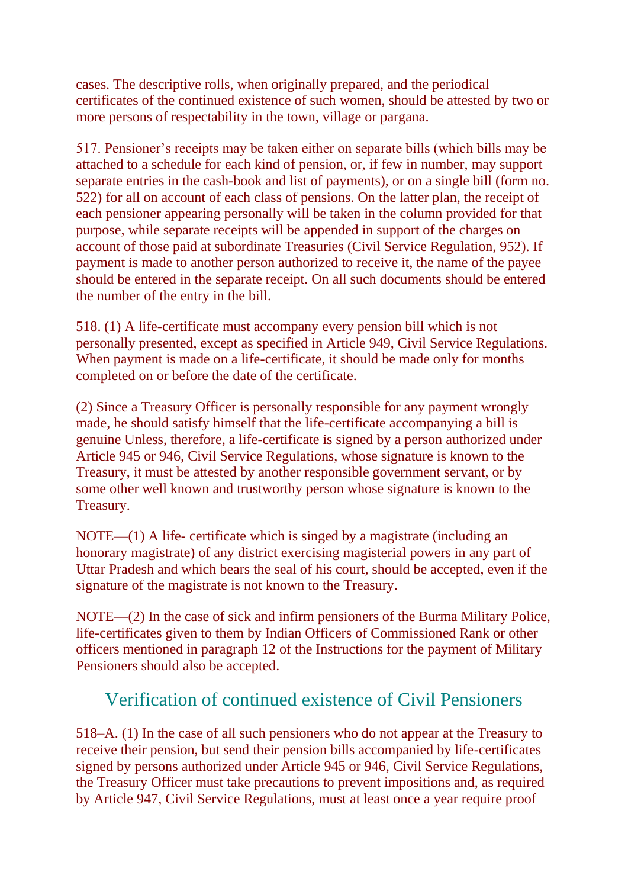cases. The descriptive rolls, when originally prepared, and the periodical certificates of the continued existence of such women, should be attested by two or more persons of respectability in the town, village or pargana.

517. Pensioner's receipts may be taken either on separate bills (which bills may be attached to a schedule for each kind of pension, or, if few in number, may support separate entries in the cash-book and list of payments), or on a single bill (form no. 522) for all on account of each class of pensions. On the latter plan, the receipt of each pensioner appearing personally will be taken in the column provided for that purpose, while separate receipts will be appended in support of the charges on account of those paid at subordinate Treasuries (Civil Service Regulation, 952). If payment is made to another person authorized to receive it, the name of the payee should be entered in the separate receipt. On all such documents should be entered the number of the entry in the bill.

518. (1) A life-certificate must accompany every pension bill which is not personally presented, except as specified in Article 949, Civil Service Regulations. When payment is made on a life-certificate, it should be made only for months completed on or before the date of the certificate.

(2) Since a Treasury Officer is personally responsible for any payment wrongly made, he should satisfy himself that the life-certificate accompanying a bill is genuine Unless, therefore, a life-certificate is signed by a person authorized under Article 945 or 946, Civil Service Regulations, whose signature is known to the Treasury, it must be attested by another responsible government servant, or by some other well known and trustworthy person whose signature is known to the Treasury.

NOTE—(1) A life- certificate which is singed by a magistrate (including an honorary magistrate) of any district exercising magisterial powers in any part of Uttar Pradesh and which bears the seal of his court, should be accepted, even if the signature of the magistrate is not known to the Treasury.

NOTE—(2) In the case of sick and infirm pensioners of the Burma Military Police, life-certificates given to them by Indian Officers of Commissioned Rank or other officers mentioned in paragraph 12 of the Instructions for the payment of Military Pensioners should also be accepted.

## Verification of continued existence of Civil Pensioners

518–A. (1) In the case of all such pensioners who do not appear at the Treasury to receive their pension, but send their pension bills accompanied by life-certificates signed by persons authorized under Article 945 or 946, Civil Service Regulations, the Treasury Officer must take precautions to prevent impositions and, as required by Article 947, Civil Service Regulations, must at least once a year require proof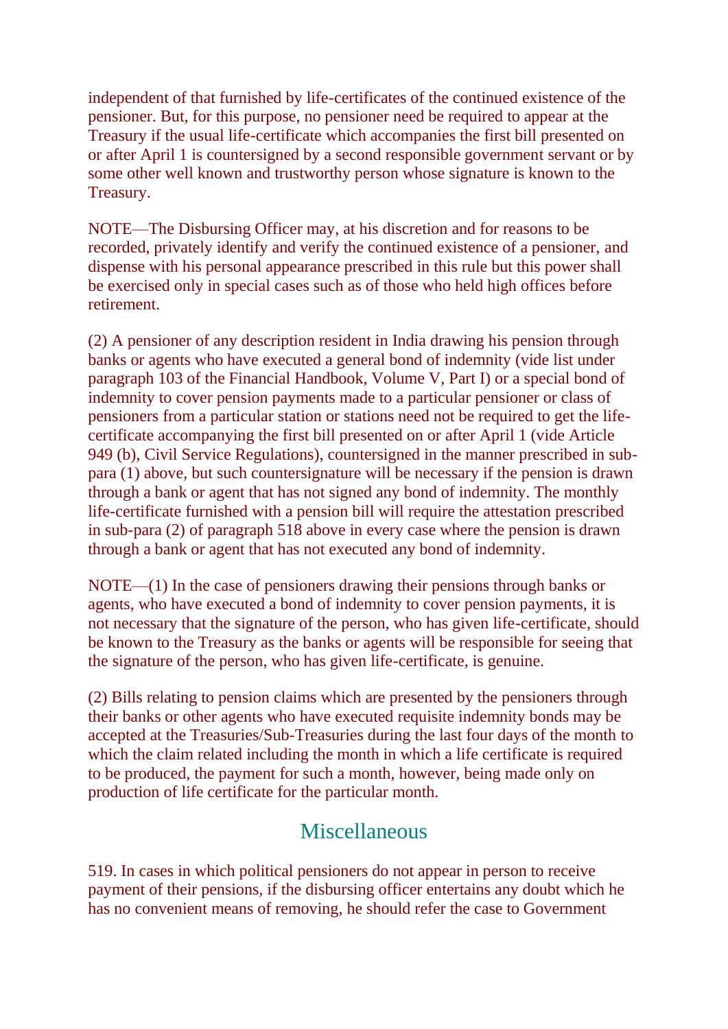independent of that furnished by life-certificates of the continued existence of the pensioner. But, for this purpose, no pensioner need be required to appear at the Treasury if the usual life-certificate which accompanies the first bill presented on or after April 1 is countersigned by a second responsible government servant or by some other well known and trustworthy person whose signature is known to the Treasury.

NOTE—The Disbursing Officer may, at his discretion and for reasons to be recorded, privately identify and verify the continued existence of a pensioner, and dispense with his personal appearance prescribed in this rule but this power shall be exercised only in special cases such as of those who held high offices before retirement.

(2) A pensioner of any description resident in India drawing his pension through banks or agents who have executed a general bond of indemnity (vide list under paragraph 103 of the Financial Handbook, Volume V, Part I) or a special bond of indemnity to cover pension payments made to a particular pensioner or class of pensioners from a particular station or stations need not be required to get the life-certificate accompanying the first bill presented on or after April 1 (vide Article 949 (b), Civil Service Regulations), countersigned in the manner prescribed in sub-para (1) above, but such countersignature will be necessary if the pension is drawn through a bank or agent that has not signed any bond of indemnity. The monthly life-certificate furnished with a pension bill will require the attestation prescribed in sub-para (2) of paragraph 518 above in every case where the pension is drawn through a bank or agent that has not executed any bond of indemnity.

NOTE—(1) In the case of pensioners drawing their pensions through banks or agents, who have executed a bond of indemnity to cover pension payments, it is not necessary that the signature of the person, who has given life-certificate, should be known to the Treasury as the banks or agents will be responsible for seeing that the signature of the person, who has given life-certificate, is genuine.

(2) Bills relating to pension claims which are presented by the pensioners through their banks or other agents who have executed requisite indemnity bonds may be accepted at the Treasuries/Sub-Treasuries during the last four days of the month to which the claim related including the month in which a life certificate is required to be produced, the payment for such a month, however, being made only on production of life certificate for the particular month.

## Miscellaneous

519. In cases in which political pensioners do not appear in person to receive payment of their pensions, if the disbursing officer entertains any doubt which he has no convenient means of removing, he should refer the case to Government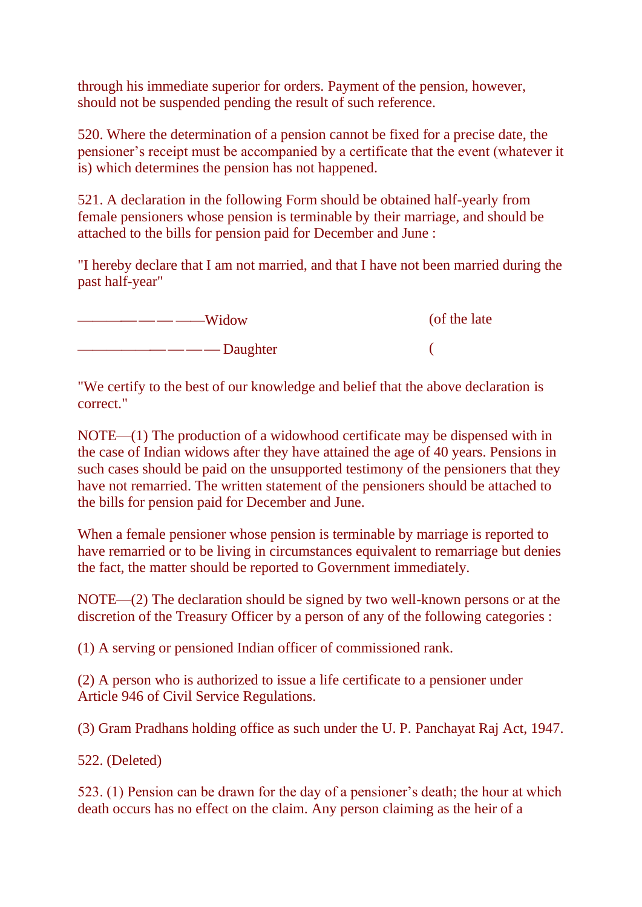through his immediate superior for orders. Payment of the pension, however, should not be suspended pending the result of such reference.

520. Where the determination of a pension cannot be fixed for a precise date, the pensioner's receipt must be accompanied by a certificate that the event (whatever it is) which determines the pension has not happened.

521. A declaration in the following Form should be obtained half-yearly from female pensioners whose pension is terminable by their marriage, and should be attached to the bills for pension paid for December and June :

"I hereby declare that I am not married, and that I have not been married during the past half-year"

———————— ——Widow (of the late

——————————— Daughter (

"We certify to the best of our knowledge and belief that the above declaration is correct."

NOTE—(1) The production of a widowhood certificate may be dispensed with in the case of Indian widows after they have attained the age of 40 years. Pensions in such cases should be paid on the unsupported testimony of the pensioners that they have not remarried. The written statement of the pensioners should be attached to the bills for pension paid for December and June.

When a female pensioner whose pension is terminable by marriage is reported to have remarried or to be living in circumstances equivalent to remarriage but denies the fact, the matter should be reported to Government immediately.

NOTE—(2) The declaration should be signed by two well-known persons or at the discretion of the Treasury Officer by a person of any of the following categories :

(1) A serving or pensioned Indian officer of commissioned rank.

(2) A person who is authorized to issue a life certificate to a pensioner under Article 946 of Civil Service Regulations.

(3) Gram Pradhans holding office as such under the U. P. Panchayat Raj Act, 1947.

522. (Deleted)

523. (1) Pension can be drawn for the day of a pensioner's death; the hour at which death occurs has no effect on the claim. Any person claiming as the heir of a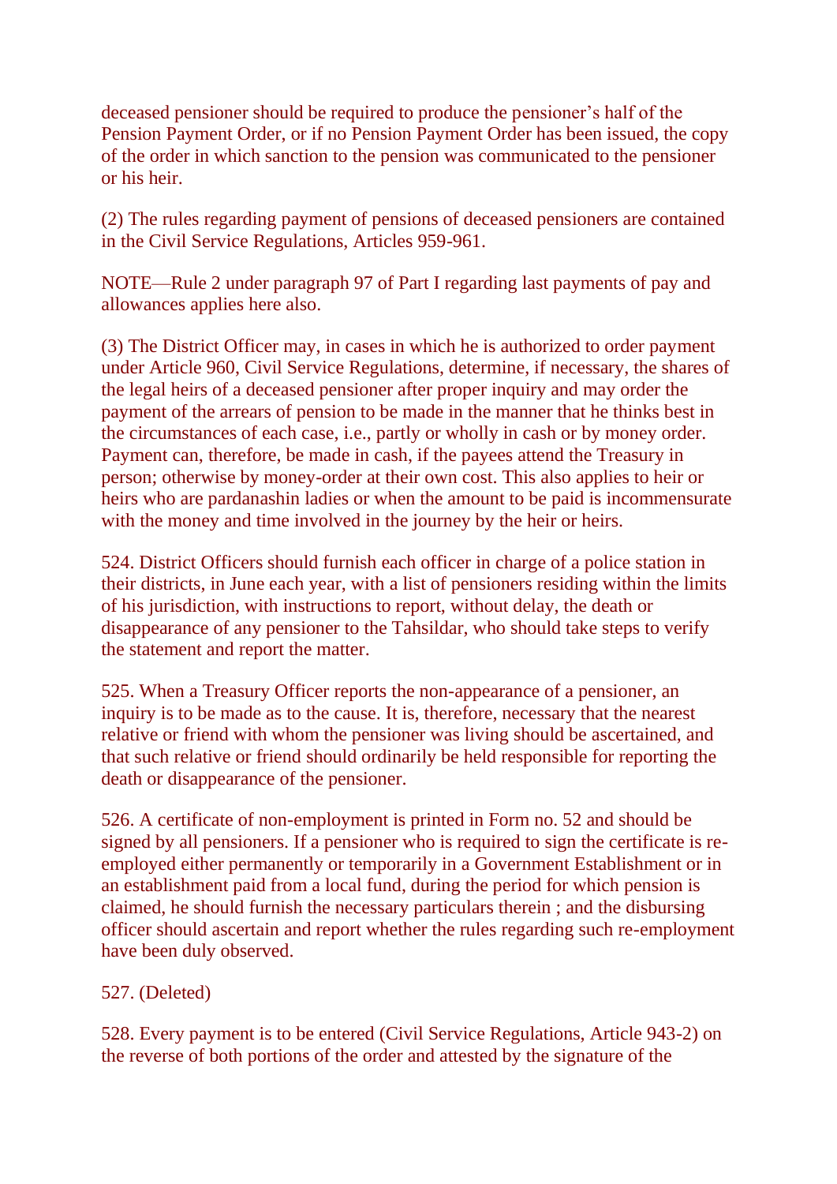deceased pensioner should be required to produce the pensioner's half of the Pension Payment Order, or if no Pension Payment Order has been issued, the copy of the order in which sanction to the pension was communicated to the pensioner or his heir.

(2) The rules regarding payment of pensions of deceased pensioners are contained in the Civil Service Regulations, Articles 959-961.

NOTE—Rule 2 under paragraph 97 of Part I regarding last payments of pay and allowances applies here also.

(3) The District Officer may, in cases in which he is authorized to order payment under Article 960, Civil Service Regulations, determine, if necessary, the shares of the legal heirs of a deceased pensioner after proper inquiry and may order the payment of the arrears of pension to be made in the manner that he thinks best in the circumstances of each case, i.e., partly or wholly in cash or by money order. Payment can, therefore, be made in cash, if the payees attend the Treasury in person; otherwise by money-order at their own cost. This also applies to heir or heirs who are pardanashin ladies or when the amount to be paid is incommensurate with the money and time involved in the journey by the heir or heirs.

524. District Officers should furnish each officer in charge of a police station in their districts, in June each year, with a list of pensioners residing within the limits of his jurisdiction, with instructions to report, without delay, the death or disappearance of any pensioner to the Tahsildar, who should take steps to verify the statement and report the matter.

525. When a Treasury Officer reports the non-appearance of a pensioner, an inquiry is to be made as to the cause. It is, therefore, necessary that the nearest relative or friend with whom the pensioner was living should be ascertained, and that such relative or friend should ordinarily be held responsible for reporting the death or disappearance of the pensioner.

526. A certificate of non-employment is printed in Form no. 52 and should be signed by all pensioners. If a pensioner who is required to sign the certificate is re-employed either permanently or temporarily in a Government Establishment or in an establishment paid from a local fund, during the period for which pension is claimed, he should furnish the necessary particulars therein ; and the disbursing officer should ascertain and report whether the rules regarding such re-employment have been duly observed.

527. (Deleted)

528. Every payment is to be entered (Civil Service Regulations, Article 943-2) on the reverse of both portions of the order and attested by the signature of the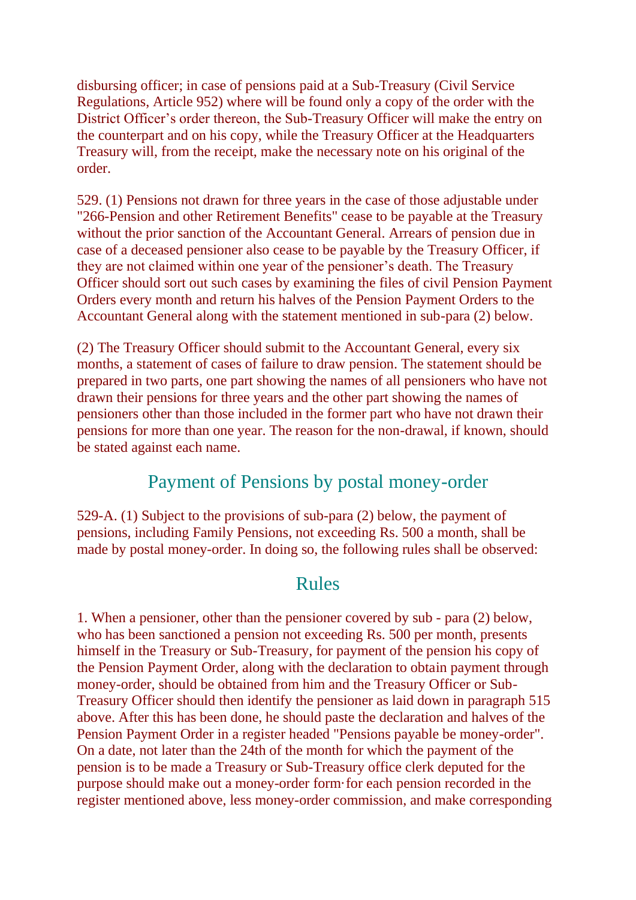disbursing officer; in case of pensions paid at a Sub-Treasury (Civil Service Regulations, Article 952) where will be found only a copy of the order with the District Officer's order thereon, the Sub-Treasury Officer will make the entry on the counterpart and on his copy, while the Treasury Officer at the Headquarters Treasury will, from the receipt, make the necessary note on his original of the order.

529. (1) Pensions not drawn for three years in the case of those adjustable under "266-Pension and other Retirement Benefits" cease to be payable at the Treasury without the prior sanction of the Accountant General. Arrears of pension due in case of a deceased pensioner also cease to be payable by the Treasury Officer, if they are not claimed within one year of the pensioner's death. The Treasury Officer should sort out such cases by examining the files of civil Pension Payment Orders every month and return his halves of the Pension Payment Orders to the Accountant General along with the statement mentioned in sub-para (2) below.

(2) The Treasury Officer should submit to the Accountant General, every six months, a statement of cases of failure to draw pension. The statement should be prepared in two parts, one part showing the names of all pensioners who have not drawn their pensions for three years and the other part showing the names of pensioners other than those included in the former part who have not drawn their pensions for more than one year. The reason for the non-drawal, if known, should be stated against each name.

## Payment of Pensions by postal money-order

529-A. (1) Subject to the provisions of sub-para (2) below, the payment of pensions, including Family Pensions, not exceeding Rs. 500 a month, shall be made by postal money-order. In doing so, the following rules shall be observed:

## Rules

1. When a pensioner, other than the pensioner covered by sub - para (2) below, who has been sanctioned a pension not exceeding Rs. 500 per month, presents himself in the Treasury or Sub-Treasury, for payment of the pension his copy of the Pension Payment Order, along with the declaration to obtain payment through money-order, should be obtained from him and the Treasury Officer or Sub-Treasury Officer should then identify the pensioner as laid down in paragraph 515 above. After this has been done, he should paste the declaration and halves of the Pension Payment Order in a register headed "Pensions payable be money-order". On a date, not later than the 24th of the month for which the payment of the pension is to be made a Treasury or Sub-Treasury office clerk deputed for the purpose should make out a money-order form·for each pension recorded in the register mentioned above, less money-order commission, and make corresponding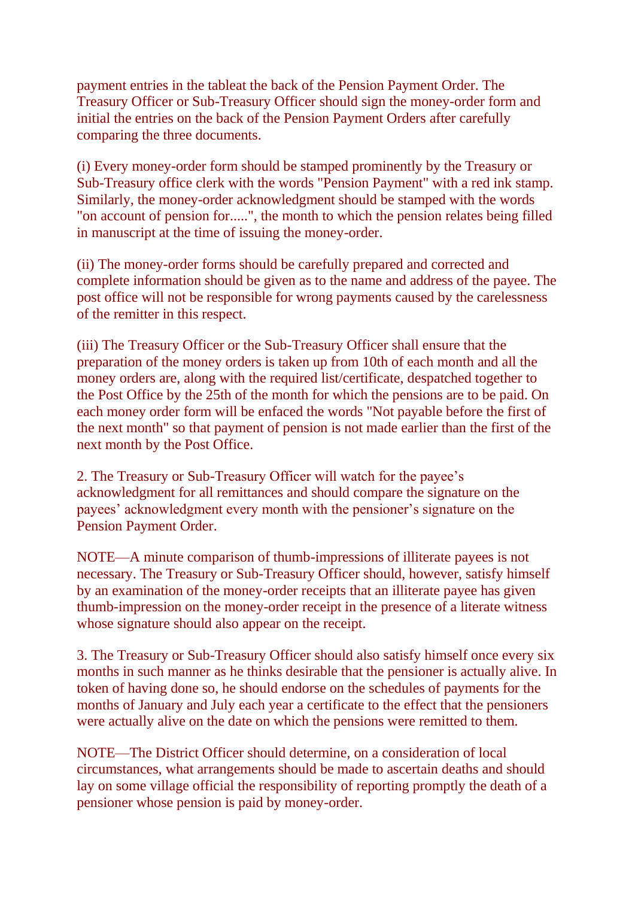payment entries in the tableat the back of the Pension Payment Order. The Treasury Officer or Sub-Treasury Officer should sign the money-order form and initial the entries on the back of the Pension Payment Orders after carefully comparing the three documents.

(i) Every money-order form should be stamped prominently by the Treasury or Sub-Treasury office clerk with the words "Pension Payment" with a red ink stamp. Similarly, the money-order acknowledgment should be stamped with the words "on account of pension for.....", the month to which the pension relates being filled in manuscript at the time of issuing the money-order.

(ii) The money-order forms should be carefully prepared and corrected and complete information should be given as to the name and address of the payee. The post office will not be responsible for wrong payments caused by the carelessness of the remitter in this respect.

(iii) The Treasury Officer or the Sub-Treasury Officer shall ensure that the preparation of the money orders is taken up from 10th of each month and all the money orders are, along with the required list/certificate, despatched together to the Post Office by the 25th of the month for which the pensions are to be paid. On each money order form will be enfaced the words "Not payable before the first of the next month" so that payment of pension is not made earlier than the first of the next month by the Post Office.

2. The Treasury or Sub-Treasury Officer will watch for the payee's acknowledgment for all remittances and should compare the signature on the payees' acknowledgment every month with the pensioner's signature on the Pension Payment Order.

NOTE—A minute comparison of thumb-impressions of illiterate payees is not necessary. The Treasury or Sub-Treasury Officer should, however, satisfy himself by an examination of the money-order receipts that an illiterate payee has given thumb-impression on the money-order receipt in the presence of a literate witness whose signature should also appear on the receipt.

3. The Treasury or Sub-Treasury Officer should also satisfy himself once every six months in such manner as he thinks desirable that the pensioner is actually alive. In token of having done so, he should endorse on the schedules of payments for the months of January and July each year a certificate to the effect that the pensioners were actually alive on the date on which the pensions were remitted to them.

NOTE—The District Officer should determine, on a consideration of local circumstances, what arrangements should be made to ascertain deaths and should lay on some village official the responsibility of reporting promptly the death of a pensioner whose pension is paid by money-order.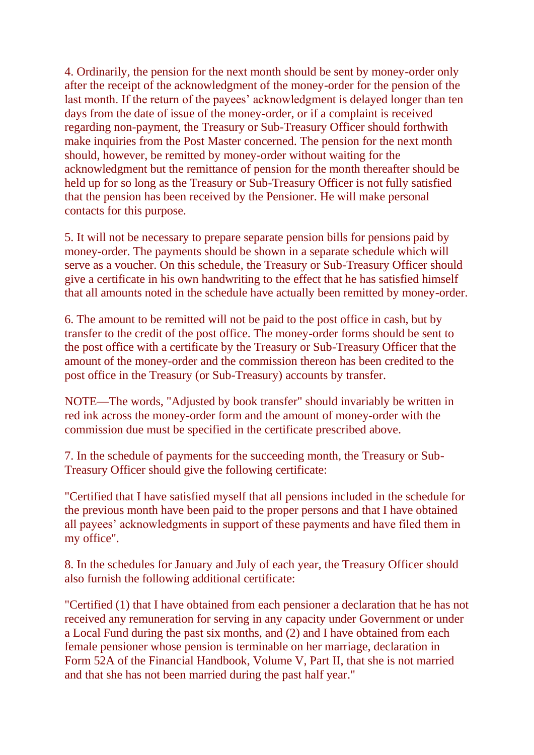4. Ordinarily, the pension for the next month should be sent by money-order only after the receipt of the acknowledgment of the money-order for the pension of the last month. If the return of the payees' acknowledgment is delayed longer than ten days from the date of issue of the money-order, or if a complaint is received regarding non-payment, the Treasury or Sub-Treasury Officer should forthwith make inquiries from the Post Master concerned. The pension for the next month should, however, be remitted by money-order without waiting for the acknowledgment but the remittance of pension for the month thereafter should be held up for so long as the Treasury or Sub-Treasury Officer is not fully satisfied that the pension has been received by the Pensioner. He will make personal contacts for this purpose.

5. It will not be necessary to prepare separate pension bills for pensions paid by money-order. The payments should be shown in a separate schedule which will serve as a voucher. On this schedule, the Treasury or Sub-Treasury Officer should give a certificate in his own handwriting to the effect that he has satisfied himself that all amounts noted in the schedule have actually been remitted by money-order.

6. The amount to be remitted will not be paid to the post office in cash, but by transfer to the credit of the post office. The money-order forms should be sent to the post office with a certificate by the Treasury or Sub-Treasury Officer that the amount of the money-order and the commission thereon has been credited to the post office in the Treasury (or Sub-Treasury) accounts by transfer.

NOTE—The words, "Adjusted by book transfer" should invariably be written in red ink across the money-order form and the amount of money-order with the commission due must be specified in the certificate prescribed above.

7. In the schedule of payments for the succeeding month, the Treasury or Sub-Treasury Officer should give the following certificate:

"Certified that I have satisfied myself that all pensions included in the schedule for the previous month have been paid to the proper persons and that I have obtained all payees' acknowledgments in support of these payments and have filed them in my office".

8. In the schedules for January and July of each year, the Treasury Officer should also furnish the following additional certificate:

"Certified (1) that I have obtained from each pensioner a declaration that he has not received any remuneration for serving in any capacity under Government or under a Local Fund during the past six months, and (2) and I have obtained from each female pensioner whose pension is terminable on her marriage, declaration in Form 52A of the Financial Handbook, Volume V, Part II, that she is not married and that she has not been married during the past half year."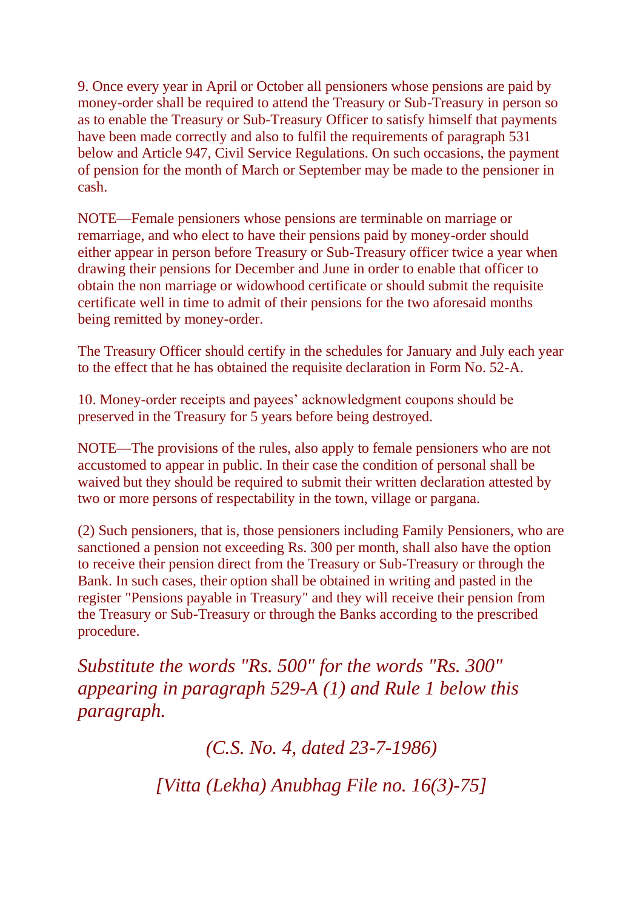9. Once every year in April or October all pensioners whose pensions are paid by money-order shall be required to attend the Treasury or Sub-Treasury in person so as to enable the Treasury or Sub-Treasury Officer to satisfy himself that payments have been made correctly and also to fulfil the requirements of paragraph 531 below and Article 947, Civil Service Regulations. On such occasions, the payment of pension for the month of March or September may be made to the pensioner in cash.

NOTE—Female pensioners whose pensions are terminable on marriage or remarriage, and who elect to have their pensions paid by money-order should either appear in person before Treasury or Sub-Treasury officer twice a year when drawing their pensions for December and June in order to enable that officer to obtain the non marriage or widowhood certificate or should submit the requisite certificate well in time to admit of their pensions for the two aforesaid months being remitted by money-order.

The Treasury Officer should certify in the schedules for January and July each year to the effect that he has obtained the requisite declaration in Form No. 52-A.

10. Money-order receipts and payees' acknowledgment coupons should be preserved in the Treasury for 5 years before being destroyed.

NOTE—The provisions of the rules, also apply to female pensioners who are not accustomed to appear in public. In their case the condition of personal shall be waived but they should be required to submit their written declaration attested by two or more persons of respectability in the town, village or pargana.

(2) Such pensioners, that is, those pensioners including Family Pensioners, who are sanctioned a pension not exceeding Rs. 300 per month, shall also have the option to receive their pension direct from the Treasury or Sub-Treasury or through the Bank. In such cases, their option shall be obtained in writing and pasted in the register "Pensions payable in Treasury" and they will receive their pension from the Treasury or Sub-Treasury or through the Banks according to the prescribed procedure.

*Substitute the words "Rs. 500" for the words "Rs. 300" appearing in paragraph 529-A (1) and Rule 1 below this paragraph.*

*(C.S. No. 4, dated 23-7-1986)*

*[Vitta (Lekha) Anubhag File no. 16(3)-75]*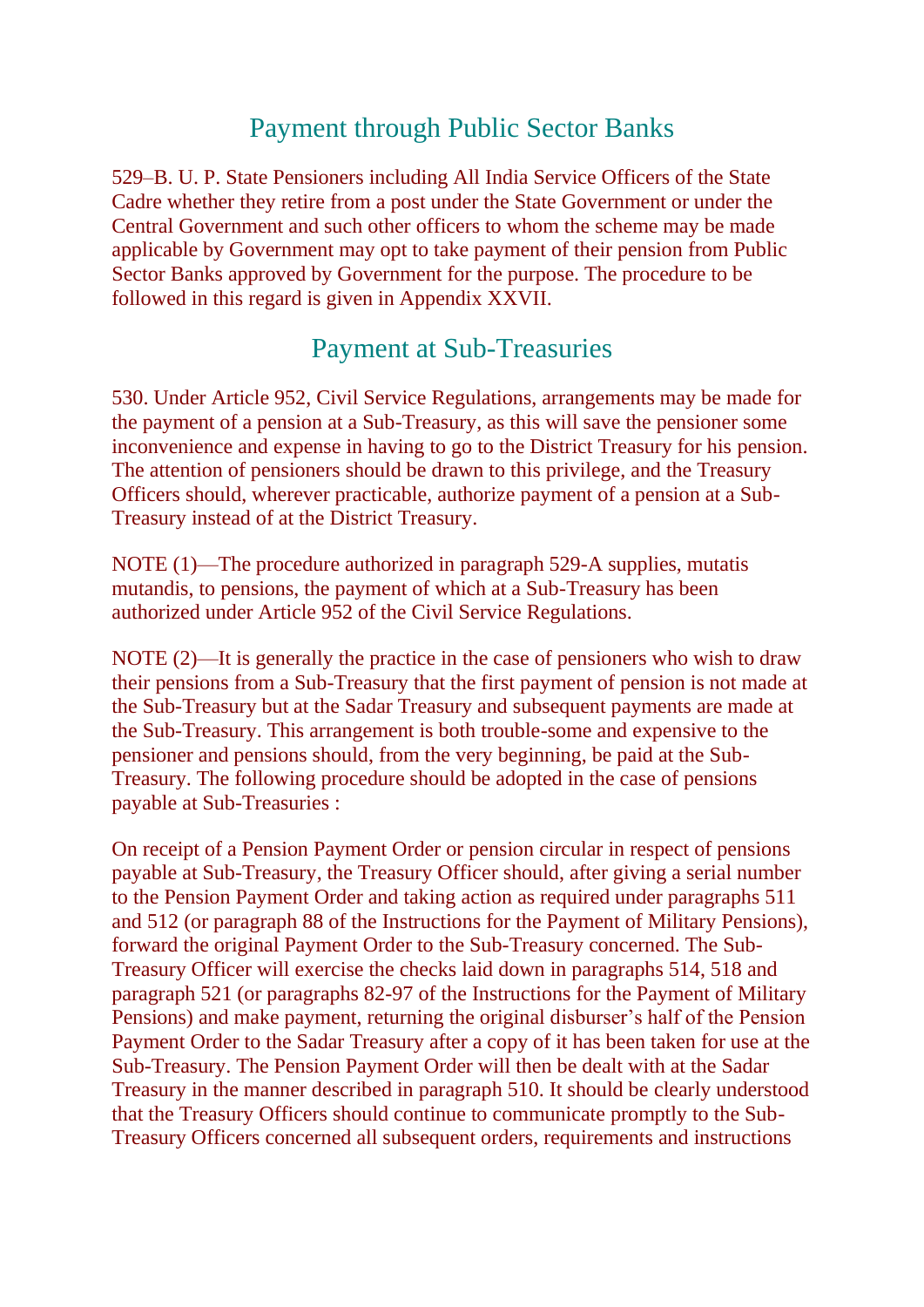## Payment through Public Sector Banks

529–B. U. P. State Pensioners including All India Service Officers of the State Cadre whether they retire from a post under the State Government or under the Central Government and such other officers to whom the scheme may be made applicable by Government may opt to take payment of their pension from Public Sector Banks approved by Government for the purpose. The procedure to be followed in this regard is given in Appendix XXVII.

## Payment at Sub-Treasuries

530. Under Article 952, Civil Service Regulations, arrangements may be made for the payment of a pension at a Sub-Treasury, as this will save the pensioner some inconvenience and expense in having to go to the District Treasury for his pension. The attention of pensioners should be drawn to this privilege, and the Treasury Officers should, wherever practicable, authorize payment of a pension at a Sub-Treasury instead of at the District Treasury.

NOTE (1)—The procedure authorized in paragraph 529-A supplies, mutatis mutandis, to pensions, the payment of which at a Sub-Treasury has been authorized under Article 952 of the Civil Service Regulations.

NOTE (2)—It is generally the practice in the case of pensioners who wish to draw their pensions from a Sub-Treasury that the first payment of pension is not made at the Sub-Treasury but at the Sadar Treasury and subsequent payments are made at the Sub-Treasury. This arrangement is both trouble-some and expensive to the pensioner and pensions should, from the very beginning, be paid at the Sub-Treasury. The following procedure should be adopted in the case of pensions payable at Sub-Treasuries :

On receipt of a Pension Payment Order or pension circular in respect of pensions payable at Sub-Treasury, the Treasury Officer should, after giving a serial number to the Pension Payment Order and taking action as required under paragraphs 511 and 512 (or paragraph 88 of the Instructions for the Payment of Military Pensions), forward the original Payment Order to the Sub-Treasury concerned. The Sub-Treasury Officer will exercise the checks laid down in paragraphs 514, 518 and paragraph 521 (or paragraphs 82-97 of the Instructions for the Payment of Military Pensions) and make payment, returning the original disburser's half of the Pension Payment Order to the Sadar Treasury after a copy of it has been taken for use at the Sub-Treasury. The Pension Payment Order will then be dealt with at the Sadar Treasury in the manner described in paragraph 510. It should be clearly understood that the Treasury Officers should continue to communicate promptly to the Sub-Treasury Officers concerned all subsequent orders, requirements and instructions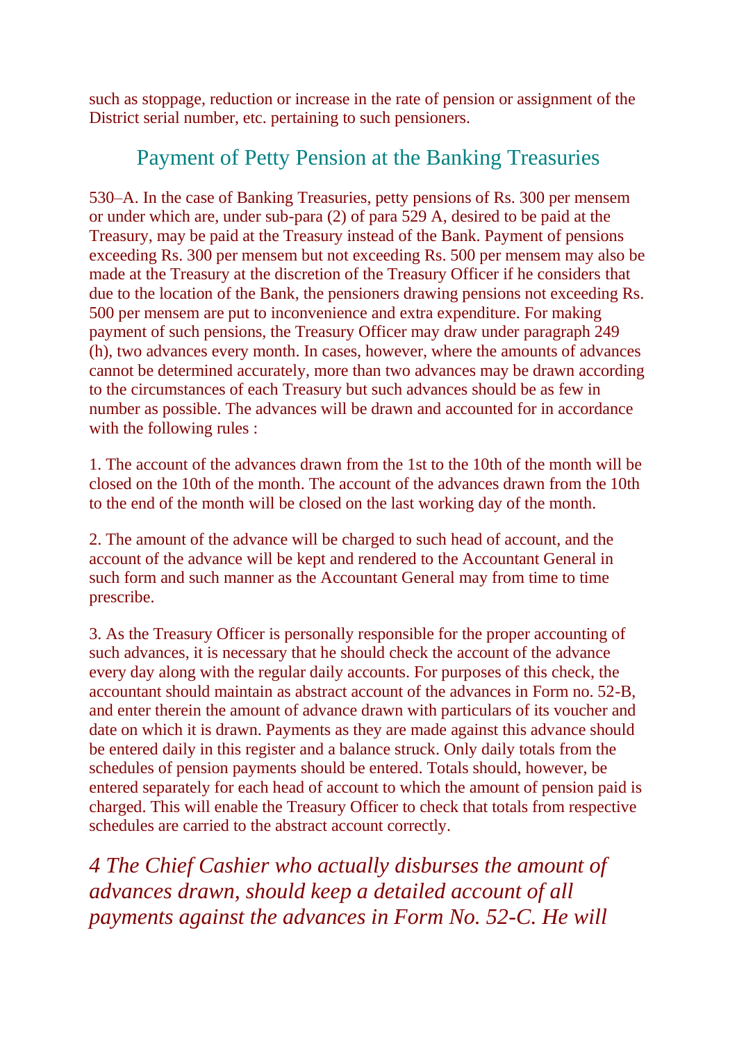such as stoppage, reduction or increase in the rate of pension or assignment of the District serial number, etc. pertaining to such pensioners.

## Payment of Petty Pension at the Banking Treasuries

530–A. In the case of Banking Treasuries, petty pensions of Rs. 300 per mensem or under which are, under sub-para (2) of para 529 A, desired to be paid at the Treasury, may be paid at the Treasury instead of the Bank. Payment of pensions exceeding Rs. 300 per mensem but not exceeding Rs. 500 per mensem may also be made at the Treasury at the discretion of the Treasury Officer if he considers that due to the location of the Bank, the pensioners drawing pensions not exceeding Rs. 500 per mensem are put to inconvenience and extra expenditure. For making payment of such pensions, the Treasury Officer may draw under paragraph 249 (h), two advances every month. In cases, however, where the amounts of advances cannot be determined accurately, more than two advances may be drawn according to the circumstances of each Treasury but such advances should be as few in number as possible. The advances will be drawn and accounted for in accordance with the following rules :

1. The account of the advances drawn from the 1st to the 10th of the month will be closed on the 10th of the month. The account of the advances drawn from the 10th to the end of the month will be closed on the last working day of the month.

2. The amount of the advance will be charged to such head of account, and the account of the advance will be kept and rendered to the Accountant General in such form and such manner as the Accountant General may from time to time prescribe.

3. As the Treasury Officer is personally responsible for the proper accounting of such advances, it is necessary that he should check the account of the advance every day along with the regular daily accounts. For purposes of this check, the accountant should maintain as abstract account of the advances in Form no. 52-B, and enter therein the amount of advance drawn with particulars of its voucher and date on which it is drawn. Payments as they are made against this advance should be entered daily in this register and a balance struck. Only daily totals from the schedules of pension payments should be entered. Totals should, however, be entered separately for each head of account to which the amount of pension paid is charged. This will enable the Treasury Officer to check that totals from respective schedules are carried to the abstract account correctly.

*4 The Chief Cashier who actually disburses the amount of advances drawn, should keep a detailed account of all payments against the advances in Form No. 52-C. He will*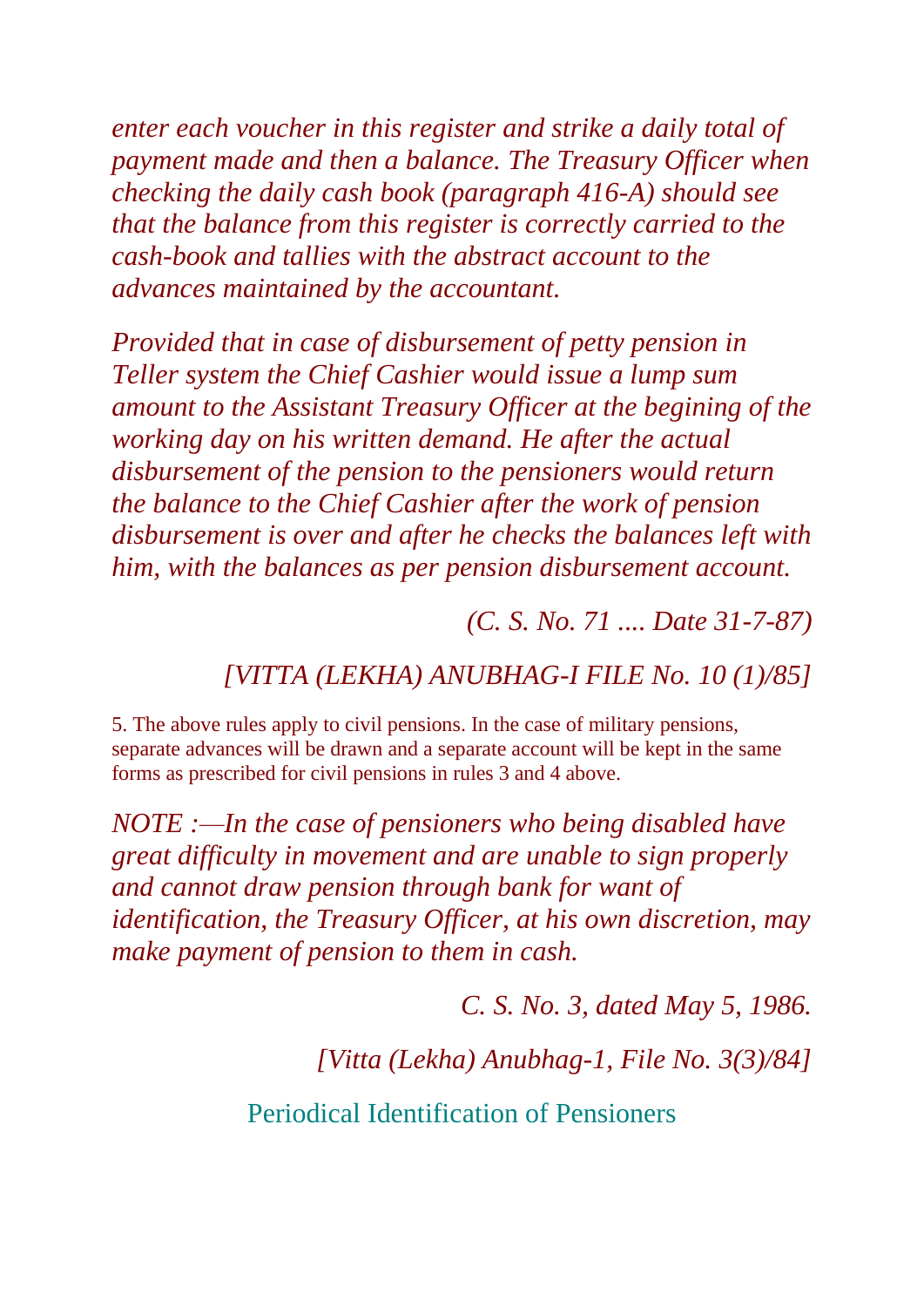*enter each voucher in this register and strike a daily total of payment made and then a balance. The Treasury Officer when checking the daily cash book (paragraph 416-A) should see that the balance from this register is correctly carried to the cash-book and tallies with the abstract account to the advances maintained by the accountant.*

*Provided that in case of disbursement of petty pension in Teller system the Chief Cashier would issue a lump sum amount to the Assistant Treasury Officer at the begining of the working day on his written demand. He after the actual disbursement of the pension to the pensioners would return the balance to the Chief Cashier after the work of pension disbursement is over and after he checks the balances left with him, with the balances as per pension disbursement account.*

*(C. S. No. 71 .... Date 31-7-87)*

*[VITTA (LEKHA) ANUBHAG-I FILE No. 10 (1)/85]*

5. The above rules apply to civil pensions. In the case of military pensions, separate advances will be drawn and a separate account will be kept in the same forms as prescribed for civil pensions in rules 3 and 4 above.

*NOTE :—In the case of pensioners who being disabled have great difficulty in movement and are unable to sign properly and cannot draw pension through bank for want of identification, the Treasury Officer, at his own discretion, may make payment of pension to them in cash.*

*C. S. No. 3, dated May 5, 1986.*

*[Vitta (Lekha) Anubhag-1, File No. 3(3)/84]*

## Periodical Identification of Pensioners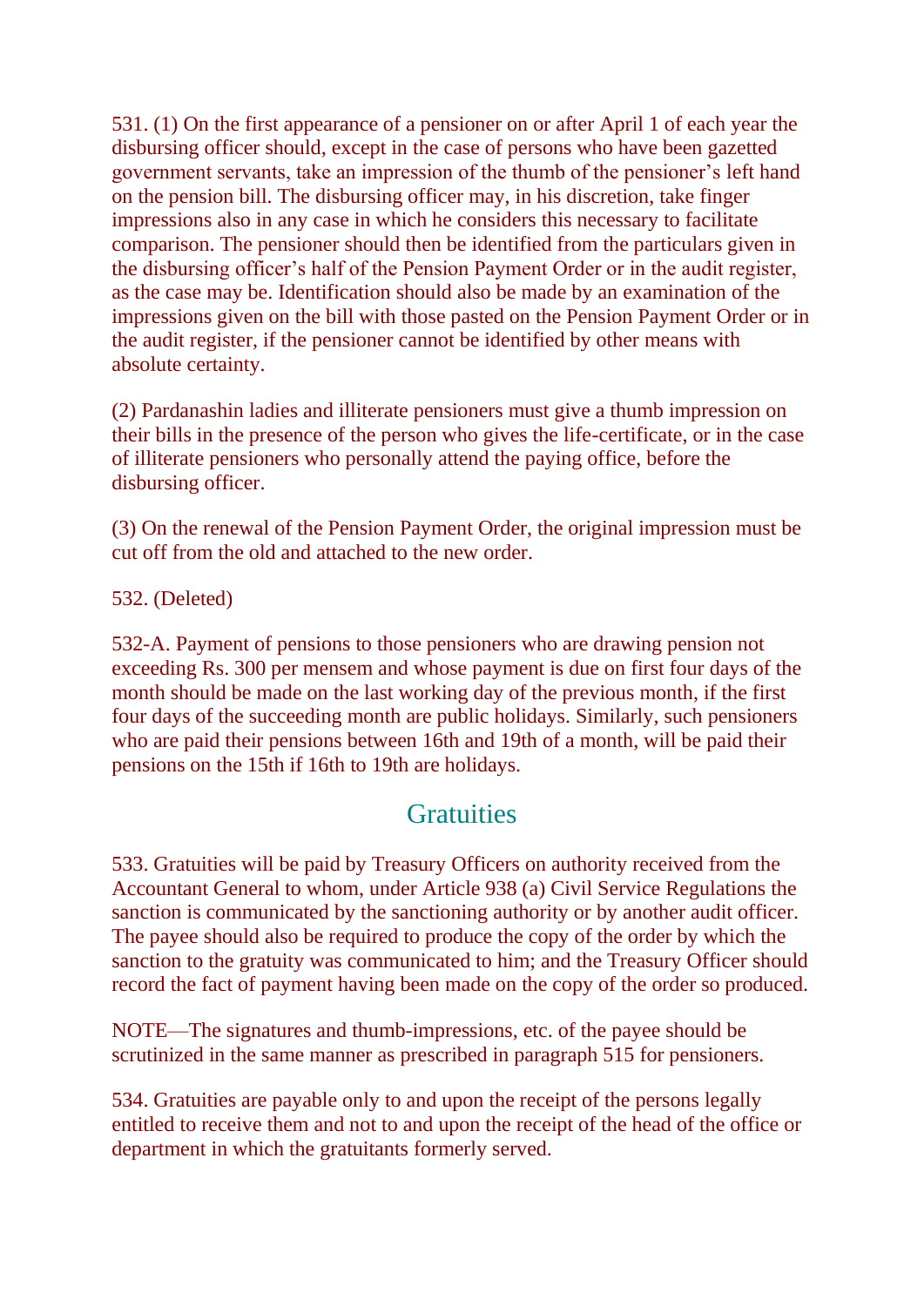531. (1) On the first appearance of a pensioner on or after April 1 of each year the disbursing officer should, except in the case of persons who have been gazetted government servants, take an impression of the thumb of the pensioner's left hand on the pension bill. The disbursing officer may, in his discretion, take finger impressions also in any case in which he considers this necessary to facilitate comparison. The pensioner should then be identified from the particulars given in the disbursing officer's half of the Pension Payment Order or in the audit register, as the case may be. Identification should also be made by an examination of the impressions given on the bill with those pasted on the Pension Payment Order or in the audit register, if the pensioner cannot be identified by other means with absolute certainty.

(2) Pardanashin ladies and illiterate pensioners must give a thumb impression on their bills in the presence of the person who gives the life-certificate, or in the case of illiterate pensioners who personally attend the paying office, before the disbursing officer.

(3) On the renewal of the Pension Payment Order, the original impression must be cut off from the old and attached to the new order.

532. (Deleted)

532-A. Payment of pensions to those pensioners who are drawing pension not exceeding Rs. 300 per mensem and whose payment is due on first four days of the month should be made on the last working day of the previous month, if the first four days of the succeeding month are public holidays. Similarly, such pensioners who are paid their pensions between 16th and 19th of a month, will be paid their pensions on the 15th if 16th to 19th are holidays.

## Gratuities

533. Gratuities will be paid by Treasury Officers on authority received from the Accountant General to whom, under Article 938 (a) Civil Service Regulations the sanction is communicated by the sanctioning authority or by another audit officer. The payee should also be required to produce the copy of the order by which the sanction to the gratuity was communicated to him; and the Treasury Officer should record the fact of payment having been made on the copy of the order so produced.

NOTE—The signatures and thumb-impressions, etc. of the payee should be scrutinized in the same manner as prescribed in paragraph 515 for pensioners.

534. Gratuities are payable only to and upon the receipt of the persons legally entitled to receive them and not to and upon the receipt of the head of the office or department in which the gratuitants formerly served.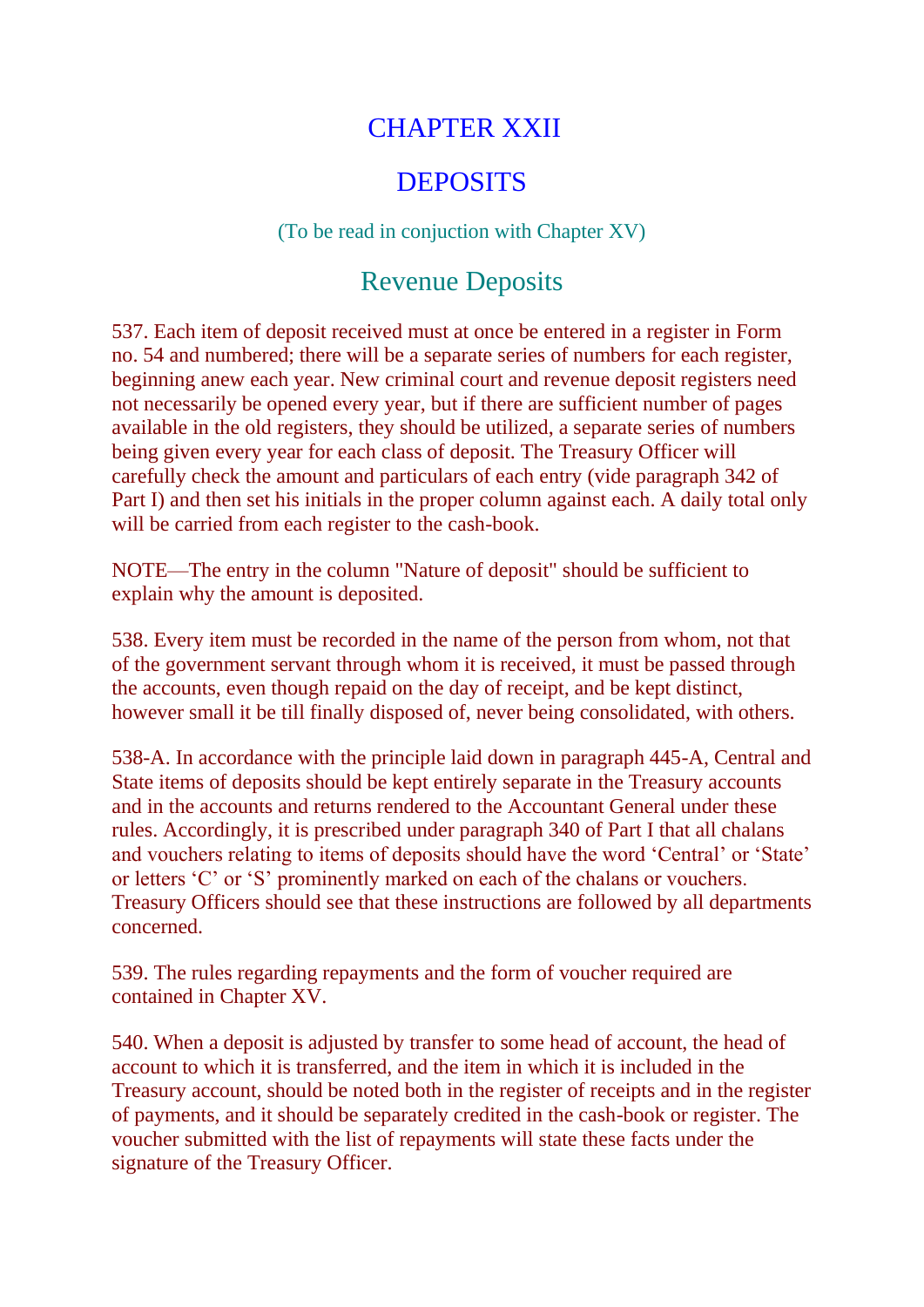# CHAPTER XXII

# DEPOSITS

(To be read in conjuction with Chapter XV)

## Revenue Deposits

537. Each item of deposit received must at once be entered in a register in Form no. 54 and numbered; there will be a separate series of numbers for each register, beginning anew each year. New criminal court and revenue deposit registers need not necessarily be opened every year, but if there are sufficient number of pages available in the old registers, they should be utilized, a separate series of numbers being given every year for each class of deposit. The Treasury Officer will carefully check the amount and particulars of each entry (vide paragraph 342 of Part I) and then set his initials in the proper column against each. A daily total only will be carried from each register to the cash-book.

NOTE—The entry in the column "Nature of deposit" should be sufficient to explain why the amount is deposited.

538. Every item must be recorded in the name of the person from whom, not that of the government servant through whom it is received, it must be passed through the accounts, even though repaid on the day of receipt, and be kept distinct, however small it be till finally disposed of, never being consolidated, with others.

538-A. In accordance with the principle laid down in paragraph 445-A, Central and State items of deposits should be kept entirely separate in the Treasury accounts and in the accounts and returns rendered to the Accountant General under these rules. Accordingly, it is prescribed under paragraph 340 of Part I that all chalans and vouchers relating to items of deposits should have the word ‘Central’ or ‘State’ or letters ‘C’ or ‘S’ prominently marked on each of the chalans or vouchers. Treasury Officers should see that these instructions are followed by all departments concerned.

539. The rules regarding repayments and the form of voucher required are contained in Chapter XV.

540. When a deposit is adjusted by transfer to some head of account, the head of account to which it is transferred, and the item in which it is included in the Treasury account, should be noted both in the register of receipts and in the register of payments, and it should be separately credited in the cash-book or register. The voucher submitted with the list of repayments will state these facts under the signature of the Treasury Officer.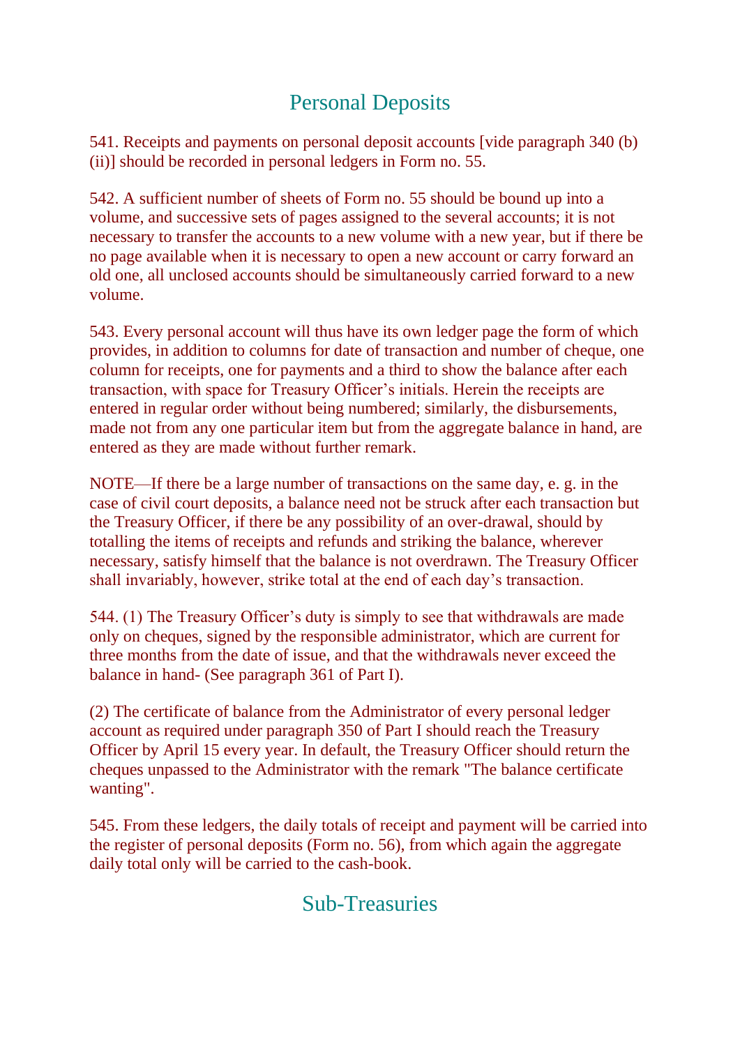## Personal Deposits

541. Receipts and payments on personal deposit accounts [vide paragraph 340 (b) (ii)] should be recorded in personal ledgers in Form no. 55.

542. A sufficient number of sheets of Form no. 55 should be bound up into a volume, and successive sets of pages assigned to the several accounts; it is not necessary to transfer the accounts to a new volume with a new year, but if there be no page available when it is necessary to open a new account or carry forward an old one, all unclosed accounts should be simultaneously carried forward to a new volume.

543. Every personal account will thus have its own ledger page the form of which provides, in addition to columns for date of transaction and number of cheque, one column for receipts, one for payments and a third to show the balance after each transaction, with space for Treasury Officer's initials. Herein the receipts are entered in regular order without being numbered; similarly, the disbursements, made not from any one particular item but from the aggregate balance in hand, are entered as they are made without further remark.

NOTE—If there be a large number of transactions on the same day, e. g. in the case of civil court deposits, a balance need not be struck after each transaction but the Treasury Officer, if there be any possibility of an over-drawal, should by totalling the items of receipts and refunds and striking the balance, wherever necessary, satisfy himself that the balance is not overdrawn. The Treasury Officer shall invariably, however, strike total at the end of each day's transaction.

544. (1) The Treasury Officer's duty is simply to see that withdrawals are made only on cheques, signed by the responsible administrator, which are current for three months from the date of issue, and that the withdrawals never exceed the balance in hand- (See paragraph 361 of Part I).

(2) The certificate of balance from the Administrator of every personal ledger account as required under paragraph 350 of Part I should reach the Treasury Officer by April 15 every year. In default, the Treasury Officer should return the cheques unpassed to the Administrator with the remark "The balance certificate wanting".

545. From these ledgers, the daily totals of receipt and payment will be carried into the register of personal deposits (Form no. 56), from which again the aggregate daily total only will be carried to the cash-book.

## Sub-Treasuries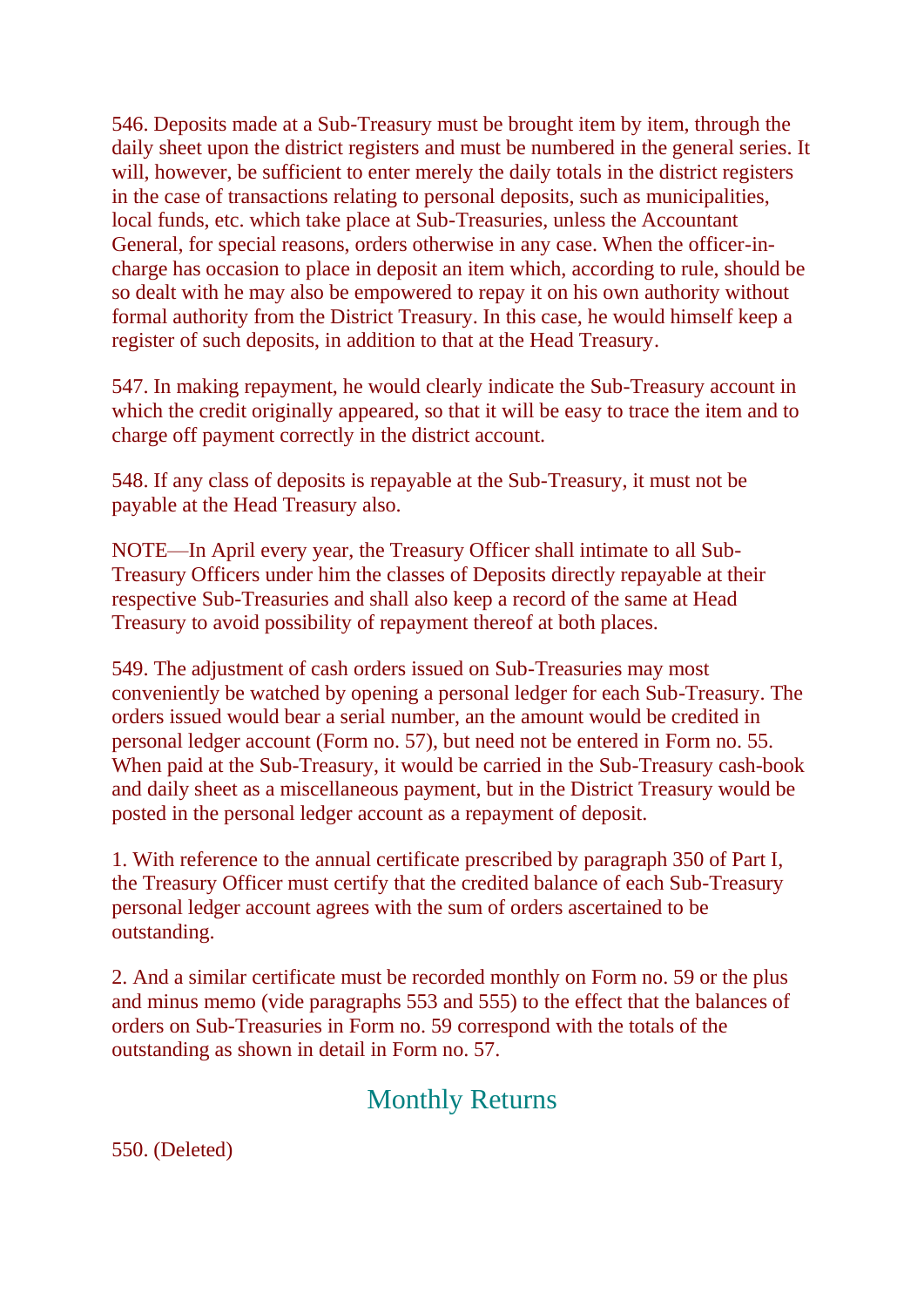546. Deposits made at a Sub-Treasury must be brought item by item, through the daily sheet upon the district registers and must be numbered in the general series. It will, however, be sufficient to enter merely the daily totals in the district registers in the case of transactions relating to personal deposits, such as municipalities, local funds, etc. which take place at Sub-Treasuries, unless the Accountant General, for special reasons, orders otherwise in any case. When the officer-in-charge has occasion to place in deposit an item which, according to rule, should be so dealt with he may also be empowered to repay it on his own authority without formal authority from the District Treasury. In this case, he would himself keep a register of such deposits, in addition to that at the Head Treasury.

547. In making repayment, he would clearly indicate the Sub-Treasury account in which the credit originally appeared, so that it will be easy to trace the item and to charge off payment correctly in the district account.

548. If any class of deposits is repayable at the Sub-Treasury, it must not be payable at the Head Treasury also.

NOTE—In April every year, the Treasury Officer shall intimate to all Sub-Treasury Officers under him the classes of Deposits directly repayable at their respective Sub-Treasuries and shall also keep a record of the same at Head Treasury to avoid possibility of repayment thereof at both places.

549. The adjustment of cash orders issued on Sub-Treasuries may most conveniently be watched by opening a personal ledger for each Sub-Treasury. The orders issued would bear a serial number, an the amount would be credited in personal ledger account (Form no. 57), but need not be entered in Form no. 55. When paid at the Sub-Treasury, it would be carried in the Sub-Treasury cash-book and daily sheet as a miscellaneous payment, but in the District Treasury would be posted in the personal ledger account as a repayment of deposit.

1. With reference to the annual certificate prescribed by paragraph 350 of Part I, the Treasury Officer must certify that the credited balance of each Sub-Treasury personal ledger account agrees with the sum of orders ascertained to be outstanding.

2. And a similar certificate must be recorded monthly on Form no. 59 or the plus and minus memo (vide paragraphs 553 and 555) to the effect that the balances of orders on Sub-Treasuries in Form no. 59 correspond with the totals of the outstanding as shown in detail in Form no. 57.

## Monthly Returns

550. (Deleted)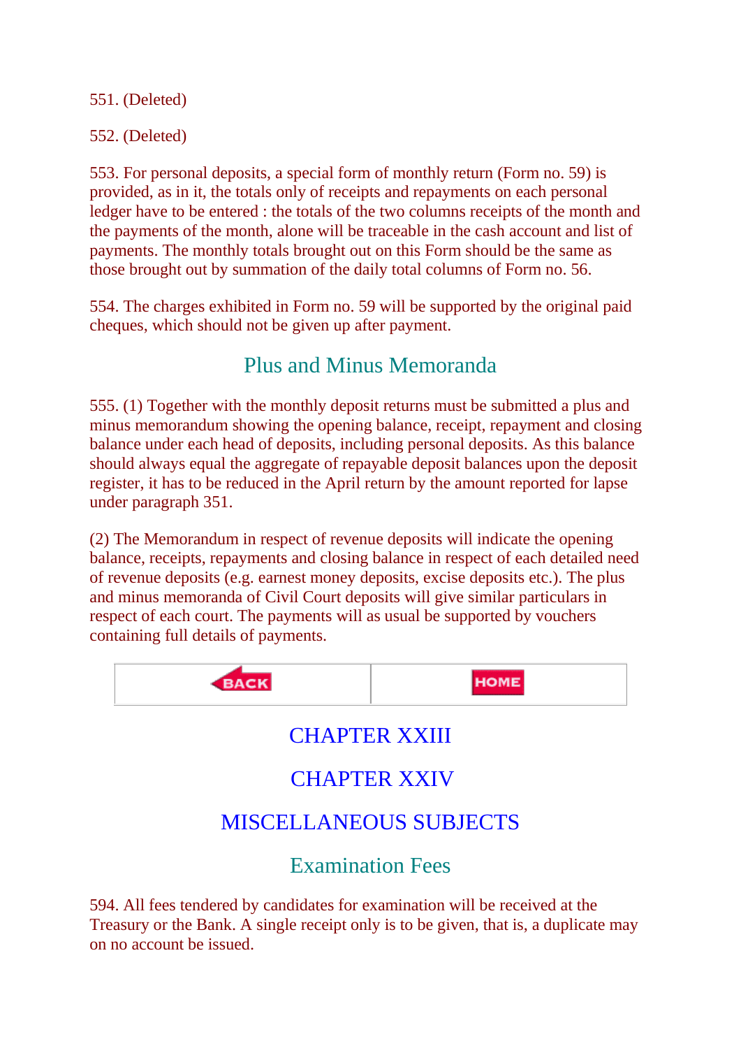551. (Deleted)

552. (Deleted)

553. For personal deposits, a special form of monthly return (Form no. 59) is provided, as in it, the totals only of receipts and repayments on each personal ledger have to be entered : the totals of the two columns receipts of the month and the payments of the month, alone will be traceable in the cash account and list of payments. The monthly totals brought out on this Form should be the same as those brought out by summation of the daily total columns of Form no. 56.

554. The charges exhibited in Form no. 59 will be supported by the original paid cheques, which should not be given up after payment.

## Plus and Minus Memoranda

555. (1) Together with the monthly deposit returns must be submitted a plus and minus memorandum showing the opening balance, receipt, repayment and closing balance under each head of deposits, including personal deposits. As this balance should always equal the aggregate of repayable deposit balances upon the deposit register, it has to be reduced in the April return by the amount reported for lapse under paragraph 351.

(2) The Memorandum in respect of revenue deposits will indicate the opening balance, receipts, repayments and closing balance in respect of each detailed need of revenue deposits (e.g. earnest money deposits, excise deposits etc.). The plus and minus memoranda of Civil Court deposits will give similar particulars in respect of each court. The payments will as usual be supported by vouchers containing full details of payments.

| BACK | HOME |
|---|---|

# CHAPTER XXIII

# CHAPTER XXIV

# MISCELLANEOUS SUBJECTS

## Examination Fees

594. All fees tendered by candidates for examination will be received at the Treasury or the Bank. A single receipt only is to be given, that is, a duplicate may on no account be issued.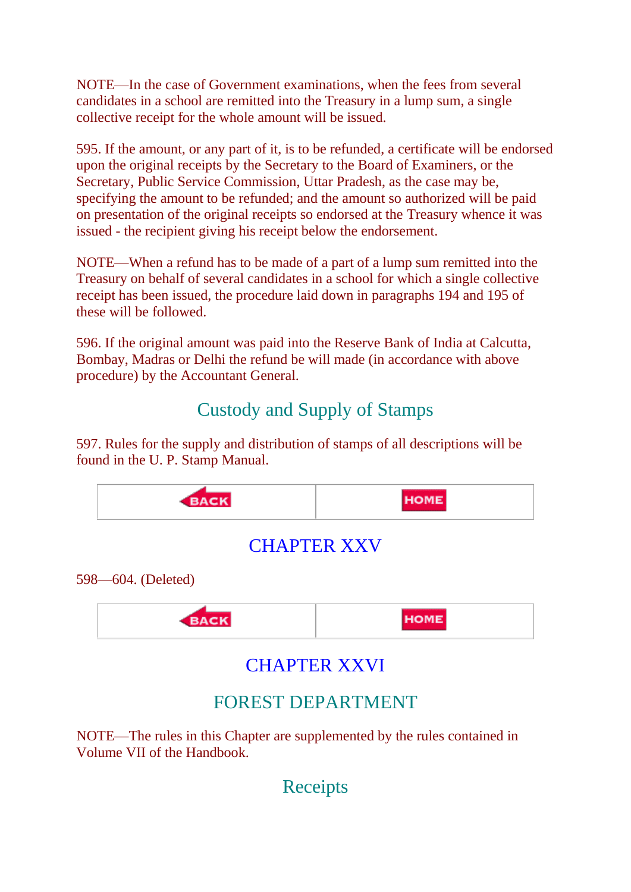NOTE—In the case of Government examinations, when the fees from several candidates in a school are remitted into the Treasury in a lump sum, a single collective receipt for the whole amount will be issued.

595. If the amount, or any part of it, is to be refunded, a certificate will be endorsed upon the original receipts by the Secretary to the Board of Examiners, or the Secretary, Public Service Commission, Uttar Pradesh, as the case may be, specifying the amount to be refunded; and the amount so authorized will be paid on presentation of the original receipts so endorsed at the Treasury whence it was issued - the recipient giving his receipt below the endorsement.

NOTE—When a refund has to be made of a part of a lump sum remitted into the Treasury on behalf of several candidates in a school for which a single collective receipt has been issued, the procedure laid down in paragraphs 194 and 195 of these will be followed.

596. If the original amount was paid into the Reserve Bank of India at Calcutta, Bombay, Madras or Delhi the refund be will made (in accordance with above procedure) by the Accountant General.

## Custody and Supply of Stamps

597. Rules for the supply and distribution of stamps of all descriptions will be found in the U. P. Stamp Manual.

| BACK | HOME |
|---|---|

# CHAPTER XXV

598—604. (Deleted)

| BACK | HOME |
|---|---|

# CHAPTER XXVI

## FOREST DEPARTMENT

NOTE—The rules in this Chapter are supplemented by the rules contained in Volume VII of the Handbook.

## Receipts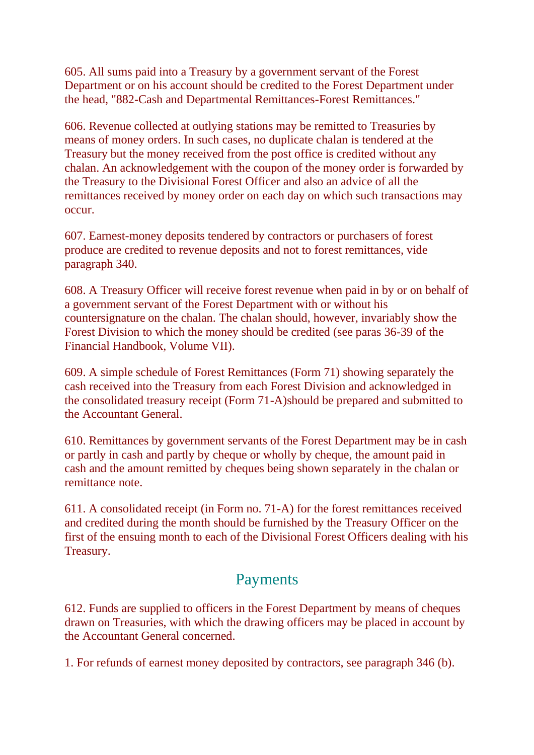605. All sums paid into a Treasury by a government servant of the Forest Department or on his account should be credited to the Forest Department under the head, "882-Cash and Departmental Remittances-Forest Remittances."

606. Revenue collected at outlying stations may be remitted to Treasuries by means of money orders. In such cases, no duplicate chalan is tendered at the Treasury but the money received from the post office is credited without any chalan. An acknowledgement with the coupon of the money order is forwarded by the Treasury to the Divisional Forest Officer and also an advice of all the remittances received by money order on each day on which such transactions may occur.

607. Earnest-money deposits tendered by contractors or purchasers of forest produce are credited to revenue deposits and not to forest remittances, vide paragraph 340.

608. A Treasury Officer will receive forest revenue when paid in by or on behalf of a government servant of the Forest Department with or without his countersignature on the chalan. The chalan should, however, invariably show the Forest Division to which the money should be credited (see paras 36-39 of the Financial Handbook, Volume VII).

609. A simple schedule of Forest Remittances (Form 71) showing separately the cash received into the Treasury from each Forest Division and acknowledged in the consolidated treasury receipt (Form 71-A)should be prepared and submitted to the Accountant General.

610. Remittances by government servants of the Forest Department may be in cash or partly in cash and partly by cheque or wholly by cheque, the amount paid in cash and the amount remitted by cheques being shown separately in the chalan or remittance note.

611. A consolidated receipt (in Form no. 71-A) for the forest remittances received and credited during the month should be furnished by the Treasury Officer on the first of the ensuing month to each of the Divisional Forest Officers dealing with his Treasury.

## Payments

612. Funds are supplied to officers in the Forest Department by means of cheques drawn on Treasuries, with which the drawing officers may be placed in account by the Accountant General concerned.

1. For refunds of earnest money deposited by contractors, see paragraph 346 (b).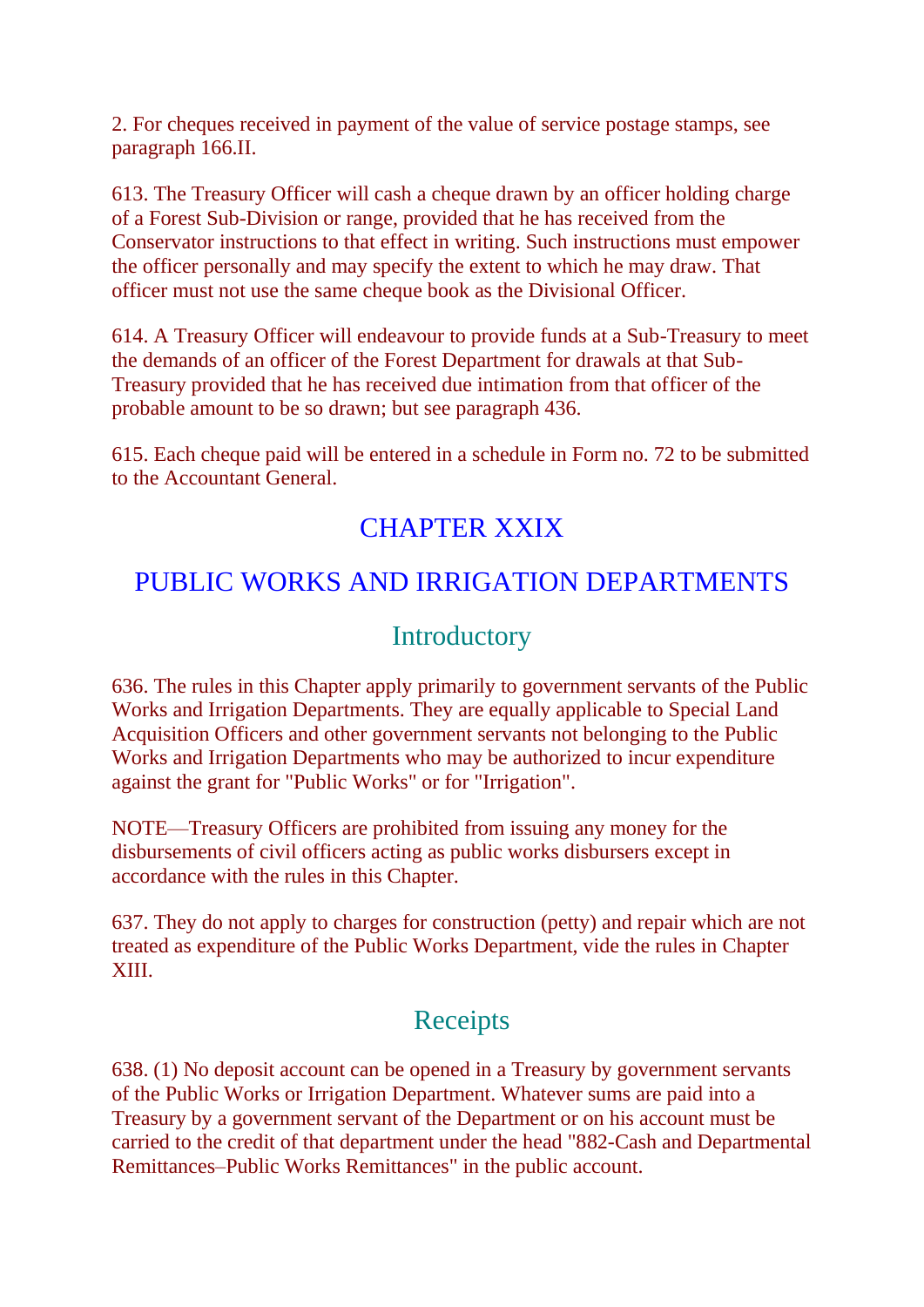2. For cheques received in payment of the value of service postage stamps, see paragraph 166.II.

613. The Treasury Officer will cash a cheque drawn by an officer holding charge of a Forest Sub-Division or range, provided that he has received from the Conservator instructions to that effect in writing. Such instructions must empower the officer personally and may specify the extent to which he may draw. That officer must not use the same cheque book as the Divisional Officer.

614. A Treasury Officer will endeavour to provide funds at a Sub-Treasury to meet the demands of an officer of the Forest Department for drawals at that Sub-Treasury provided that he has received due intimation from that officer of the probable amount to be so drawn; but see paragraph 436.

615. Each cheque paid will be entered in a schedule in Form no. 72 to be submitted to the Accountant General.

## CHAPTER XXIX

## PUBLIC WORKS AND IRRIGATION DEPARTMENTS

### Introductory

636. The rules in this Chapter apply primarily to government servants of the Public Works and Irrigation Departments. They are equally applicable to Special Land Acquisition Officers and other government servants not belonging to the Public Works and Irrigation Departments who may be authorized to incur expenditure against the grant for "Public Works" or for "Irrigation".

NOTE—Treasury Officers are prohibited from issuing any money for the disbursements of civil officers acting as public works disbursers except in accordance with the rules in this Chapter.

637. They do not apply to charges for construction (petty) and repair which are not treated as expenditure of the Public Works Department, vide the rules in Chapter XIII.

### Receipts

638. (1) No deposit account can be opened in a Treasury by government servants of the Public Works or Irrigation Department. Whatever sums are paid into a Treasury by a government servant of the Department or on his account must be carried to the credit of that department under the head "882-Cash and Departmental Remittances–Public Works Remittances" in the public account.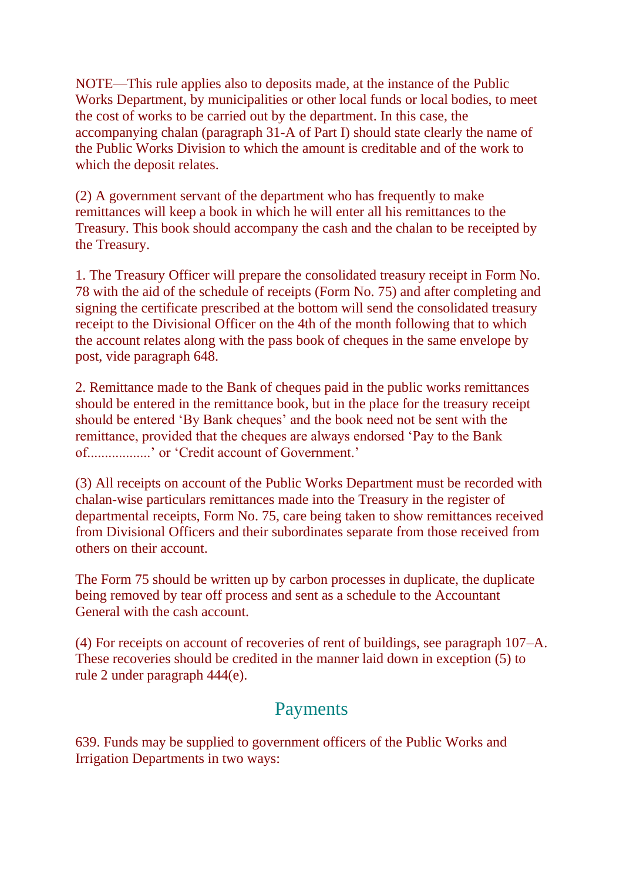NOTE—This rule applies also to deposits made, at the instance of the Public Works Department, by municipalities or other local funds or local bodies, to meet the cost of works to be carried out by the department. In this case, the accompanying chalan (paragraph 31-A of Part I) should state clearly the name of the Public Works Division to which the amount is creditable and of the work to which the deposit relates.

(2) A government servant of the department who has frequently to make remittances will keep a book in which he will enter all his remittances to the Treasury. This book should accompany the cash and the chalan to be receipted by the Treasury.

1. The Treasury Officer will prepare the consolidated treasury receipt in Form No. 78 with the aid of the schedule of receipts (Form No. 75) and after completing and signing the certificate prescribed at the bottom will send the consolidated treasury receipt to the Divisional Officer on the 4th of the month following that to which the account relates along with the pass book of cheques in the same envelope by post, vide paragraph 648.

2. Remittance made to the Bank of cheques paid in the public works remittances should be entered in the remittance book, but in the place for the treasury receipt should be entered 'By Bank cheques' and the book need not be sent with the remittance, provided that the cheques are always endorsed 'Pay to the Bank of..................' or 'Credit account of Government.'

(3) All receipts on account of the Public Works Department must be recorded with chalan-wise particulars remittances made into the Treasury in the register of departmental receipts, Form No. 75, care being taken to show remittances received from Divisional Officers and their subordinates separate from those received from others on their account.

The Form 75 should be written up by carbon processes in duplicate, the duplicate being removed by tear off process and sent as a schedule to the Accountant General with the cash account.

(4) For receipts on account of recoveries of rent of buildings, see paragraph 107–A. These recoveries should be credited in the manner laid down in exception (5) to rule 2 under paragraph 444(e).

## Payments

639. Funds may be supplied to government officers of the Public Works and Irrigation Departments in two ways: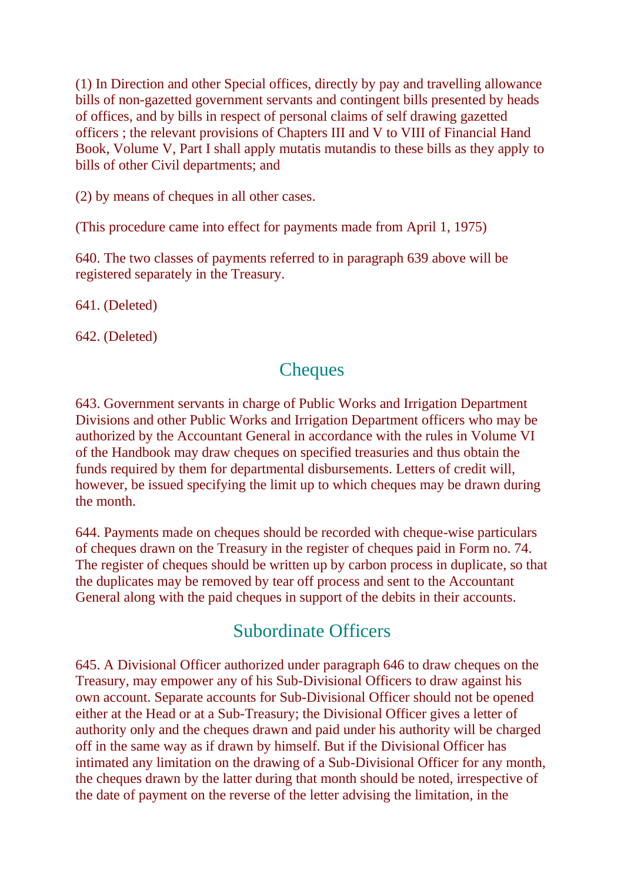(1) In Direction and other Special offices, directly by pay and travelling allowance bills of non-gazetted government servants and contingent bills presented by heads of offices, and by bills in respect of personal claims of self drawing gazetted officers ; the relevant provisions of Chapters III and V to VIII of Financial Hand Book, Volume V, Part I shall apply mutatis mutandis to these bills as they apply to bills of other Civil departments; and

(2) by means of cheques in all other cases.

(This procedure came into effect for payments made from April 1, 1975)

640. The two classes of payments referred to in paragraph 639 above will be registered separately in the Treasury.

641. (Deleted)

642. (Deleted)

## Cheques

643. Government servants in charge of Public Works and Irrigation Department Divisions and other Public Works and Irrigation Department officers who may be authorized by the Accountant General in accordance with the rules in Volume VI of the Handbook may draw cheques on specified treasuries and thus obtain the funds required by them for departmental disbursements. Letters of credit will, however, be issued specifying the limit up to which cheques may be drawn during the month.

644. Payments made on cheques should be recorded with cheque-wise particulars of cheques drawn on the Treasury in the register of cheques paid in Form no. 74. The register of cheques should be written up by carbon process in duplicate, so that the duplicates may be removed by tear off process and sent to the Accountant General along with the paid cheques in support of the debits in their accounts.

## Subordinate Officers

645. A Divisional Officer authorized under paragraph 646 to draw cheques on the Treasury, may empower any of his Sub-Divisional Officers to draw against his own account. Separate accounts for Sub-Divisional Officer should not be opened either at the Head or at a Sub-Treasury; the Divisional Officer gives a letter of authority only and the cheques drawn and paid under his authority will be charged off in the same way as if drawn by himself. But if the Divisional Officer has intimated any limitation on the drawing of a Sub-Divisional Officer for any month, the cheques drawn by the latter during that month should be noted, irrespective of the date of payment on the reverse of the letter advising the limitation, in the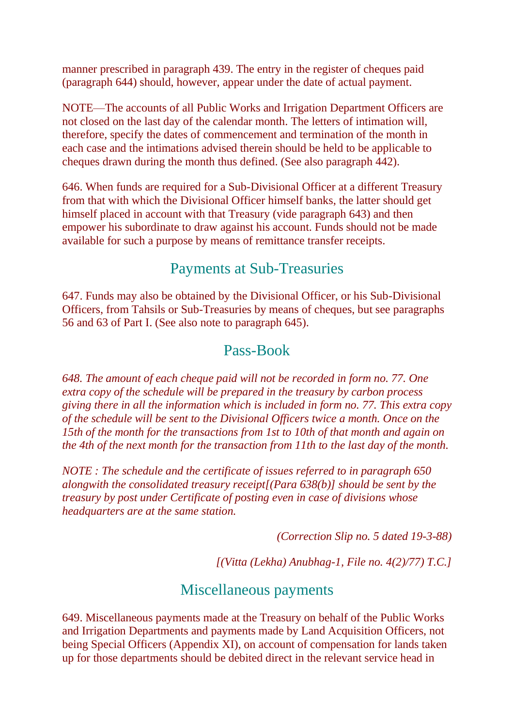manner prescribed in paragraph 439. The entry in the register of cheques paid (paragraph 644) should, however, appear under the date of actual payment.

NOTE—The accounts of all Public Works and Irrigation Department Officers are not closed on the last day of the calendar month. The letters of intimation will, therefore, specify the dates of commencement and termination of the month in each case and the intimations advised therein should be held to be applicable to cheques drawn during the month thus defined. (See also paragraph 442).

646. When funds are required for a Sub-Divisional Officer at a different Treasury from that with which the Divisional Officer himself banks, the latter should get himself placed in account with that Treasury (vide paragraph 643) and then empower his subordinate to draw against his account. Funds should not be made available for such a purpose by means of remittance transfer receipts.

## Payments at Sub-Treasuries

647. Funds may also be obtained by the Divisional Officer, or his Sub-Divisional Officers, from Tahsils or Sub-Treasuries by means of cheques, but see paragraphs 56 and 63 of Part I. (See also note to paragraph 645).

## Pass-Book

*648. The amount of each cheque paid will not be recorded in form no. 77. One extra copy of the schedule will be prepared in the treasury by carbon process giving there in all the information which is included in form no. 77. This extra copy of the schedule will be sent to the Divisional Officers twice a month. Once on the 15th of the month for the transactions from 1st to 10th of that month and again on the 4th of the next month for the transaction from 11th to the last day of the month.*

*NOTE : The schedule and the certificate of issues referred to in paragraph 650 alongwith the consolidated treasury receipt[(Para 638(b)] should be sent by the treasury by post under Certificate of posting even in case of divisions whose headquarters are at the same station.*

*(Correction Slip no. 5 dated 19-3-88)*

*[(Vitta (Lekha) Anubhag-1, File no. 4(2)/77) T.C.]*

## Miscellaneous payments

649. Miscellaneous payments made at the Treasury on behalf of the Public Works and Irrigation Departments and payments made by Land Acquisition Officers, not being Special Officers (Appendix XI), on account of compensation for lands taken up for those departments should be debited direct in the relevant service head in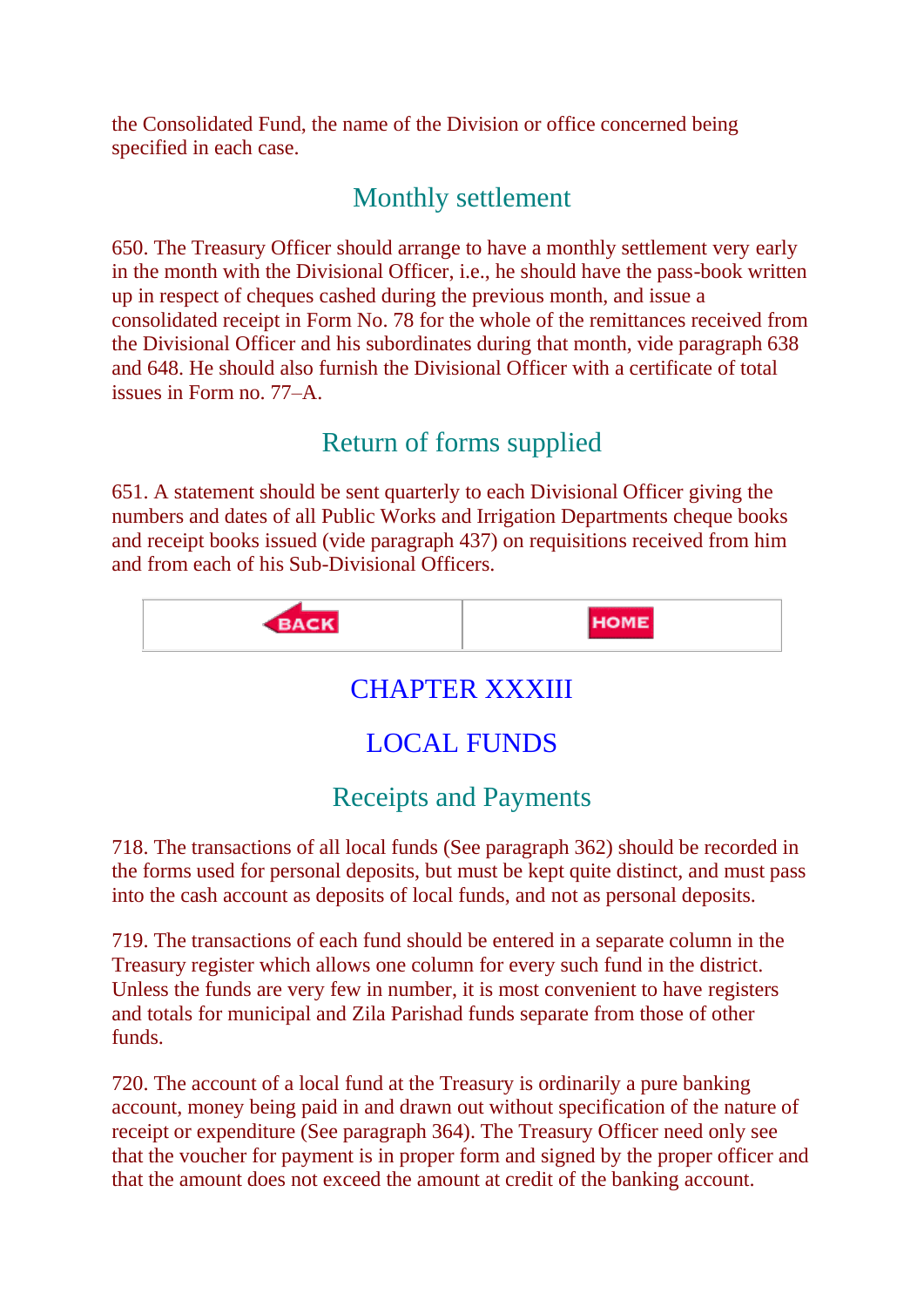the Consolidated Fund, the name of the Division or office concerned being specified in each case.

## Monthly settlement

650. The Treasury Officer should arrange to have a monthly settlement very early in the month with the Divisional Officer, i.e., he should have the pass-book written up in respect of cheques cashed during the previous month, and issue a consolidated receipt in Form No. 78 for the whole of the remittances received from the Divisional Officer and his subordinates during that month, vide paragraph 638 and 648. He should also furnish the Divisional Officer with a certificate of total issues in Form no. 77–A.

## Return of forms supplied

651. A statement should be sent quarterly to each Divisional Officer giving the numbers and dates of all Public Works and Irrigation Departments cheque books and receipt books issued (vide paragraph 437) on requisitions received from him and from each of his Sub-Divisional Officers.

| BACK | HOME |
|---|---|

# CHAPTER XXXIII

# LOCAL FUNDS

## Receipts and Payments

718. The transactions of all local funds (See paragraph 362) should be recorded in the forms used for personal deposits, but must be kept quite distinct, and must pass into the cash account as deposits of local funds, and not as personal deposits.

719. The transactions of each fund should be entered in a separate column in the Treasury register which allows one column for every such fund in the district. Unless the funds are very few in number, it is most convenient to have registers and totals for municipal and Zila Parishad funds separate from those of other funds.

720. The account of a local fund at the Treasury is ordinarily a pure banking account, money being paid in and drawn out without specification of the nature of receipt or expenditure (See paragraph 364). The Treasury Officer need only see that the voucher for payment is in proper form and signed by the proper officer and that the amount does not exceed the amount at credit of the banking account.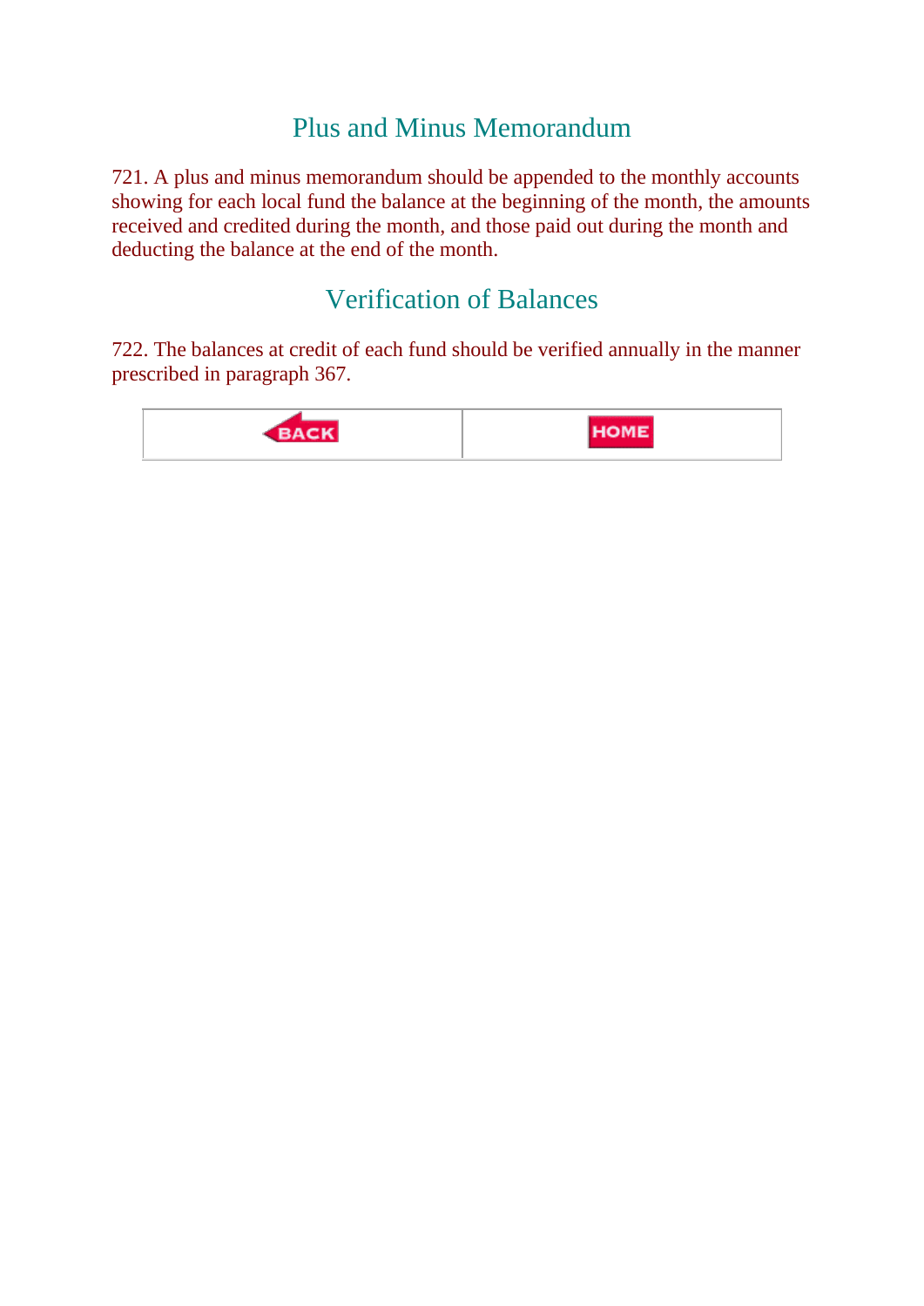## Plus and Minus Memorandum

721. A plus and minus memorandum should be appended to the monthly accounts showing for each local fund the balance at the beginning of the month, the amounts received and credited during the month, and those paid out during the month and deducting the balance at the end of the month.

## Verification of Balances

722. The balances at credit of each fund should be verified annually in the manner prescribed in paragraph 367.

| | |
|---|---|
| BACK | HOME |